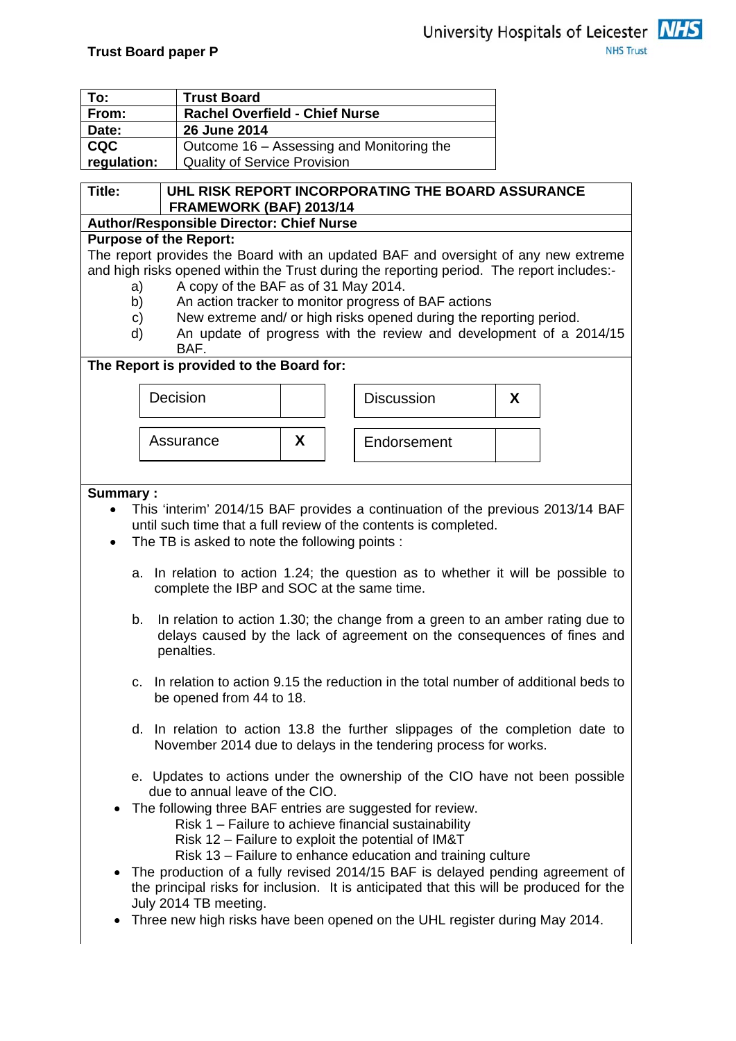**Trust Board paper P**

University Hospitals of Leicester NHS Trust

| To: | Trust Board |
|---|---|
| From: | Rachel Overfield - Chief Nurse |
| Date: | 26 June 2014 |
| CQC regulation: | Outcome 16 – Assessing and Monitoring the Quality of Service Provision |

**Title:** UHL RISK REPORT INCORPORATING THE BOARD ASSURANCE FRAMEWORK (BAF) 2013/14

**Author/Responsible Director: Chief Nurse**

**Purpose of the Report:**

The report provides the Board with an updated BAF and oversight of any new extreme and high risks opened within the Trust during the reporting period. The report includes:-

a) A copy of the BAF as of 31 May 2014.
b) An action tracker to monitor progress of BAF actions
c) New extreme and/ or high risks opened during the reporting period.
d) An update of progress with the review and development of a 2014/15 BAF.

**The Report is provided to the Board for:**

| Decision | | Discussion | X |
|---|---|---|---|
| Assurance | X | Endorsement | |

**Summary :**

- This 'interim' 2014/15 BAF provides a continuation of the previous 2013/14 BAF until such time that a full review of the contents is completed.
- The TB is asked to note the following points :

  a. In relation to action 1.24; the question as to whether it will be possible to complete the IBP and SOC at the same time.

  b. In relation to action 1.30; the change from a green to an amber rating due to delays caused by the lack of agreement on the consequences of fines and penalties.

  c. In relation to action 9.15 the reduction in the total number of additional beds to be opened from 44 to 18.

  d. In relation to action 13.8 the further slippages of the completion date to November 2014 due to delays in the tendering process for works.

  e. Updates to actions under the ownership of the CIO have not been possible due to annual leave of the CIO.

- The following three BAF entries are suggested for review.
  - Risk 1 – Failure to achieve financial sustainability
  - Risk 12 – Failure to exploit the potential of IM&T
  - Risk 13 – Failure to enhance education and training culture
- The production of a fully revised 2014/15 BAF is delayed pending agreement of the principal risks for inclusion. It is anticipated that this will be produced for the July 2014 TB meeting.
- Three new high risks have been opened on the UHL register during May 2014.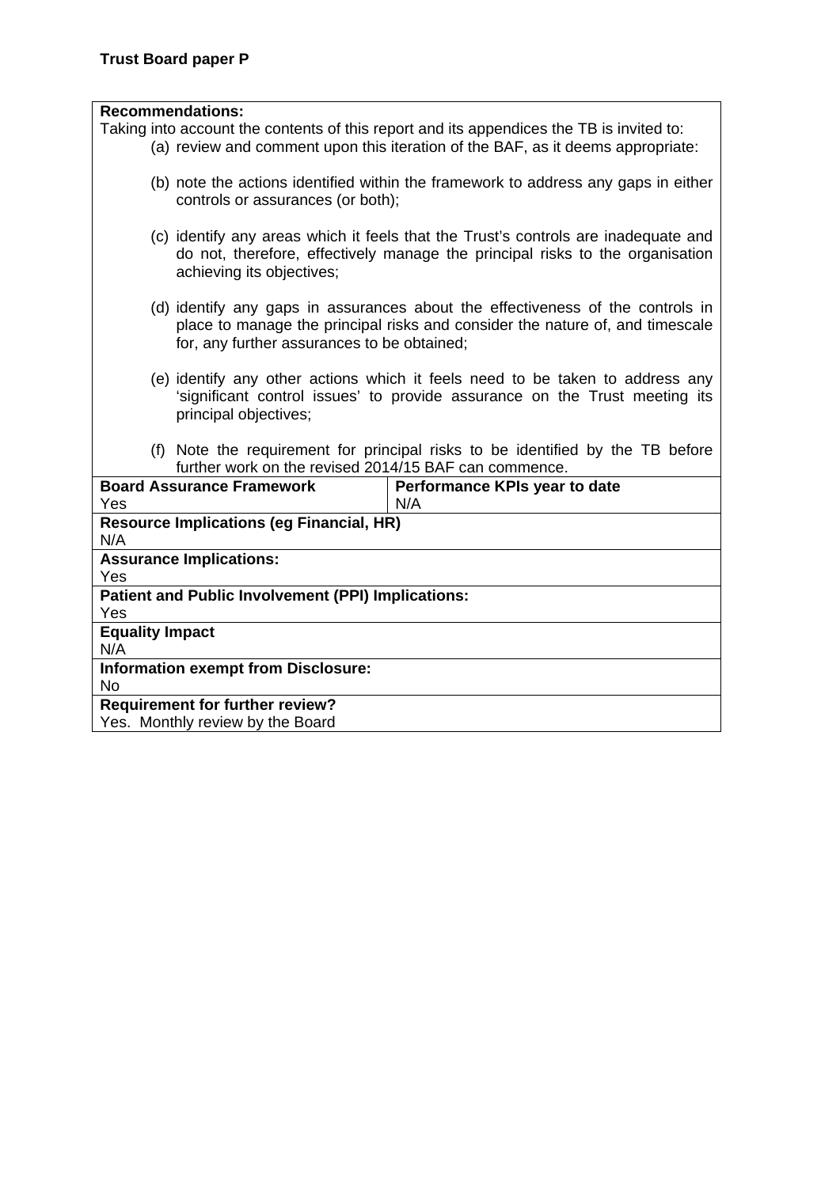**Trust Board paper P**

**Recommendations:**

Taking into account the contents of this report and its appendices the TB is invited to:

(a) review and comment upon this iteration of the BAF, as it deems appropriate:

(b) note the actions identified within the framework to address any gaps in either controls or assurances (or both);

(c) identify any areas which it feels that the Trust's controls are inadequate and do not, therefore, effectively manage the principal risks to the organisation achieving its objectives;

(d) identify any gaps in assurances about the effectiveness of the controls in place to manage the principal risks and consider the nature of, and timescale for, any further assurances to be obtained;

(e) identify any other actions which it feels need to be taken to address any 'significant control issues' to provide assurance on the Trust meeting its principal objectives;

(f) Note the requirement for principal risks to be identified by the TB before further work on the revised 2014/15 BAF can commence.

| **Board Assurance Framework** | **Performance KPIs year to date** |
| --- | --- |
| Yes | N/A |

**Resource Implications (eg Financial, HR)**
N/A

**Assurance Implications:**
Yes

**Patient and Public Involvement (PPI) Implications:**
Yes

**Equality Impact**
N/A

**Information exempt from Disclosure:**
No

**Requirement for further review?**
Yes. Monthly review by the Board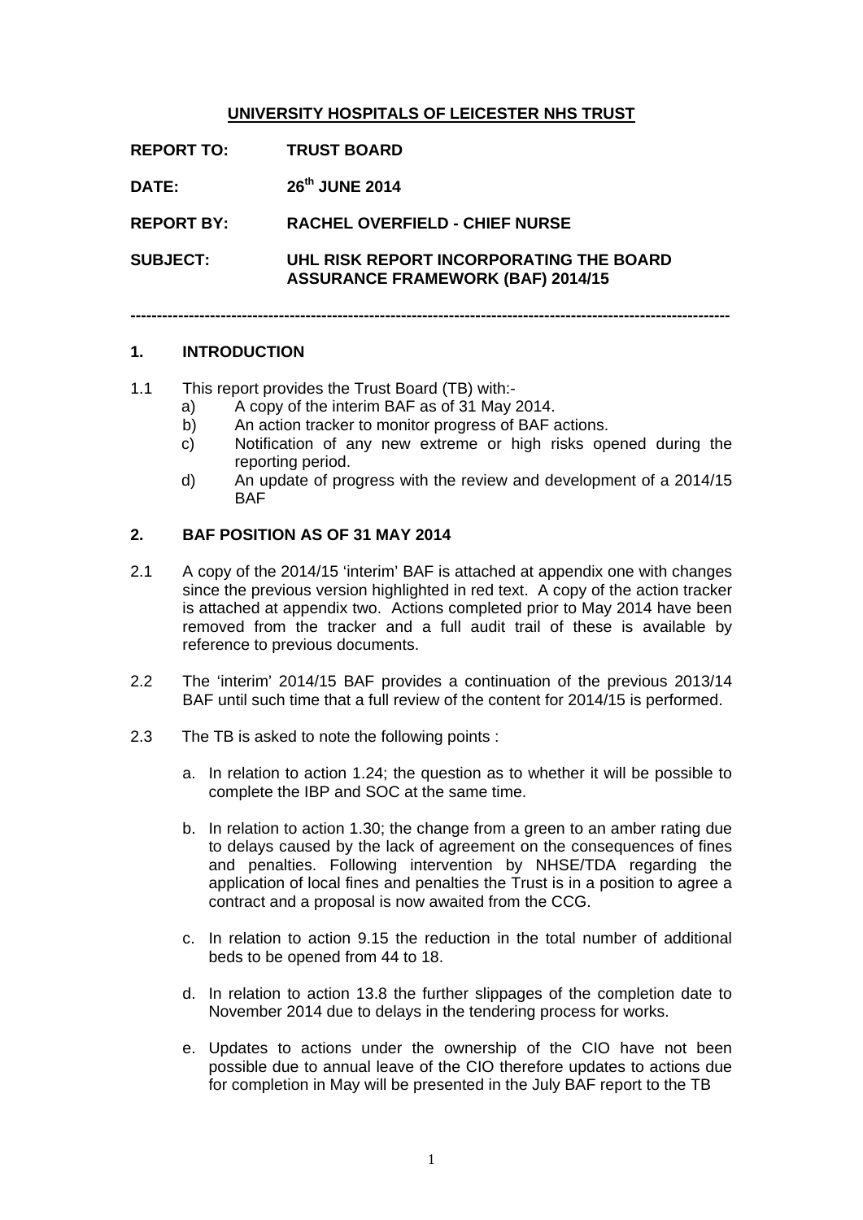**UNIVERSITY HOSPITALS OF LEICESTER NHS TRUST**

**REPORT TO:** **TRUST BOARD**

**DATE:** **26th JUNE 2014**

**REPORT BY:** **RACHEL OVERFIELD - CHIEF NURSE**

**SUBJECT:** **UHL RISK REPORT INCORPORATING THE BOARD ASSURANCE FRAMEWORK (BAF) 2014/15**

---

## 1. INTRODUCTION

1.1 This report provides the Trust Board (TB) with:-

a) A copy of the interim BAF as of 31 May 2014.

b) An action tracker to monitor progress of BAF actions.

c) Notification of any new extreme or high risks opened during the reporting period.

d) An update of progress with the review and development of a 2014/15 BAF

## 2. BAF POSITION AS OF 31 MAY 2014

2.1 A copy of the 2014/15 'interim' BAF is attached at appendix one with changes since the previous version highlighted in red text. A copy of the action tracker is attached at appendix two. Actions completed prior to May 2014 have been removed from the tracker and a full audit trail of these is available by reference to previous documents.

2.2 The 'interim' 2014/15 BAF provides a continuation of the previous 2013/14 BAF until such time that a full review of the content for 2014/15 is performed.

2.3 The TB is asked to note the following points :

a. In relation to action 1.24; the question as to whether it will be possible to complete the IBP and SOC at the same time.

b. In relation to action 1.30; the change from a green to an amber rating due to delays caused by the lack of agreement on the consequences of fines and penalties. Following intervention by NHSE/TDA regarding the application of local fines and penalties the Trust is in a position to agree a contract and a proposal is now awaited from the CCG.

c. In relation to action 9.15 the reduction in the total number of additional beds to be opened from 44 to 18.

d. In relation to action 13.8 the further slippages of the completion date to November 2014 due to delays in the tendering process for works.

e. Updates to actions under the ownership of the CIO have not been possible due to annual leave of the CIO therefore updates to actions due for completion in May will be presented in the July BAF report to the TB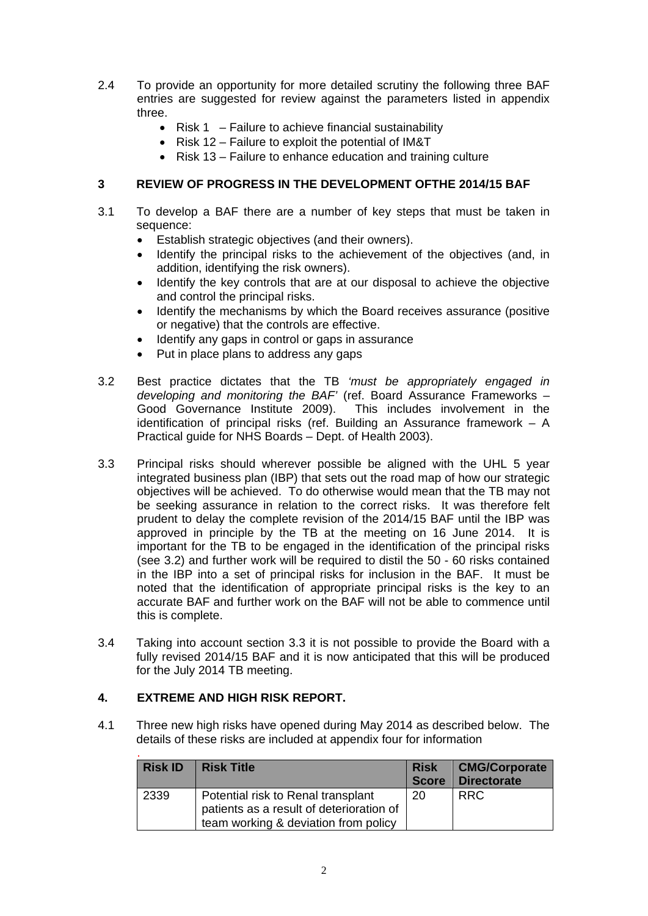2.4 To provide an opportunity for more detailed scrutiny the following three BAF entries are suggested for review against the parameters listed in appendix three.

- Risk 1 – Failure to achieve financial sustainability
- Risk 12 – Failure to exploit the potential of IM&T
- Risk 13 – Failure to enhance education and training culture

## 3 REVIEW OF PROGRESS IN THE DEVELOPMENT OFTHE 2014/15 BAF

3.1 To develop a BAF there are a number of key steps that must be taken in sequence:

- Establish strategic objectives (and their owners).
- Identify the principal risks to the achievement of the objectives (and, in addition, identifying the risk owners).
- Identify the key controls that are at our disposal to achieve the objective and control the principal risks.
- Identify the mechanisms by which the Board receives assurance (positive or negative) that the controls are effective.
- Identify any gaps in control or gaps in assurance
- Put in place plans to address any gaps

3.2 Best practice dictates that the TB *'must be appropriately engaged in developing and monitoring the BAF'* (ref. Board Assurance Frameworks – Good Governance Institute 2009). This includes involvement in the identification of principal risks (ref. Building an Assurance framework – A Practical guide for NHS Boards – Dept. of Health 2003).

3.3 Principal risks should wherever possible be aligned with the UHL 5 year integrated business plan (IBP) that sets out the road map of how our strategic objectives will be achieved. To do otherwise would mean that the TB may not be seeking assurance in relation to the correct risks. It was therefore felt prudent to delay the complete revision of the 2014/15 BAF until the IBP was approved in principle by the TB at the meeting on 16 June 2014. It is important for the TB to be engaged in the identification of the principal risks (see 3.2) and further work will be required to distil the 50 - 60 risks contained in the IBP into a set of principal risks for inclusion in the BAF. It must be noted that the identification of appropriate principal risks is the key to an accurate BAF and further work on the BAF will not be able to commence until this is complete.

3.4 Taking into account section 3.3 it is not possible to provide the Board with a fully revised 2014/15 BAF and it is now anticipated that this will be produced for the July 2014 TB meeting.

## 4. EXTREME AND HIGH RISK REPORT.

4.1 Three new high risks have opened during May 2014 as described below. The details of these risks are included at appendix four for information

| Risk ID | Risk Title | Risk Score | CMG/Corporate Directorate |
|---|---|---|---|
| 2339 | Potential risk to Renal transplant patients as a result of deterioration of team working & deviation from policy | 20 | RRC |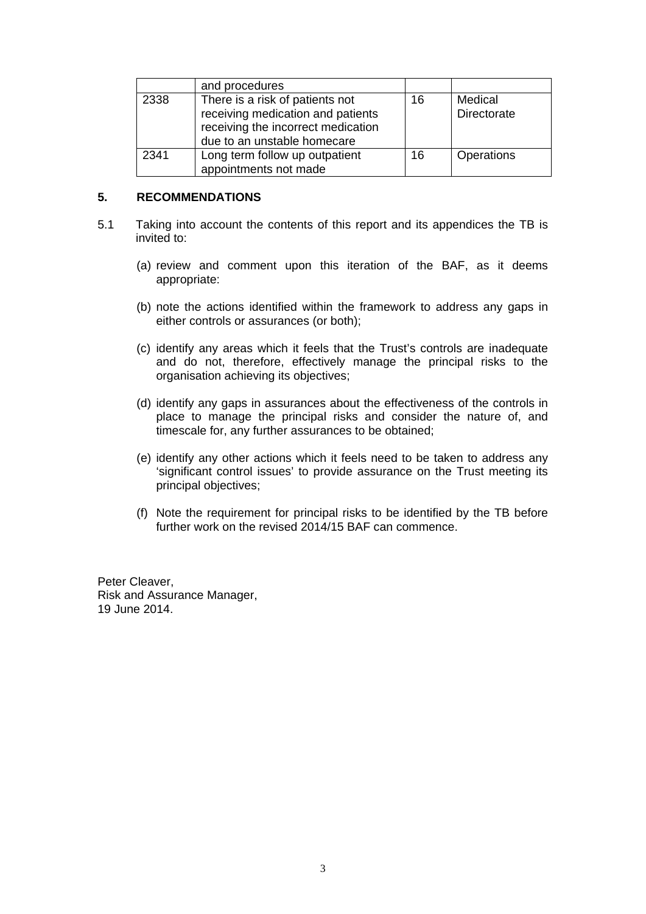| | | | |
|---|---|---|---|
| | and procedures | | |
| 2338 | There is a risk of patients not receiving medication and patients receiving the incorrect medication due to an unstable homecare | 16 | Medical Directorate |
| 2341 | Long term follow up outpatient appointments not made | 16 | Operations |

## 5. RECOMMENDATIONS

5.1 Taking into account the contents of this report and its appendices the TB is invited to:

(a) review and comment upon this iteration of the BAF, as it deems appropriate:

(b) note the actions identified within the framework to address any gaps in either controls or assurances (or both);

(c) identify any areas which it feels that the Trust's controls are inadequate and do not, therefore, effectively manage the principal risks to the organisation achieving its objectives;

(d) identify any gaps in assurances about the effectiveness of the controls in place to manage the principal risks and consider the nature of, and timescale for, any further assurances to be obtained;

(e) identify any other actions which it feels need to be taken to address any 'significant control issues' to provide assurance on the Trust meeting its principal objectives;

(f) Note the requirement for principal risks to be identified by the TB before further work on the revised 2014/15 BAF can commence.

Peter Cleaver,
Risk and Assurance Manager,
19 June 2014.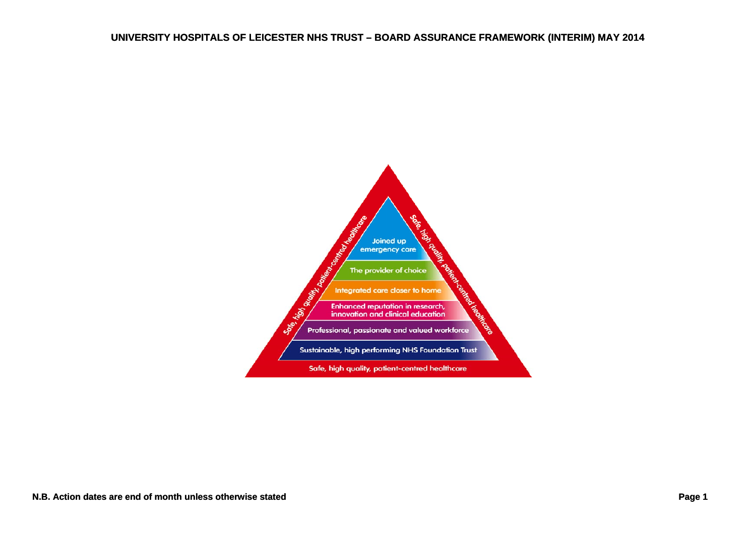# UNIVERSITY HOSPITALS OF LEICESTER NHS TRUST – BOARD ASSURANCE FRAMEWORK (INTERIM) MAY 2014

Joined up emergency care

The provider of choice

Integrated care closer to home

Enhanced reputation in research, innovation and clinical education

Professional, passionate and valued workforce

Sustainable, high performing NHS Foundation Trust

Safe, high quality, patient-centred healthcare

**N.B. Action dates are end of month unless otherwise stated**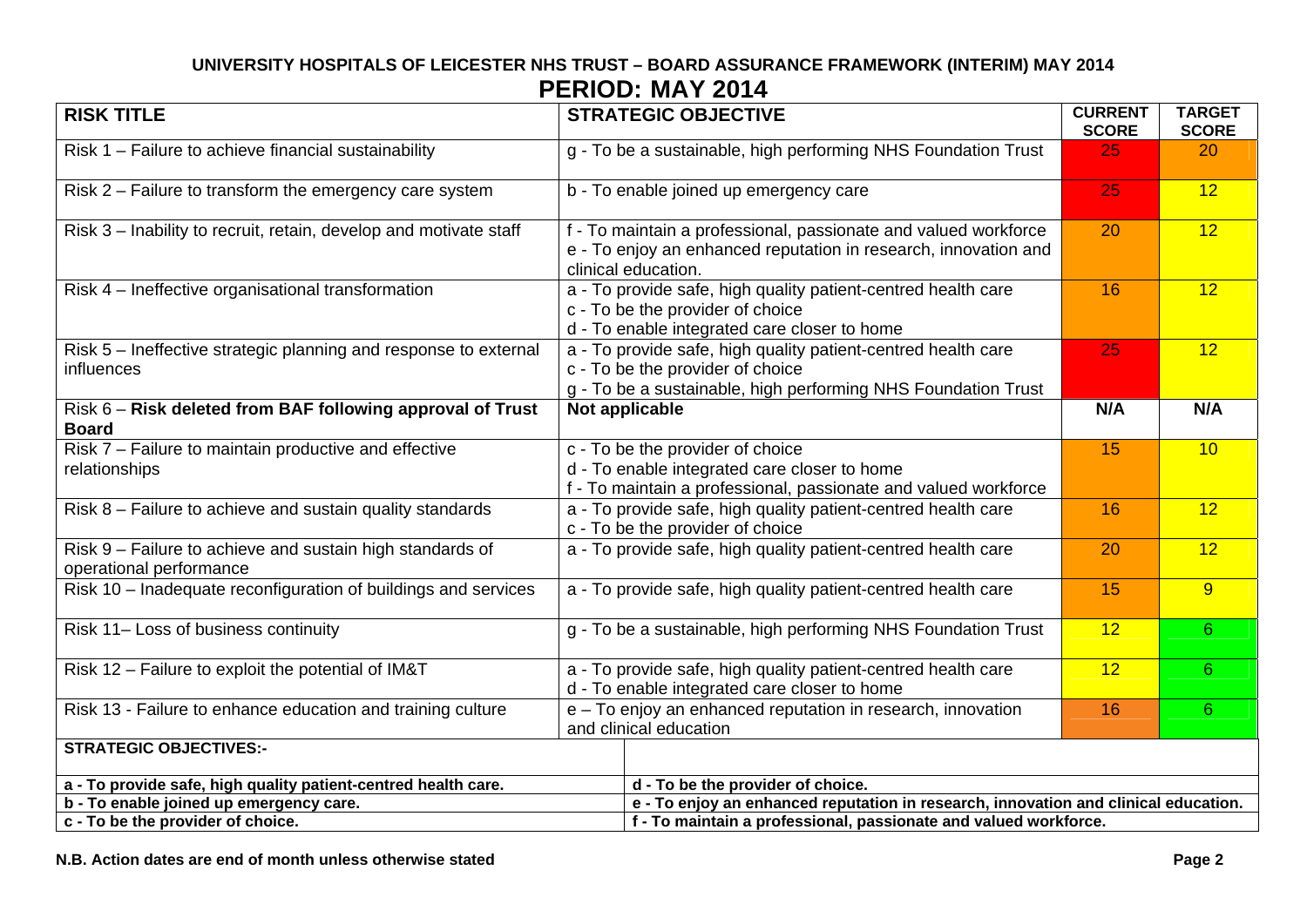**UNIVERSITY HOSPITALS OF LEICESTER NHS TRUST – BOARD ASSURANCE FRAMEWORK (INTERIM) MAY 2014**

## PERIOD: MAY 2014

| RISK TITLE | STRATEGIC OBJECTIVE | CURRENT SCORE | TARGET SCORE |
|---|---|---|---|
| Risk 1 – Failure to achieve financial sustainability | g - To be a sustainable, high performing NHS Foundation Trust | 25 | 20 |
| Risk 2 – Failure to transform the emergency care system | b - To enable joined up emergency care | 25 | 12 |
| Risk 3 – Inability to recruit, retain, develop and motivate staff | f - To maintain a professional, passionate and valued workforce<br>e - To enjoy an enhanced reputation in research, innovation and clinical education. | 20 | 12 |
| Risk 4 – Ineffective organisational transformation | a - To provide safe, high quality patient-centred health care<br>c - To be the provider of choice<br>d - To enable integrated care closer to home | 16 | 12 |
| Risk 5 – Ineffective strategic planning and response to external influences | a - To provide safe, high quality patient-centred health care<br>c - To be the provider of choice<br>g - To be a sustainable, high performing NHS Foundation Trust | 25 | 12 |
| Risk 6 – **Risk deleted from BAF following approval of Trust Board** | **Not applicable** | **N/A** | **N/A** |
| Risk 7 – Failure to maintain productive and effective relationships | c - To be the provider of choice<br>d - To enable integrated care closer to home<br>f - To maintain a professional, passionate and valued workforce | 15 | 10 |
| Risk 8 – Failure to achieve and sustain quality standards | a - To provide safe, high quality patient-centred health care<br>c - To be the provider of choice | 16 | 12 |
| Risk 9 – Failure to achieve and sustain high standards of operational performance | a - To provide safe, high quality patient-centred health care | 20 | 12 |
| Risk 10 – Inadequate reconfiguration of buildings and services | a - To provide safe, high quality patient-centred health care | 15 | 9 |
| Risk 11– Loss of business continuity | g - To be a sustainable, high performing NHS Foundation Trust | 12 | 6 |
| Risk 12 – Failure to exploit the potential of IM&T | a - To provide safe, high quality patient-centred health care<br>d - To enable integrated care closer to home | 12 | 6 |
| Risk 13 - Failure to enhance education and training culture | e – To enjoy an enhanced reputation in research, innovation and clinical education | 16 | 6 |

**STRATEGIC OBJECTIVES:-**

| | |
|---|---|
| **a - To provide safe, high quality patient-centred health care.** | **d - To be the provider of choice.** |
| **b - To enable joined up emergency care.** | **e - To enjoy an enhanced reputation in research, innovation and clinical education.** |
| **c - To be the provider of choice.** | **f - To maintain a professional, passionate and valued workforce.** |

**N.B. Action dates are end of month unless otherwise stated**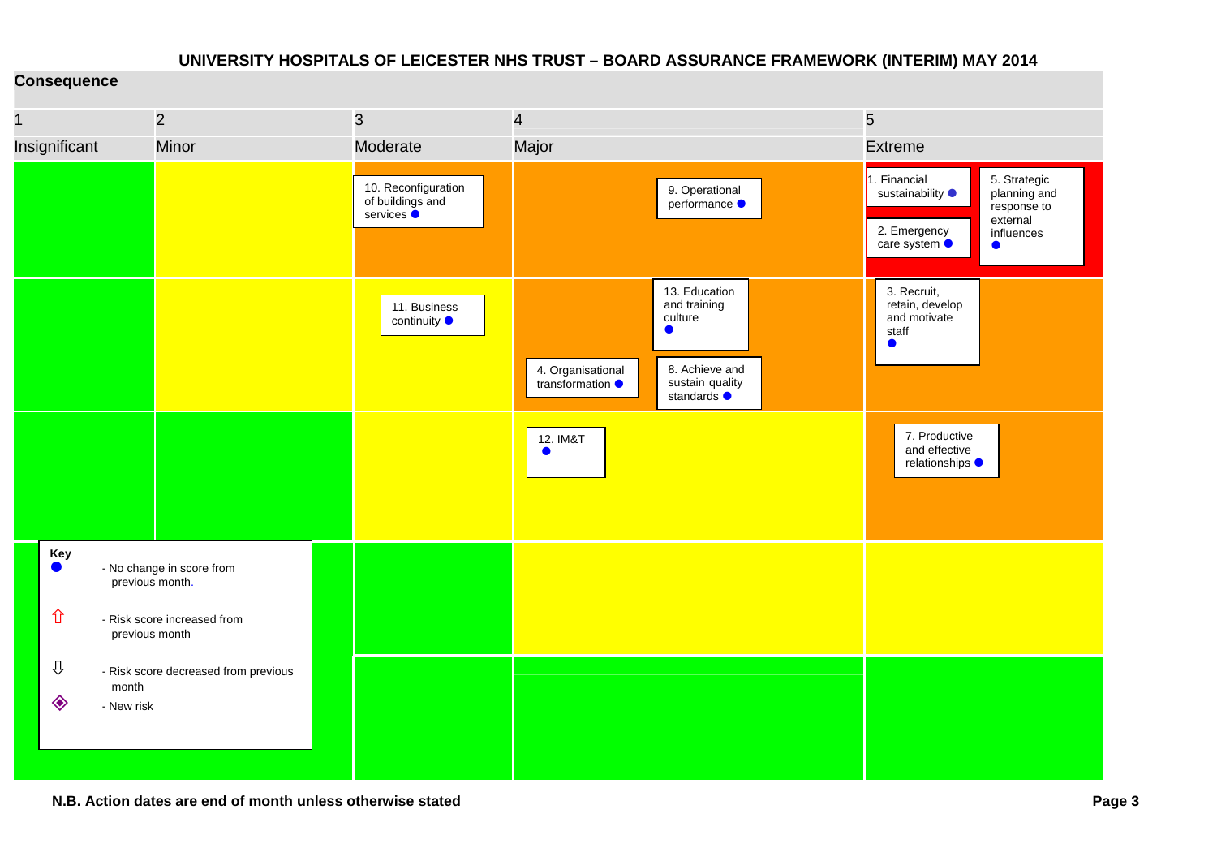# UNIVERSITY HOSPITALS OF LEICESTER NHS TRUST – BOARD ASSURANCE FRAMEWORK (INTERIM) MAY 2014

**Consequence**

| 1 Insignificant | 2 Minor | 3 Moderate | 4 Major | 5 Extreme |
|---|---|---|---|---|
| | | 10. Reconfiguration of buildings and services ● | 9. Operational performance ● | 1. Financial sustainability ●; 2. Emergency care system ●; 5. Strategic planning and response to external influences ● |
| | | 11. Business continuity ● | 13. Education and training culture ●; 4. Organisational transformation ●; 8. Achieve and sustain quality standards ● | 3. Recruit, retain, develop and motivate staff ● |
| | | | 12. IM&T ● | 7. Productive and effective relationships ● |
| | | | | |
| | | | | |

**Key**

- ● - No change in score from previous month.
- ⇧ - Risk score increased from previous month
- ⇩ - Risk score decreased from previous month
- ◈ - New risk

**N.B. Action dates are end of month unless otherwise stated**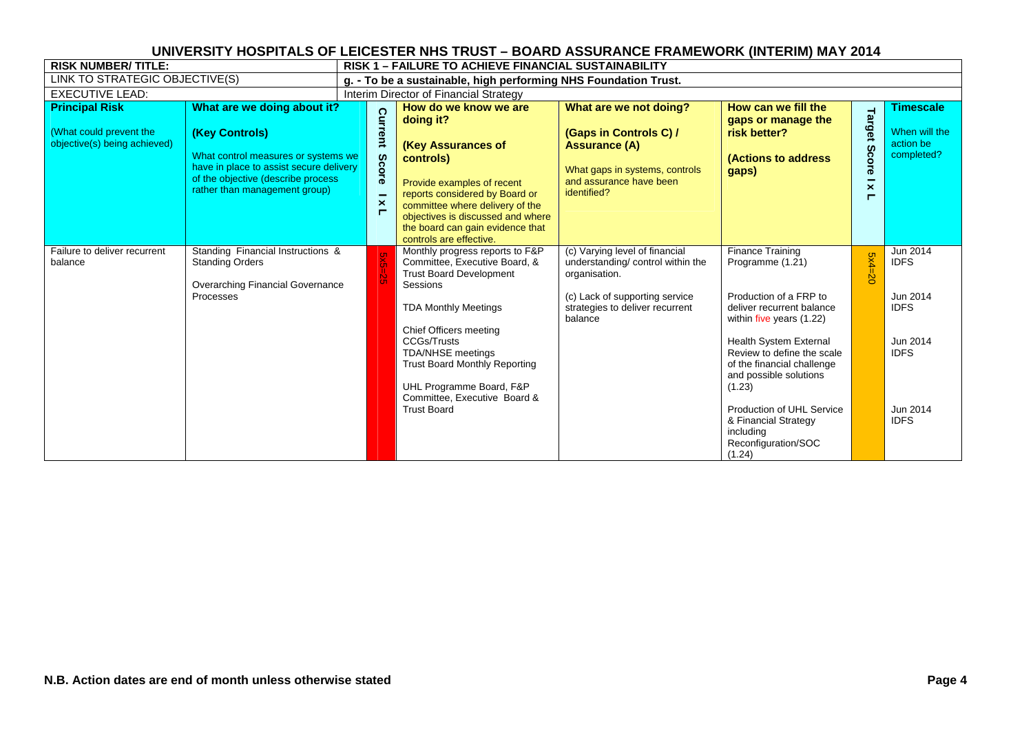# UNIVERSITY HOSPITALS OF LEICESTER NHS TRUST – BOARD ASSURANCE FRAMEWORK (INTERIM) MAY 2014

| RISK NUMBER/ TITLE: | | RISK 1 – FAILURE TO ACHIEVE FINANCIAL SUSTAINABILITY | | | | | |
|---|---|---|---|---|---|---|---|
| LINK TO STRATEGIC OBJECTIVE(S) | | g. - To be a sustainable, high performing NHS Foundation Trust. | | | | | |
| EXECUTIVE LEAD: | | Interim Director of Financial Strategy | | | | | |
| **Principal Risk** (What could prevent the objective(s) being achieved) | **What are we doing about it? (Key Controls)** What control measures or systems we have in place to assist secure delivery of the objective (describe process rather than management group) | **Current Score I x L** | **How do we know we are doing it? (Key Assurances of controls)** Provide examples of recent reports considered by Board or committee where delivery of the objectives is discussed and where the board can gain evidence that controls are effective. | **What are we not doing? (Gaps in Controls C) / Assurance (A)** What gaps in systems, controls and assurance have been identified? | **How can we fill the gaps or manage the risk better? (Actions to address gaps)** | **Target Score I x L** | **Timescale** When will the action be completed? |
| Failure to deliver recurrent balance | Standing Financial Instructions & Standing Orders<br><br>Overarching Financial Governance Processes | 5x5=25 | Monthly progress reports to F&P Committee, Executive Board, & Trust Board Development Sessions<br><br>TDA Monthly Meetings<br><br>Chief Officers meeting CCGs/Trusts<br>TDA/NHSE meetings<br>Trust Board Monthly Reporting<br><br>UHL Programme Board, F&P Committee, Executive Board & Trust Board | (c) Varying level of financial understanding/ control within the organisation.<br><br>(c) Lack of supporting service strategies to deliver recurrent balance | Finance Training Programme (1.21)<br><br>Production of a FRP to deliver recurrent balance within five years (1.22)<br><br>Health System External Review to define the scale of the financial challenge and possible solutions (1.23)<br><br>Production of UHL Service & Financial Strategy including Reconfiguration/SOC (1.24) | 5x4=20 | Jun 2014 IDFS<br><br>Jun 2014 IDFS<br><br>Jun 2014 IDFS<br><br>Jun 2014 IDFS |

**N.B. Action dates are end of month unless otherwise stated**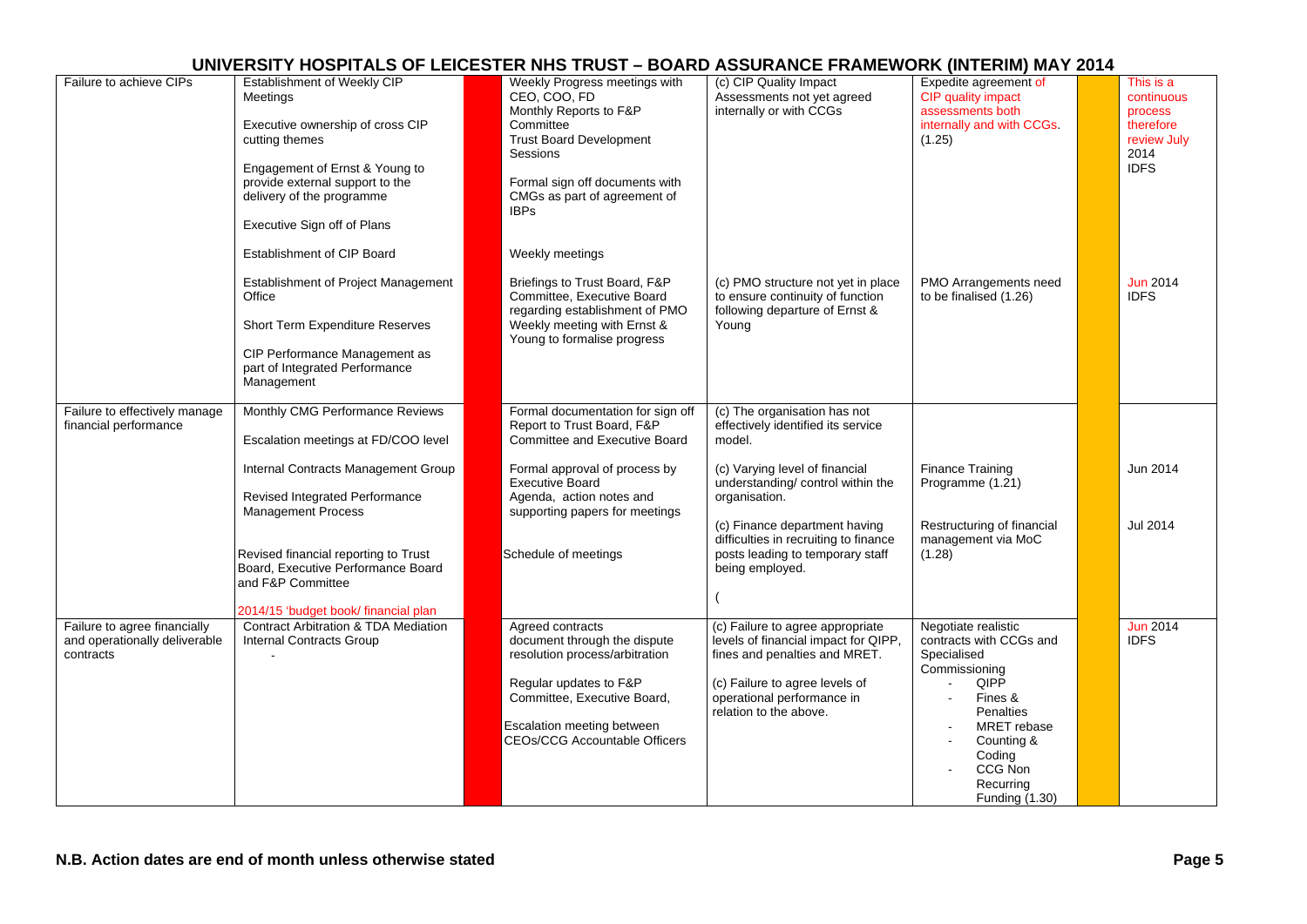# UNIVERSITY HOSPITALS OF LEICESTER NHS TRUST – BOARD ASSURANCE FRAMEWORK (INTERIM) MAY 2014

| | | | | | | | | |
|---|---|---|---|---|---|---|---|---|
| Failure to achieve CIPs | Establishment of Weekly CIP Meetings<br><br>Executive ownership of cross CIP cutting themes<br><br>Engagement of Ernst & Young to provide external support to the delivery of the programme<br><br>Executive Sign off of Plans | | Weekly Progress meetings with CEO, COO, FD<br>Monthly Reports to F&P Committee<br>Trust Board Development Sessions<br><br>Formal sign off documents with CMGs as part of agreement of IBPs | (c) CIP Quality Impact Assessments not yet agreed internally or with CCGs | Expedite agreement of CIP quality impact assessments both internally and with CCGs. (1.25) | | This is a continuous process therefore review July 2014 IDFS |
| | Establishment of CIP Board | | Weekly meetings | | | | |
| | Establishment of Project Management Office<br><br>Short Term Expenditure Reserves<br><br>CIP Performance Management as part of Integrated Performance Management | | Briefings to Trust Board, F&P Committee, Executive Board regarding establishment of PMO<br>Weekly meeting with Ernst & Young to formalise progress | (c) PMO structure not yet in place to ensure continuity of function following departure of Ernst & Young | PMO Arrangements need to be finalised (1.26) | | Jun 2014 IDFS |
| Failure to effectively manage financial performance | Monthly CMG Performance Reviews<br><br>Escalation meetings at FD/COO level | | Formal documentation for sign off<br>Report to Trust Board, F&P Committee and Executive Board | (c) The organisation has not effectively identified its service model. | | | |
| | Internal Contracts Management Group<br><br>Revised Integrated Performance Management Process | | Formal approval of process by Executive Board<br>Agenda, action notes and supporting papers for meetings | (c) Varying level of financial understanding/ control within the organisation. | Finance Training Programme (1.21) | | Jun 2014 |
| | Revised financial reporting to Trust Board, Executive Performance Board and F&P Committee<br><br>2014/15 'budget book/ financial plan | | Schedule of meetings | (c) Finance department having difficulties in recruiting to finance posts leading to temporary staff being employed.<br><br>( | Restructuring of financial management via MoC (1.28) | | Jul 2014 |
| Failure to agree financially and operationally deliverable contracts | Contract Arbitration & TDA Mediation<br>Internal Contracts Group<br>- | | Agreed contracts document through the dispute resolution process/arbitration<br><br>Regular updates to F&P Committee, Executive Board,<br><br>Escalation meeting between CEOs/CCG Accountable Officers | (c) Failure to agree appropriate levels of financial impact for QIPP, fines and penalties and MRET.<br><br>(c) Failure to agree levels of operational performance in relation to the above. | Negotiate realistic contracts with CCGs and Specialised Commissioning<br>- QIPP<br>- Fines & Penalties<br>- MRET rebase<br>- Counting & Coding<br>- CCG Non Recurring Funding (1.30) | | Jun 2014 IDFS |

N.B. Action dates are end of month unless otherwise stated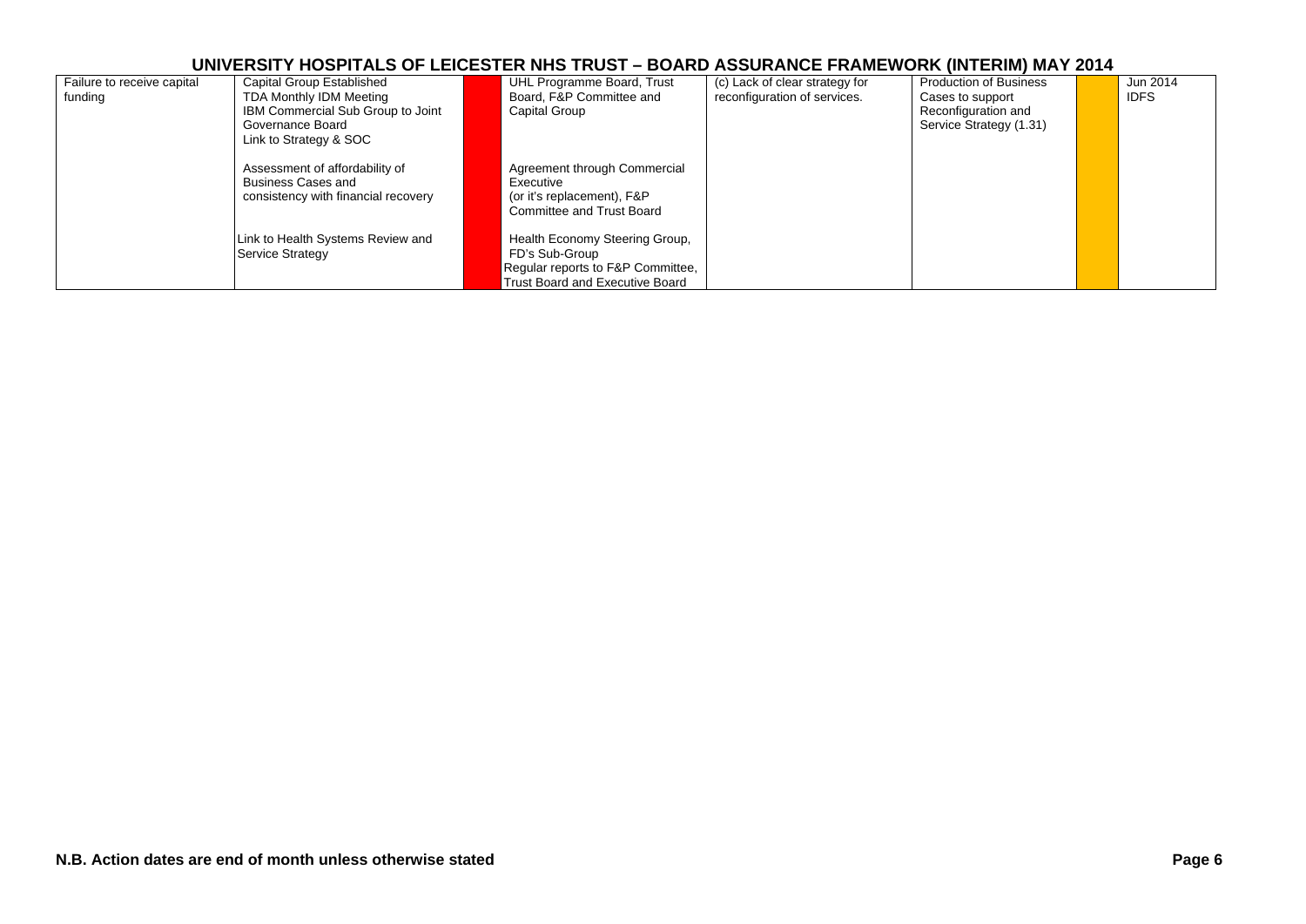# UNIVERSITY HOSPITALS OF LEICESTER NHS TRUST – BOARD ASSURANCE FRAMEWORK (INTERIM) MAY 2014

| | | | | | | | | |
|---|---|---|---|---|---|---|---|---|
| Failure to receive capital funding | Capital Group Established<br>TDA Monthly IDM Meeting<br>IBM Commercial Sub Group to Joint Governance Board<br>Link to Strategy & SOC<br><br>Assessment of affordability of Business Cases and consistency with financial recovery<br><br>Link to Health Systems Review and Service Strategy | | UHL Programme Board, Trust Board, F&P Committee and Capital Group<br><br>Agreement through Commercial Executive (or it's replacement), F&P Committee and Trust Board<br><br>Health Economy Steering Group, FD's Sub-Group<br>Regular reports to F&P Committee, Trust Board and Executive Board | (c) Lack of clear strategy for reconfiguration of services. | Production of Business Cases to support Reconfiguration and Service Strategy (1.31) | | Jun 2014 | IDFS |

**N.B. Action dates are end of month unless otherwise stated**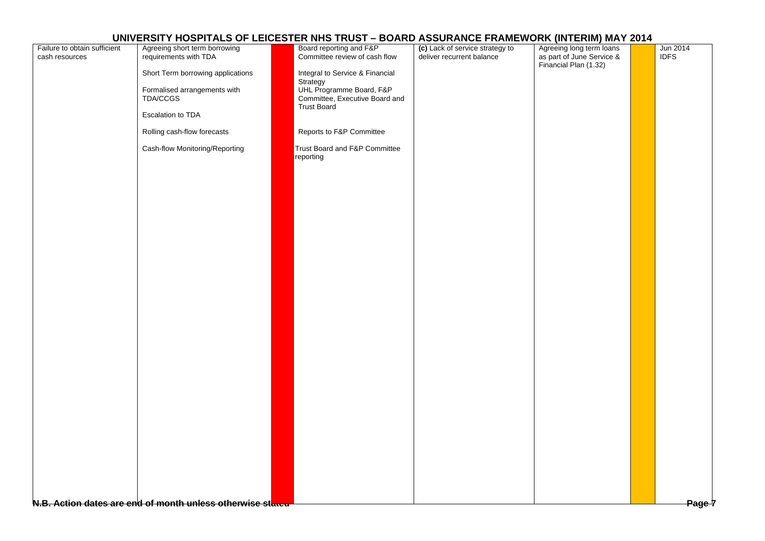# UNIVERSITY HOSPITALS OF LEICESTER NHS TRUST – BOARD ASSURANCE FRAMEWORK (INTERIM) MAY 2014

| | | | | | | | |
|---|---|---|---|---|---|---|---|
| Failure to obtain sufficient cash resources | Agreeing short term borrowing requirements with TDA<br><br>Short Term borrowing applications<br><br>Formalised arrangements with TDA/CCGS<br><br>Escalation to TDA<br><br>Rolling cash-flow forecasts<br><br>Cash-flow Monitoring/Reporting | | Board reporting and F&P Committee review of cash flow<br><br>Integral to Service & Financial Strategy<br>UHL Programme Board, F&P Committee, Executive Board and Trust Board<br><br>Reports to F&P Committee<br><br>Trust Board and F&P Committee reporting | **(c)** Lack of service strategy to deliver recurrent balance | Agreeing long term loans as part of June Service & Financial Plan (1.32) | | Jun 2014<br>IDFS |

N.B. Action dates are end of month unless otherwise stated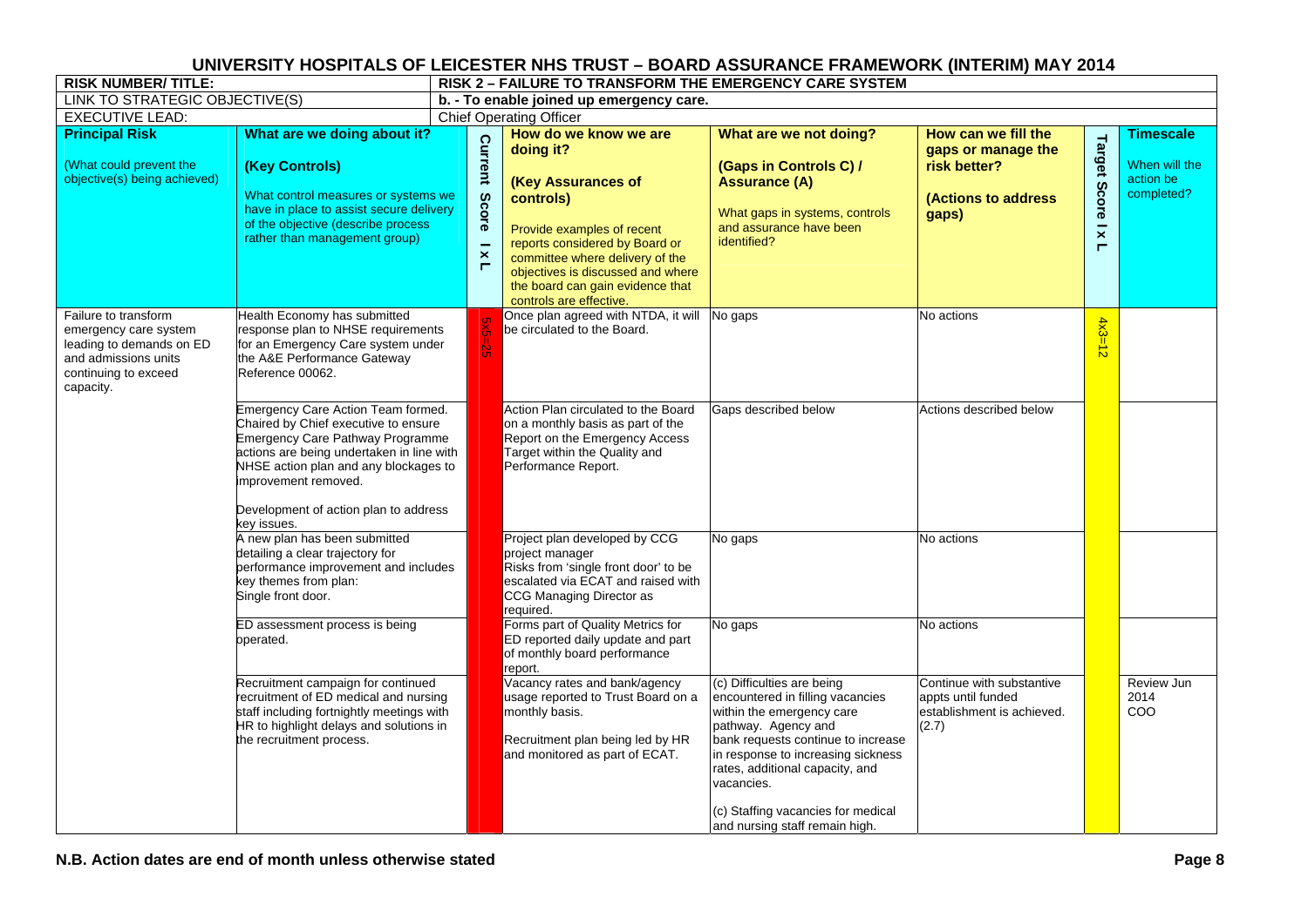# UNIVERSITY HOSPITALS OF LEICESTER NHS TRUST – BOARD ASSURANCE FRAMEWORK (INTERIM) MAY 2014

| RISK NUMBER/ TITLE: | RISK 2 – FAILURE TO TRANSFORM THE EMERGENCY CARE SYSTEM | | | | | | |
|---|---|---|---|---|---|---|---|
| LINK TO STRATEGIC OBJECTIVE(S) | b. - To enable joined up emergency care. | | | | | | |
| EXECUTIVE LEAD: | Chief Operating Officer | | | | | | |
| **Principal Risk** (What could prevent the objective(s) being achieved) | **What are we doing about it? (Key Controls)** What control measures or systems we have in place to assist secure delivery of the objective (describe process rather than management group) | **Current Score I x L** | **How do we know we are doing it? (Key Assurances of controls)** Provide examples of recent reports considered by Board or committee where delivery of the objectives is discussed and where the board can gain evidence that controls are effective. | **What are we not doing? (Gaps in Controls C) / Assurance (A)** What gaps in systems, controls and assurance have been identified? | **How can we fill the gaps or manage the risk better? (Actions to address gaps)** | **Target Score I x L** | **Timescale** When will the action be completed? |
| Failure to transform emergency care system leading to demands on ED and admissions units continuing to exceed capacity. | Health Economy has submitted response plan to NHSE requirements for an Emergency Care system under the A&E Performance Gateway Reference 00062. | 5x5=25 | Once plan agreed with NTDA, it will be circulated to the Board. | No gaps | No actions | 4x3=12 | |
| | Emergency Care Action Team formed. Chaired by Chief executive to ensure Emergency Care Pathway Programme actions are being undertaken in line with NHSE action plan and any blockages to improvement removed.<br><br>Development of action plan to address key issues. | | Action Plan circulated to the Board on a monthly basis as part of the Report on the Emergency Access Target within the Quality and Performance Report. | Gaps described below | Actions described below | | |
| | A new plan has been submitted detailing a clear trajectory for performance improvement and includes key themes from plan:<br>Single front door. | | Project plan developed by CCG project manager<br>Risks from 'single front door' to be escalated via ECAT and raised with CCG Managing Director as required. | No gaps | No actions | | |
| | ED assessment process is being operated. | | Forms part of Quality Metrics for ED reported daily update and part of monthly board performance report. | No gaps | No actions | | |
| | Recruitment campaign for continued recruitment of ED medical and nursing staff including fortnightly meetings with HR to highlight delays and solutions in the recruitment process. | | Vacancy rates and bank/agency usage reported to Trust Board on a monthly basis.<br><br>Recruitment plan being led by HR and monitored as part of ECAT. | (c) Difficulties are being encountered in filling vacancies within the emergency care pathway. Agency and bank requests continue to increase in response to increasing sickness rates, additional capacity, and vacancies.<br><br>(c) Staffing vacancies for medical and nursing staff remain high. | Continue with substantive appts until funded establishment is achieved. (2.7) | | Review Jun 2014 COO |

**N.B. Action dates are end of month unless otherwise stated**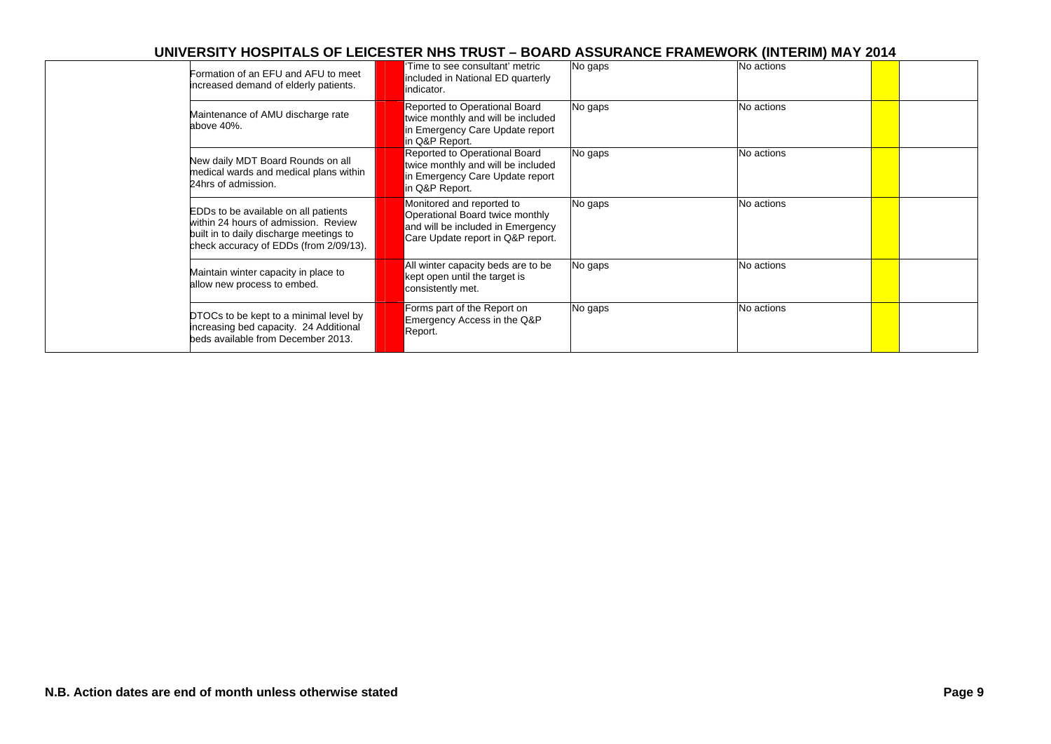# UNIVERSITY HOSPITALS OF LEICESTER NHS TRUST – BOARD ASSURANCE FRAMEWORK (INTERIM) MAY 2014

| | | | | | | | |
|---|---|---|---|---|---|---|---|
| | Formation of an EFU and AFU to meet increased demand of elderly patients. | | 'Time to see consultant' metric included in National ED quarterly indicator. | No gaps | No actions | | |
| | Maintenance of AMU discharge rate above 40%. | | Reported to Operational Board twice monthly and will be included in Emergency Care Update report in Q&P Report. | No gaps | No actions | | |
| | New daily MDT Board Rounds on all medical wards and medical plans within 24hrs of admission. | | Reported to Operational Board twice monthly and will be included in Emergency Care Update report in Q&P Report. | No gaps | No actions | | |
| | EDDs to be available on all patients within 24 hours of admission. Review built in to daily discharge meetings to check accuracy of EDDs (from 2/09/13). | | Monitored and reported to Operational Board twice monthly and will be included in Emergency Care Update report in Q&P report. | No gaps | No actions | | |
| | Maintain winter capacity in place to allow new process to embed. | | All winter capacity beds are to be kept open until the target is consistently met. | No gaps | No actions | | |
| | DTOCs to be kept to a minimal level by increasing bed capacity. 24 Additional beds available from December 2013. | | Forms part of the Report on Emergency Access in the Q&P Report. | No gaps | No actions | | |

**N.B. Action dates are end of month unless otherwise stated**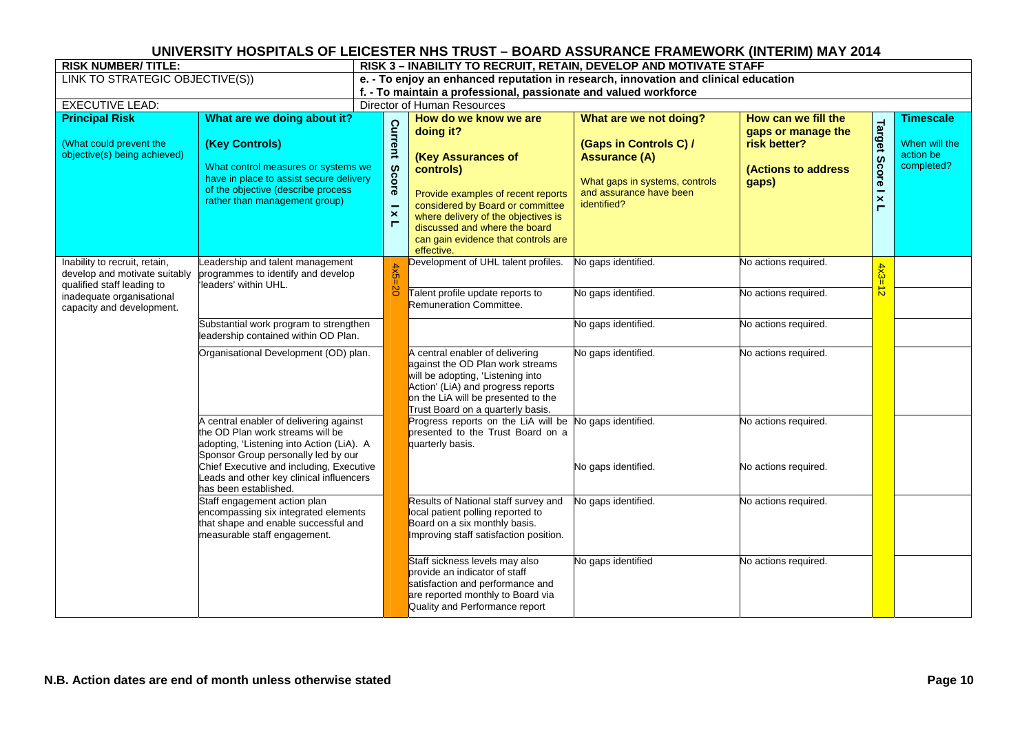# UNIVERSITY HOSPITALS OF LEICESTER NHS TRUST – BOARD ASSURANCE FRAMEWORK (INTERIM) MAY 2014

| RISK NUMBER/ TITLE: | RISK 3 – INABILITY TO RECRUIT, RETAIN, DEVELOP AND MOTIVATE STAFF | | | | | | |
|---|---|---|---|---|---|---|---|
| LINK TO STRATEGIC OBJECTIVE(S)) | e. - To enjoy an enhanced reputation in research, innovation and clinical education<br>f. - To maintain a professional, passionate and valued workforce | | | | | | |
| EXECUTIVE LEAD: | Director of Human Resources | | | | | | |
| **Principal Risk**<br>(What could prevent the objective(s) being achieved) | **What are we doing about it?**<br>**(Key Controls)**<br>What control measures or systems we have in place to assist secure delivery of the objective (describe process rather than management group) | **Current Score I x L** | **How do we know we are doing it?**<br>**(Key Assurances of controls)**<br>Provide examples of recent reports considered by Board or committee where delivery of the objectives is discussed and where the board can gain evidence that controls are effective. | **What are we not doing?**<br>**(Gaps in Controls C) / Assurance (A)**<br>What gaps in systems, controls and assurance have been identified? | **How can we fill the gaps or manage the risk better?**<br>**(Actions to address gaps)** | **Target Score I x L** | **Timescale**<br>When will the action be completed? |
| Inability to recruit, retain, develop and motivate suitably qualified staff leading to inadequate organisational capacity and development. | Leadership and talent management programmes to identify and develop 'leaders' within UHL. | 4x5=20 | Development of UHL talent profiles. | No gaps identified. | No actions required. | 4x3=12 | |
| | | | Talent profile update reports to Remuneration Committee. | No gaps identified. | No actions required. | | |
| | Substantial work program to strengthen leadership contained within OD Plan. | | | No gaps identified. | No actions required. | | |
| | Organisational Development (OD) plan. | | A central enabler of delivering against the OD Plan work streams will be adopting, 'Listening into Action' (LiA) and progress reports on the LiA will be presented to the Trust Board on a quarterly basis. | No gaps identified. | No actions required. | | |
| | A central enabler of delivering against the OD Plan work streams will be adopting, 'Listening into Action (LiA). A Sponsor Group personally led by our Chief Executive and including, Executive Leads and other key clinical influencers has been established. | | Progress reports on the LiA will be presented to the Trust Board on a quarterly basis. | No gaps identified. | No actions required. | | |
| | | | | No gaps identified. | No actions required. | | |
| | Staff engagement action plan encompassing six integrated elements that shape and enable successful and measurable staff engagement. | | Results of National staff survey and local patient polling reported to Board on a six monthly basis. Improving staff satisfaction position. | No gaps identified. | No actions required. | | |
| | | | Staff sickness levels may also provide an indicator of staff satisfaction and performance and are reported monthly to Board via Quality and Performance report | No gaps identified | No actions required. | | |

**N.B. Action dates are end of month unless otherwise stated**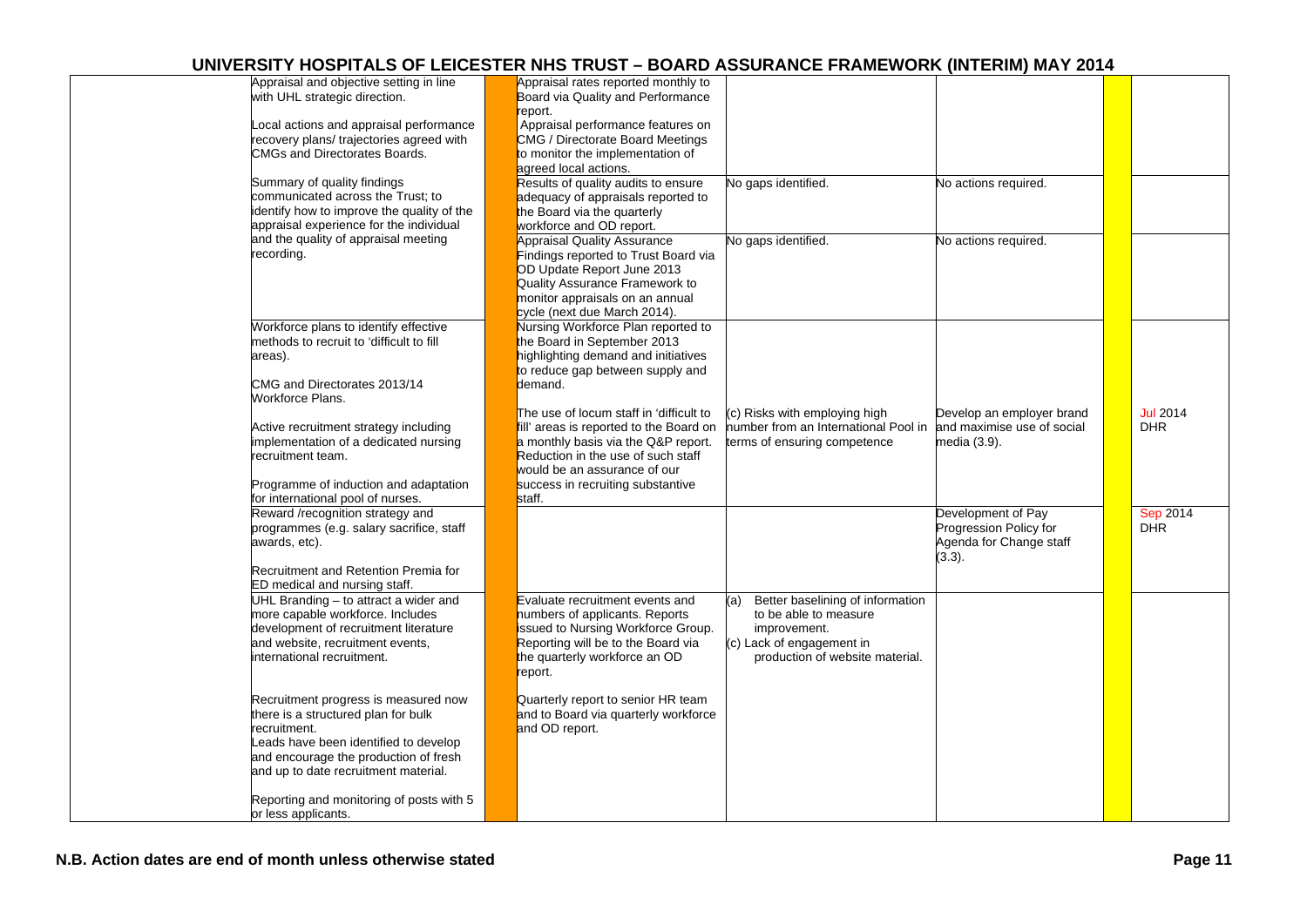# UNIVERSITY HOSPITALS OF LEICESTER NHS TRUST – BOARD ASSURANCE FRAMEWORK (INTERIM) MAY 2014

| | Key controls | | Assurances on controls | Gaps in control (c) / assurance (a) | Actions | | Due date / owner |
|---|---|---|---|---|---|---|---|
| | Appraisal and objective setting in line with UHL strategic direction.<br><br>Local actions and appraisal performance recovery plans/ trajectories agreed with CMGs and Directorates Boards. | | Appraisal rates reported monthly to Board via Quality and Performance report.<br>Appraisal performance features on CMG / Directorate Board Meetings to monitor the implementation of agreed local actions. | | | | |
| | Summary of quality findings communicated across the Trust; to identify how to improve the quality of the appraisal experience for the individual and the quality of appraisal meeting recording. | | Results of quality audits to ensure adequacy of appraisals reported to the Board via the quarterly workforce and OD report. | No gaps identified. | No actions required. | | |
| | | | Appraisal Quality Assurance Findings reported to Trust Board via OD Update Report June 2013 Quality Assurance Framework to monitor appraisals on an annual cycle (next due March 2014). | No gaps identified. | No actions required. | | |
| | Workforce plans to identify effective methods to recruit to 'difficult to fill areas).<br><br>CMG and Directorates 2013/14 Workforce Plans.<br><br>Active recruitment strategy including implementation of a dedicated nursing recruitment team.<br><br>Programme of induction and adaptation for international pool of nurses. | | Nursing Workforce Plan reported to the Board in September 2013 highlighting demand and initiatives to reduce gap between supply and demand.<br><br>The use of locum staff in 'difficult to fill' areas is reported to the Board on a monthly basis via the Q&P report. Reduction in the use of such staff would be an assurance of our success in recruiting substantive staff. | (c) Risks with employing high number from an International Pool in terms of ensuring competence | Develop an employer brand and maximise use of social media (3.9). | | Jul 2014<br>DHR |
| | Reward /recognition strategy and programmes (e.g. salary sacrifice, staff awards, etc).<br><br>Recruitment and Retention Premia for ED medical and nursing staff. | | | | Development of Pay Progression Policy for Agenda for Change staff (3.3). | | Sep 2014<br>DHR |
| | UHL Branding – to attract a wider and more capable workforce. Includes development of recruitment literature and website, recruitment events, international recruitment.<br><br>Recruitment progress is measured now there is a structured plan for bulk recruitment.<br>Leads have been identified to develop and encourage the production of fresh and up to date recruitment material.<br><br>Reporting and monitoring of posts with 5 or less applicants. | | Evaluate recruitment events and numbers of applicants. Reports issued to Nursing Workforce Group. Reporting will be to the Board via the quarterly workforce an OD report.<br><br>Quarterly report to senior HR team and to Board via quarterly workforce and OD report. | (a) Better baselining of information to be able to measure improvement.<br>(c) Lack of engagement in production of website material. | | | |

N.B. Action dates are end of month unless otherwise stated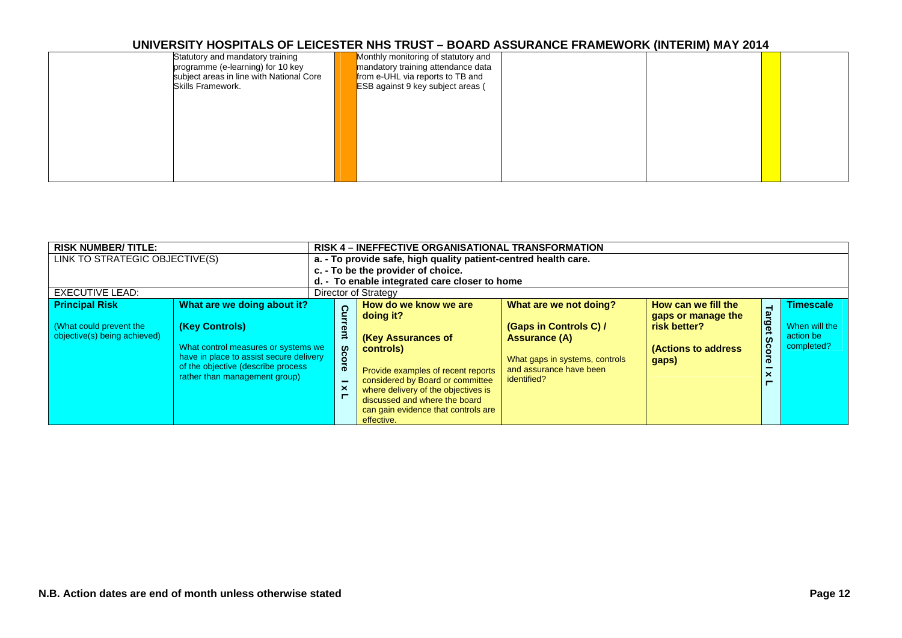# UNIVERSITY HOSPITALS OF LEICESTER NHS TRUST – BOARD ASSURANCE FRAMEWORK (INTERIM) MAY 2014

| | | | | | | | |
|---|---|---|---|---|---|---|---|
| | Statutory and mandatory training programme (e-learning) for 10 key subject areas in line with National Core Skills Framework. | | Monthly monitoring of statutory and mandatory training attendance data from e-UHL via reports to TB and ESB against 9 key subject areas ( | | | | |

| **RISK NUMBER/ TITLE:** | | **RISK 4 – INEFFECTIVE ORGANISATIONAL TRANSFORMATION** | | | | | |
|---|---|---|---|---|---|---|---|
| LINK TO STRATEGIC OBJECTIVE(S) | | **a. - To provide safe, high quality patient-centred health care.**<br>**c. - To be the provider of choice.**<br>**d. - To enable integrated care closer to home** | | | | | |
| EXECUTIVE LEAD: | | Director of Strategy | | | | | |
| **Principal Risk**<br><br>(What could prevent the objective(s) being achieved) | **What are we doing about it?**<br><br>**(Key Controls)**<br><br>What control measures or systems we have in place to assist secure delivery of the objective (describe process rather than management group) | **Current Score I x L** | **How do we know we are doing it?**<br><br>**(Key Assurances of controls)**<br><br>Provide examples of recent reports considered by Board or committee where delivery of the objectives is discussed and where the board can gain evidence that controls are effective. | **What are we not doing?**<br><br>**(Gaps in Controls C) / Assurance (A)**<br><br>What gaps in systems, controls and assurance have been identified? | **How can we fill the gaps or manage the risk better?**<br><br>**(Actions to address gaps)** | **Target Score I x L** | **Timescale**<br><br>When will the action be completed? |

N.B. Action dates are end of month unless otherwise stated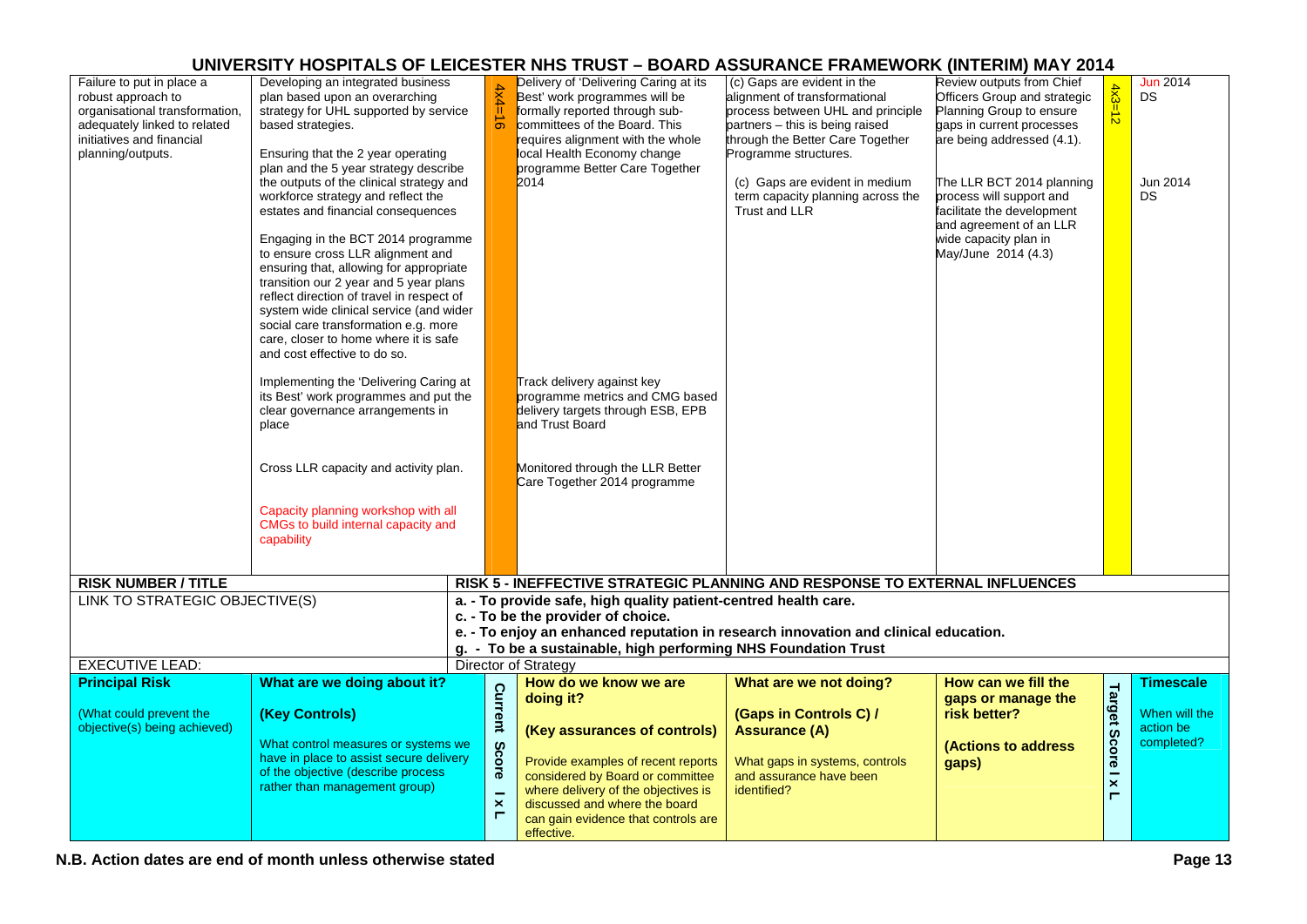# UNIVERSITY HOSPITALS OF LEICESTER NHS TRUST – BOARD ASSURANCE FRAMEWORK (INTERIM) MAY 2014

| | | | | | | | |
|---|---|---|---|---|---|---|---|
| Failure to put in place a robust approach to organisational transformation, adequately linked to related initiatives and financial planning/outputs. | Developing an integrated business plan based upon an overarching strategy for UHL supported by service based strategies.<br><br>Ensuring that the 2 year operating plan and the 5 year strategy describe the outputs of the clinical strategy and workforce strategy and reflect the estates and financial consequences<br><br>Engaging in the BCT 2014 programme to ensure cross LLR alignment and ensuring that, allowing for appropriate transition our 2 year and 5 year plans reflect direction of travel in respect of system wide clinical service (and wider social care transformation e.g. more care, closer to home where it is safe and cost effective to do so.<br><br>Implementing the 'Delivering Caring at its Best' work programmes and put the clear governance arrangements in place<br><br>Cross LLR capacity and activity plan.<br><br>Capacity planning workshop with all CMGs to build internal capacity and capability | 4x4=16 | Delivery of 'Delivering Caring at its Best' work programmes will be formally reported through sub-committees of the Board. This requires alignment with the whole local Health Economy change programme Better Care Together 2014<br><br>Track delivery against key programme metrics and CMG based delivery targets through ESB, EPB and Trust Board<br><br>Monitored through the LLR Better Care Together 2014 programme | (c) Gaps are evident in the alignment of transformational process between UHL and principle partners – this is being raised through the Better Care Together Programme structures.<br><br>(c) Gaps are evident in medium term capacity planning across the Trust and LLR | Review outputs from Chief Officers Group and strategic Planning Group to ensure gaps in current processes are being addressed (4.1).<br><br>The LLR BCT 2014 planning process will support and facilitate the development and agreement of an LLR wide capacity plan in May/June 2014 (4.3) | 4x3=12 | Jun 2014<br>DS<br><br>Jun 2014<br>DS |
| **RISK NUMBER / TITLE** | | **RISK 5 - INEFFECTIVE STRATEGIC PLANNING AND RESPONSE TO EXTERNAL INFLUENCES** | | | | | |
| LINK TO STRATEGIC OBJECTIVE(S) | | **a. - To provide safe, high quality patient-centred health care.<br>c. - To be the provider of choice.<br>e. - To enjoy an enhanced reputation in research innovation and clinical education.<br>g. - To be a sustainable, high performing NHS Foundation Trust** | | | | | |
| EXECUTIVE LEAD: | | Director of Strategy | | | | | |
| **Principal Risk**<br><br>(What could prevent the objective(s) being achieved) | **What are we doing about it?**<br><br>**(Key Controls)**<br><br>What control measures or systems we have in place to assist secure delivery of the objective (describe process rather than management group) | **Current Score I x L** | **How do we know we are doing it?**<br><br>**(Key assurances of controls)**<br><br>Provide examples of recent reports considered by Board or committee where delivery of the objectives is discussed and where the board can gain evidence that controls are effective. | **What are we not doing?**<br><br>**(Gaps in Controls C) / Assurance (A)**<br><br>What gaps in systems, controls and assurance have been identified? | **How can we fill the gaps or manage the risk better?**<br><br>**(Actions to address gaps)** | **Target Score I x L** | **Timescale**<br><br>When will the action be completed? |

N.B. Action dates are end of month unless otherwise stated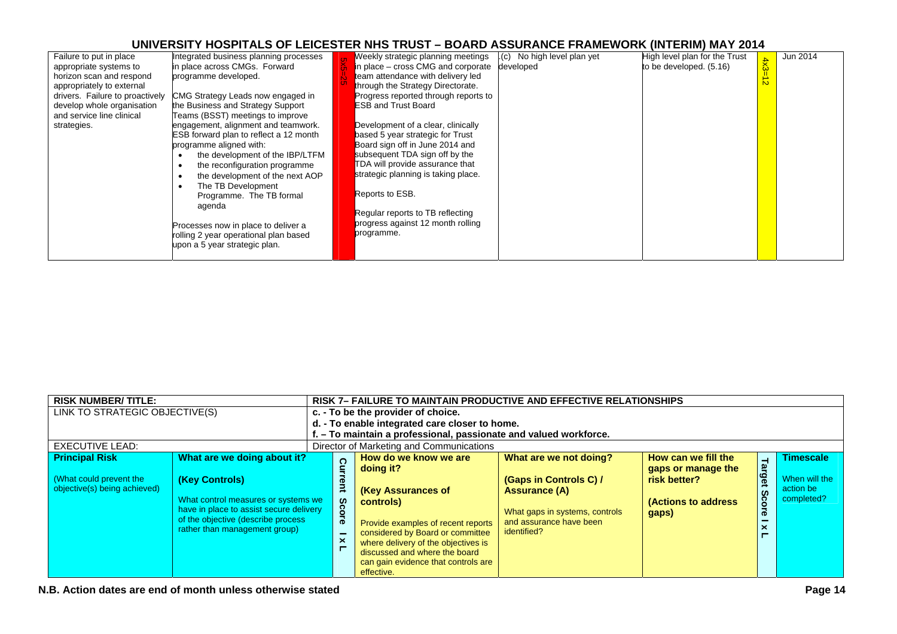## UNIVERSITY HOSPITALS OF LEICESTER NHS TRUST – BOARD ASSURANCE FRAMEWORK (INTERIM) MAY 2014

| | | | | | | | |
|---|---|---|---|---|---|---|---|
| Failure to put in place appropriate systems to horizon scan and respond appropriately to external drivers. Failure to proactively develop whole organisation and service line clinical strategies. | Integrated business planning processes in place across CMGs. Forward programme developed.<br><br>CMG Strategy Leads now engaged in the Business and Strategy Support Teams (BSST) meetings to improve engagement, alignment and teamwork.<br>ESB forward plan to reflect a 12 month programme aligned with:<br>• the development of the IBP/LTFM<br>• the reconfiguration programme<br>• the development of the next AOP<br>• The TB Development Programme. The TB formal agenda<br><br>Processes now in place to deliver a rolling 2 year operational plan based upon a 5 year strategic plan. | 5x5=25 | Weekly strategic planning meetings in place – cross CMG and corporate team attendance with delivery led through the Strategy Directorate.<br>Progress reported through reports to ESB and Trust Board<br><br>Development of a clear, clinically based 5 year strategic for Trust Board sign off in June 2014 and subsequent TDA sign off by the TDA will provide assurance that strategic planning is taking place.<br><br>Reports to ESB.<br><br>Regular reports to TB reflecting progress against 12 month rolling programme. | .(c) No high level plan yet developed | High level plan for the Trust to be developed. (5.16) | 4x3=12 | Jun 2014 |

| RISK NUMBER/ TITLE: | | RISK 7– FAILURE TO MAINTAIN PRODUCTIVE AND EFFECTIVE RELATIONSHIPS | | | | | |
|---|---|---|---|---|---|---|---|
| LINK TO STRATEGIC OBJECTIVE(S) | | c. - To be the provider of choice.<br>d. - To enable integrated care closer to home.<br>f. – To maintain a professional, passionate and valued workforce. | | | | | |
| EXECUTIVE LEAD: | | Director of Marketing and Communications | | | | | |
| **Principal Risk**<br><br>(What could prevent the objective(s) being achieved) | **What are we doing about it?**<br><br>**(Key Controls)**<br><br>What control measures or systems we have in place to assist secure delivery of the objective (describe process rather than management group) | **Current Score I x L** | **How do we know we are doing it?**<br><br>**(Key Assurances of controls)**<br><br>Provide examples of recent reports considered by Board or committee where delivery of the objectives is discussed and where the board can gain evidence that controls are effective. | **What are we not doing?**<br><br>**(Gaps in Controls C) / Assurance (A)**<br><br>What gaps in systems, controls and assurance have been identified? | **How can we fill the gaps or manage the risk better?**<br><br>**(Actions to address gaps)** | **Target Score I x L** | **Timescale**<br><br>When will the action be completed? |

N.B. Action dates are end of month unless otherwise stated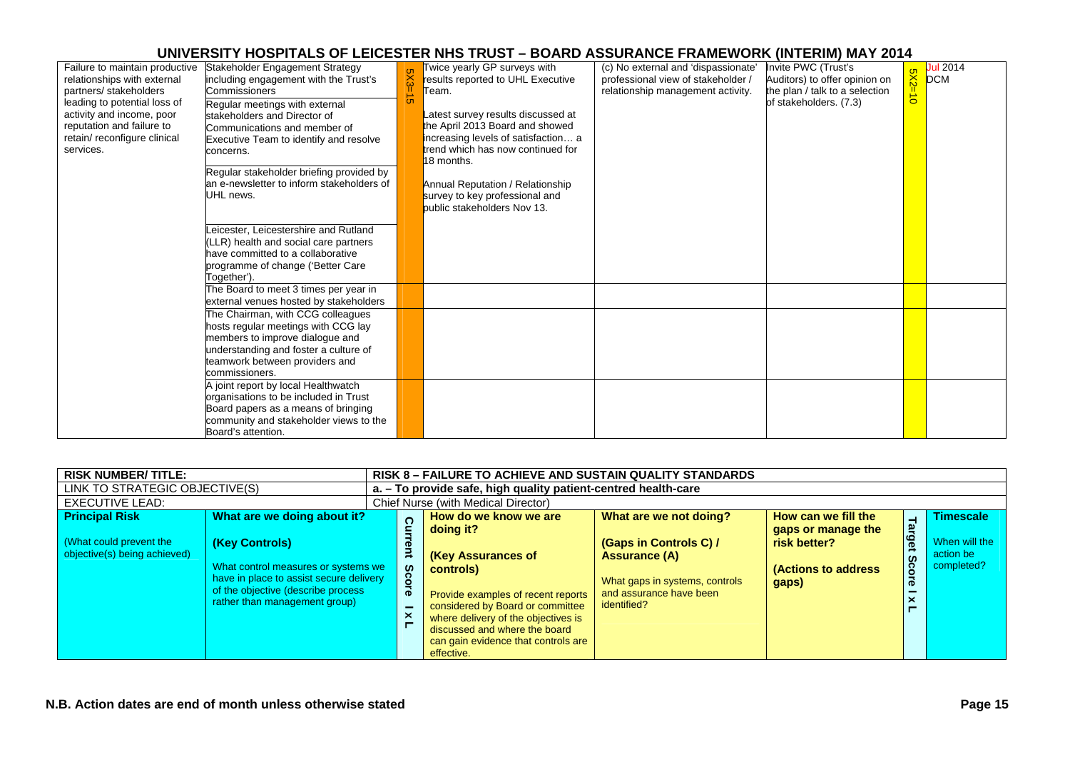# UNIVERSITY HOSPITALS OF LEICESTER NHS TRUST – BOARD ASSURANCE FRAMEWORK (INTERIM) MAY 2014

| | | | | | | | |
|---|---|---|---|---|---|---|---|
| Failure to maintain productive relationships with external partners/ stakeholders leading to potential loss of activity and income, poor reputation and failure to retain/ reconfigure clinical services. | Stakeholder Engagement Strategy including engagement with the Trust's Commissioners<br><br>Regular meetings with external stakeholders and Director of Communications and member of Executive Team to identify and resolve concerns.<br><br>Regular stakeholder briefing provided by an e-newsletter to inform stakeholders of UHL news.<br><br>Leicester, Leicestershire and Rutland (LLR) health and social care partners have committed to a collaborative programme of change ('Better Care Together'). | 5X3=15 | Twice yearly GP surveys with results reported to UHL Executive Team.<br><br>Latest survey results discussed at the April 2013 Board and showed increasing levels of satisfaction… a trend which has now continued for 18 months.<br><br>Annual Reputation / Relationship survey to key professional and public stakeholders Nov 13. | (c) No external and 'dispassionate' professional view of stakeholder / relationship management activity. | Invite PWC (Trust's Auditors) to offer opinion on the plan / talk to a selection of stakeholders. (7.3) | 5X2=10 | Jul 2014 DCM |
| | The Board to meet 3 times per year in external venues hosted by stakeholders | | | | | | |
| | The Chairman, with CCG colleagues hosts regular meetings with CCG lay members to improve dialogue and understanding and foster a culture of teamwork between providers and commissioners. | | | | | | |
| | A joint report by local Healthwatch organisations to be included in Trust Board papers as a means of bringing community and stakeholder views to the Board's attention. | | | | | | |

| RISK NUMBER/ TITLE: | RISK 8 – FAILURE TO ACHIEVE AND SUSTAIN QUALITY STANDARDS | | | | | | |
|---|---|---|---|---|---|---|---|
| LINK TO STRATEGIC OBJECTIVE(S) | a. – To provide safe, high quality patient-centred health-care | | | | | | |
| EXECUTIVE LEAD: | Chief Nurse (with Medical Director) | | | | | | |
| **Principal Risk**<br><br>(What could prevent the objective(s) being achieved) | **What are we doing about it?**<br><br>**(Key Controls)**<br><br>What control measures or systems we have in place to assist secure delivery of the objective (describe process rather than management group) | **Current Score I x L** | **How do we know we are doing it?**<br><br>**(Key Assurances of controls)**<br><br>Provide examples of recent reports considered by Board or committee where delivery of the objectives is discussed and where the board can gain evidence that controls are effective. | **What are we not doing?**<br><br>**(Gaps in Controls C) / Assurance (A)**<br><br>What gaps in systems, controls and assurance have been identified? | **How can we fill the gaps or manage the risk better?**<br><br>**(Actions to address gaps)** | **Target Score I x L** | **Timescale**<br><br>When will the action be completed? |

**N.B. Action dates are end of month unless otherwise stated**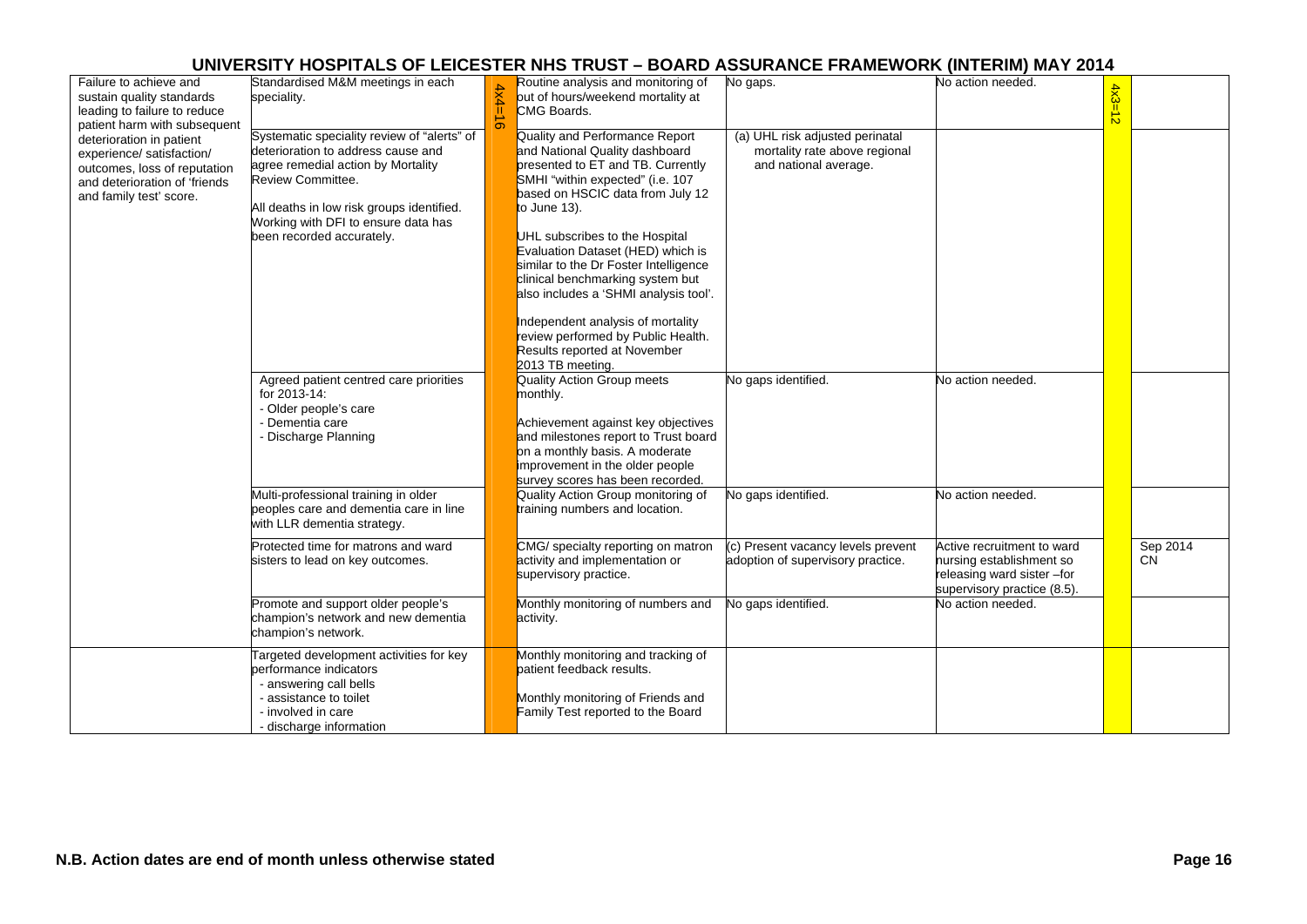# UNIVERSITY HOSPITALS OF LEICESTER NHS TRUST – BOARD ASSURANCE FRAMEWORK (INTERIM) MAY 2014

| | | | | | | | |
|---|---|---|---|---|---|---|---|
| Failure to achieve and sustain quality standards leading to failure to reduce patient harm with subsequent deterioration in patient experience/ satisfaction/ outcomes, loss of reputation and deterioration of 'friends and family test' score. | Standardised M&M meetings in each speciality. | 4x4=16 | Routine analysis and monitoring of out of hours/weekend mortality at CMG Boards. | No gaps. | No action needed. | 4x3=12 | |
| | Systematic speciality review of "alerts" of deterioration to address cause and agree remedial action by Mortality Review Committee.<br><br>All deaths in low risk groups identified. Working with DFI to ensure data has been recorded accurately. | | Quality and Performance Report and National Quality dashboard presented to ET and TB. Currently SMHI "within expected" (i.e. 107 based on HSCIC data from July 12 to June 13).<br><br>UHL subscribes to the Hospital Evaluation Dataset (HED) which is similar to the Dr Foster Intelligence clinical benchmarking system but also includes a 'SHMI analysis tool'.<br><br>Independent analysis of mortality review performed by Public Health. Results reported at November 2013 TB meeting. | (a) UHL risk adjusted perinatal mortality rate above regional and national average. | | | |
| | Agreed patient centred care priorities for 2013-14:<br>- Older people's care<br>- Dementia care<br>- Discharge Planning | | Quality Action Group meets monthly.<br><br>Achievement against key objectives and milestones report to Trust board on a monthly basis. A moderate improvement in the older people survey scores has been recorded. | No gaps identified. | No action needed. | | |
| | Multi-professional training in older peoples care and dementia care in line with LLR dementia strategy. | | Quality Action Group monitoring of training numbers and location. | No gaps identified. | No action needed. | | |
| | Protected time for matrons and ward sisters to lead on key outcomes. | | CMG/ specialty reporting on matron activity and implementation or supervisory practice. | (c) Present vacancy levels prevent adoption of supervisory practice. | Active recruitment to ward nursing establishment so releasing ward sister –for supervisory practice (8.5). | | Sep 2014 CN |
| | Promote and support older people's champion's network and new dementia champion's network. | | Monthly monitoring of numbers and activity. | No gaps identified. | No action needed. | | |
| | Targeted development activities for key performance indicators<br>- answering call bells<br>- assistance to toilet<br>- involved in care<br>- discharge information | | Monthly monitoring and tracking of patient feedback results.<br><br>Monthly monitoring of Friends and Family Test reported to the Board | | | | |

**N.B. Action dates are end of month unless otherwise stated**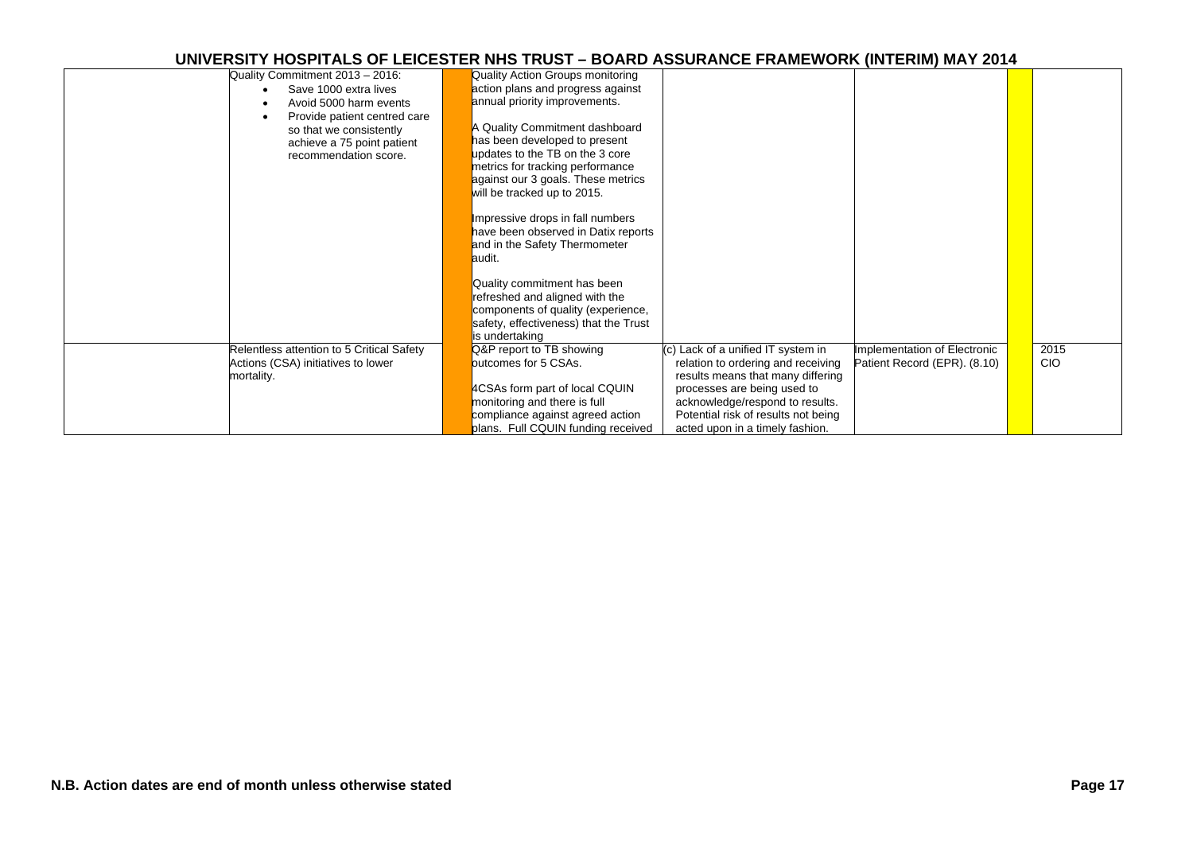# UNIVERSITY HOSPITALS OF LEICESTER NHS TRUST – BOARD ASSURANCE FRAMEWORK (INTERIM) MAY 2014

| | | | | | | | |
|---|---|---|---|---|---|---|---|
| | Quality Commitment 2013 – 2016:<br>• Save 1000 extra lives<br>• Avoid 5000 harm events<br>• Provide patient centred care so that we consistently achieve a 75 point patient recommendation score. | | Quality Action Groups monitoring action plans and progress against annual priority improvements.<br><br>A Quality Commitment dashboard has been developed to present updates to the TB on the 3 core metrics for tracking performance against our 3 goals. These metrics will be tracked up to 2015.<br><br>Impressive drops in fall numbers have been observed in Datix reports and in the Safety Thermometer audit.<br><br>Quality commitment has been refreshed and aligned with the components of quality (experience, safety, effectiveness) that the Trust is undertaking | | | | |
| | Relentless attention to 5 Critical Safety Actions (CSA) initiatives to lower mortality. | | Q&P report to TB showing outcomes for 5 CSAs.<br><br>4CSAs form part of local CQUIN monitoring and there is full compliance against agreed action plans. Full CQUIN funding received | (c) Lack of a unified IT system in relation to ordering and receiving results means that many differing processes are being used to acknowledge/respond to results. Potential risk of results not being acted upon in a timely fashion. | Implementation of Electronic Patient Record (EPR). (8.10) | | 2015<br>CIO |

N.B. Action dates are end of month unless otherwise stated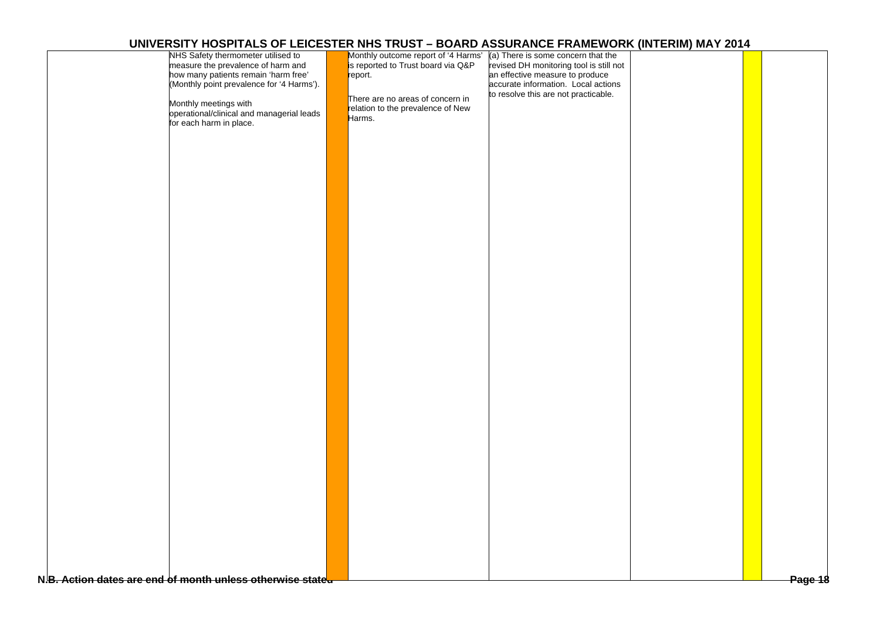| | | | | | | | |
|---|---|---|---|---|---|---|---|
| | NHS Safety thermometer utilised to measure the prevalence of harm and how many patients remain 'harm free' (Monthly point prevalence for '4 Harms').<br><br>Monthly meetings with operational/clinical and managerial leads for each harm in place. | | Monthly outcome report of '4 Harms' is reported to Trust board via Q&P report.<br><br>There are no areas of concern in relation to the prevalence of New Harms. | (a) There is some concern that the revised DH monitoring tool is still not an effective measure to produce accurate information. Local actions to resolve this are not practicable. | | | |

N.B. Action dates are end of month unless otherwise stated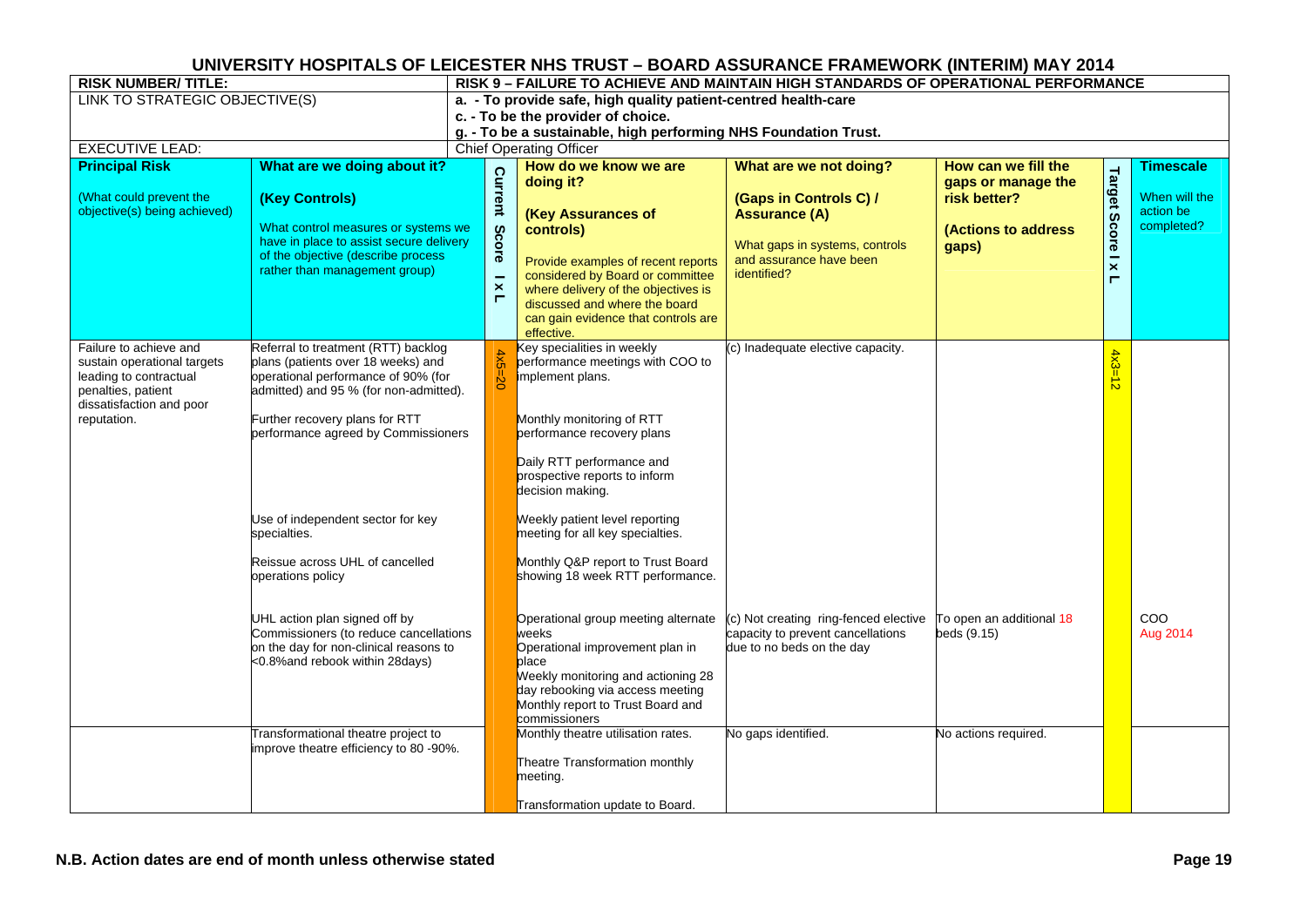# UNIVERSITY HOSPITALS OF LEICESTER NHS TRUST – BOARD ASSURANCE FRAMEWORK (INTERIM) MAY 2014

| RISK NUMBER/ TITLE: | RISK 9 – FAILURE TO ACHIEVE AND MAINTAIN HIGH STANDARDS OF OPERATIONAL PERFORMANCE | | | | | | |
|---|---|---|---|---|---|---|---|
| LINK TO STRATEGIC OBJECTIVE(S) | a. - To provide safe, high quality patient-centred health-care<br>c. - To be the provider of choice.<br>g. - To be a sustainable, high performing NHS Foundation Trust. | | | | | | |
| EXECUTIVE LEAD: | Chief Operating Officer | | | | | | |
| **Principal Risk**<br>(What could prevent the objective(s) being achieved) | **What are we doing about it?**<br>**(Key Controls)**<br>What control measures or systems we have in place to assist secure delivery of the objective (describe process rather than management group) | **Current Score I x L** | **How do we know we are doing it?**<br>**(Key Assurances of controls)**<br>Provide examples of recent reports considered by Board or committee where delivery of the objectives is discussed and where the board can gain evidence that controls are effective. | **What are we not doing?**<br>**(Gaps in Controls C) / Assurance (A)**<br>What gaps in systems, controls and assurance have been identified? | **How can we fill the gaps or manage the risk better?**<br>**(Actions to address gaps)** | **Target Score I x L** | **Timescale**<br>When will the action be completed? |
| Failure to achieve and sustain operational targets leading to contractual penalties, patient dissatisfaction and poor reputation. | Referral to treatment (RTT) backlog plans (patients over 18 weeks) and operational performance of 90% (for admitted) and 95 % (for non-admitted).<br><br>Further recovery plans for RTT performance agreed by Commissioners<br><br>Use of independent sector for key specialties.<br><br>Reissue across UHL of cancelled operations policy | 4x5=20 | Key specialities in weekly performance meetings with COO to implement plans.<br><br>Monthly monitoring of RTT performance recovery plans<br><br>Daily RTT performance and prospective reports to inform decision making.<br><br>Weekly patient level reporting meeting for all key specialties.<br><br>Monthly Q&P report to Trust Board showing 18 week RTT performance. | (c) Inadequate elective capacity. | | 4x3=12 | |
| | UHL action plan signed off by Commissioners (to reduce cancellations on the day for non-clinical reasons to <0.8%and rebook within 28days) | | Operational group meeting alternate weeks<br>Operational improvement plan in place<br>Weekly monitoring and actioning 28 day rebooking via access meeting<br>Monthly report to Trust Board and commissioners | (c) Not creating ring-fenced elective capacity to prevent cancellations due to no beds on the day | To open an additional 18 beds (9.15) | | COO<br>Aug 2014 |
| | Transformational theatre project to improve theatre efficiency to 80 -90%. | | Monthly theatre utilisation rates.<br><br>Theatre Transformation monthly meeting.<br><br>Transformation update to Board. | No gaps identified. | No actions required. | | |

**N.B. Action dates are end of month unless otherwise stated**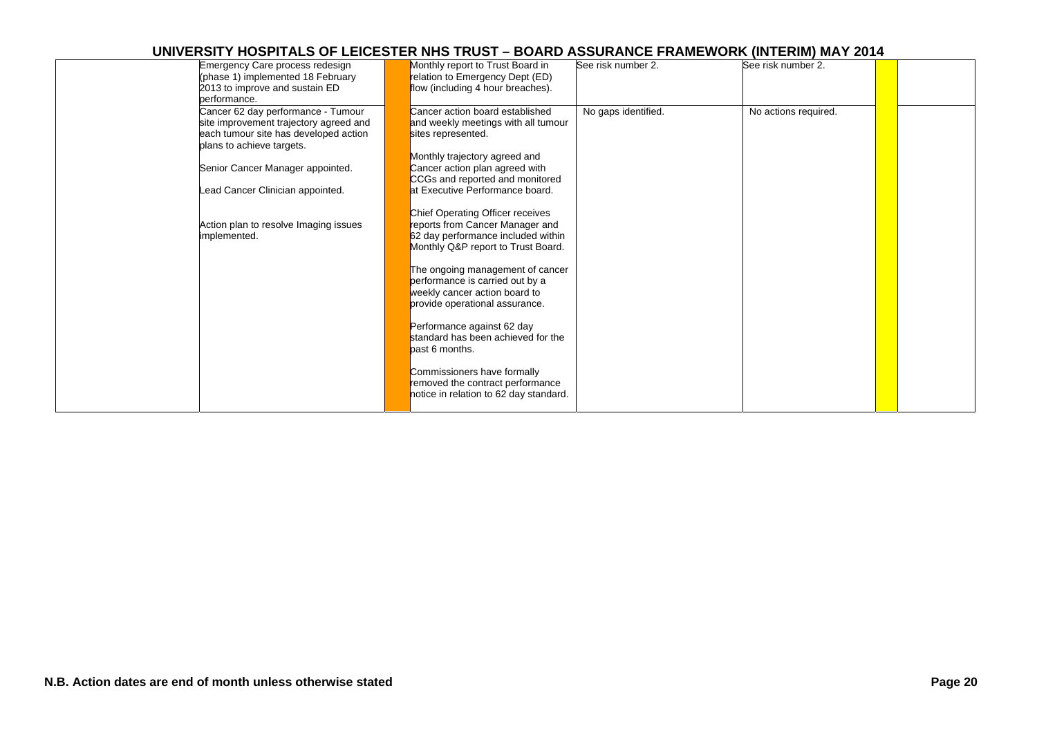# UNIVERSITY HOSPITALS OF LEICESTER NHS TRUST – BOARD ASSURANCE FRAMEWORK (INTERIM) MAY 2014

| | | | | | | | |
|---|---|---|---|---|---|---|---|
| | Emergency Care process redesign (phase 1) implemented 18 February 2013 to improve and sustain ED performance. | | Monthly report to Trust Board in relation to Emergency Dept (ED) flow (including 4 hour breaches). | See risk number 2. | See risk number 2. | | |
| | Cancer 62 day performance - Tumour site improvement trajectory agreed and each tumour site has developed action plans to achieve targets.<br><br>Senior Cancer Manager appointed.<br><br>Lead Cancer Clinician appointed.<br><br>Action plan to resolve Imaging issues implemented. | | Cancer action board established and weekly meetings with all tumour sites represented.<br><br>Monthly trajectory agreed and Cancer action plan agreed with CCGs and reported and monitored at Executive Performance board.<br><br>Chief Operating Officer receives reports from Cancer Manager and 62 day performance included within Monthly Q&P report to Trust Board.<br><br>The ongoing management of cancer performance is carried out by a weekly cancer action board to provide operational assurance.<br><br>Performance against 62 day standard has been achieved for the past 6 months.<br><br>Commissioners have formally removed the contract performance notice in relation to 62 day standard. | No gaps identified. | No actions required. | | |

N.B. Action dates are end of month unless otherwise stated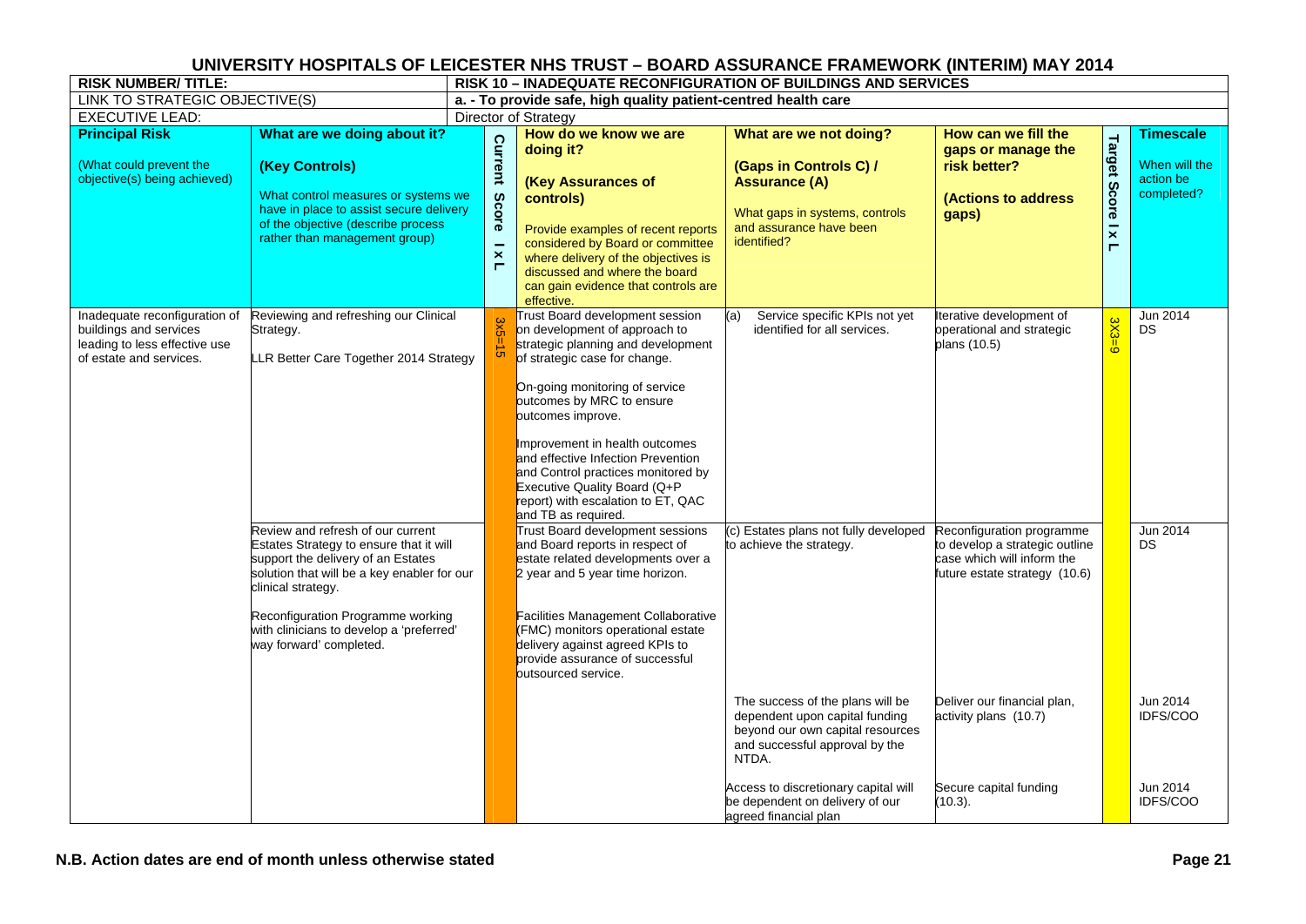# UNIVERSITY HOSPITALS OF LEICESTER NHS TRUST – BOARD ASSURANCE FRAMEWORK (INTERIM) MAY 2014

| RISK NUMBER/ TITLE: | RISK 10 – INADEQUATE RECONFIGURATION OF BUILDINGS AND SERVICES | | | | | | |
|---|---|---|---|---|---|---|---|
| LINK TO STRATEGIC OBJECTIVE(S) | a. - To provide safe, high quality patient-centred health care | | | | | | |
| EXECUTIVE LEAD: | Director of Strategy | | | | | | |
| **Principal Risk**<br>(What could prevent the objective(s) being achieved) | **What are we doing about it?**<br>**(Key Controls)**<br>What control measures or systems we have in place to assist secure delivery of the objective (describe process rather than management group) | **Current Score I x L** | **How do we know we are doing it?**<br>**(Key Assurances of controls)**<br>Provide examples of recent reports considered by Board or committee where delivery of the objectives is discussed and where the board can gain evidence that controls are effective. | **What are we not doing?**<br>**(Gaps in Controls C) / Assurance (A)**<br>What gaps in systems, controls and assurance have been identified? | **How can we fill the gaps or manage the risk better?**<br>**(Actions to address gaps)** | **Target Score I x L** | **Timescale**<br>When will the action be completed? |
| Inadequate reconfiguration of buildings and services leading to less effective use of estate and services. | Reviewing and refreshing our Clinical Strategy.<br><br>LLR Better Care Together 2014 Strategy | 3x5=15 | Trust Board development session on development of approach to strategic planning and development of strategic case for change.<br><br>On-going monitoring of service outcomes by MRC to ensure outcomes improve.<br><br>Improvement in health outcomes and effective Infection Prevention and Control practices monitored by Executive Quality Board (Q+P report) with escalation to ET, QAC and TB as required. | (a) Service specific KPIs not yet identified for all services. | Iterative development of operational and strategic plans (10.5) | 3X3=9 | Jun 2014<br>DS |
| | Review and refresh of our current Estates Strategy to ensure that it will support the delivery of an Estates solution that will be a key enabler for our clinical strategy.<br><br>Reconfiguration Programme working with clinicians to develop a 'preferred' way forward' completed. | | Trust Board development sessions and Board reports in respect of estate related developments over a 2 year and 5 year time horizon.<br><br>Facilities Management Collaborative (FMC) monitors operational estate delivery against agreed KPIs to provide assurance of successful outsourced service. | (c) Estates plans not fully developed to achieve the strategy. | Reconfiguration programme to develop a strategic outline case which will inform the future estate strategy (10.6) | | Jun 2014<br>DS |
| | | | | The success of the plans will be dependent upon capital funding beyond our own capital resources and successful approval by the NTDA. | Deliver our financial plan, activity plans (10.7) | | Jun 2014<br>IDFS/COO |
| | | | | Access to discretionary capital will be dependent on delivery of our agreed financial plan | Secure capital funding (10.3). | | Jun 2014<br>IDFS/COO |

**N.B. Action dates are end of month unless otherwise stated**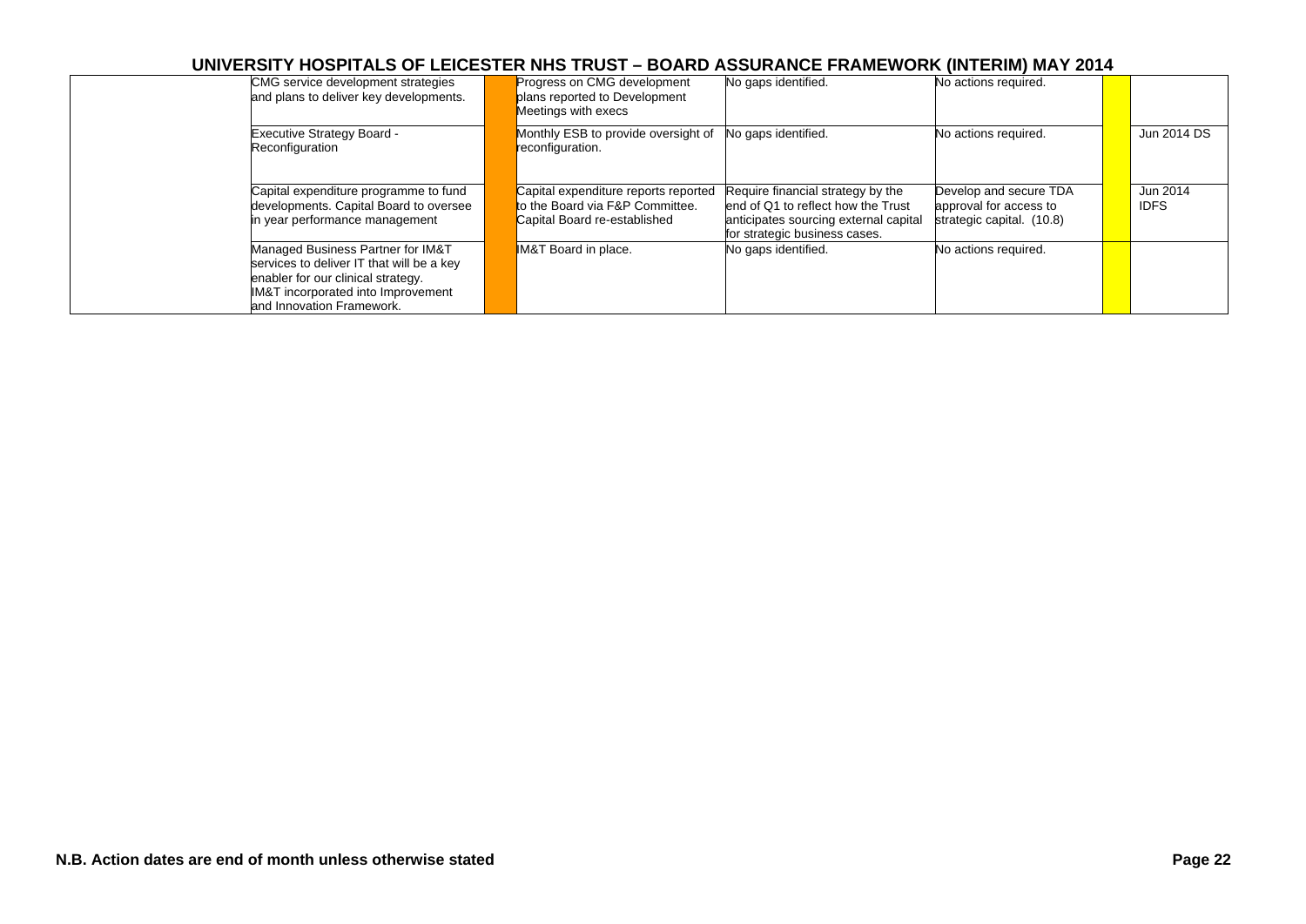# UNIVERSITY HOSPITALS OF LEICESTER NHS TRUST – BOARD ASSURANCE FRAMEWORK (INTERIM) MAY 2014

| | | | | | | | |
|---|---|---|---|---|---|---|---|
| | CMG service development strategies and plans to deliver key developments. | | Progress on CMG development plans reported to Development Meetings with execs | No gaps identified. | No actions required. | | |
| | Executive Strategy Board - Reconfiguration | | Monthly ESB to provide oversight of reconfiguration. | No gaps identified. | No actions required. | | Jun 2014 DS |
| | Capital expenditure programme to fund developments. Capital Board to oversee in year performance management | | Capital expenditure reports reported to the Board via F&P Committee. Capital Board re-established | Require financial strategy by the end of Q1 to reflect how the Trust anticipates sourcing external capital for strategic business cases. | Develop and secure TDA approval for access to strategic capital. (10.8) | | Jun 2014 IDFS |
| | Managed Business Partner for IM&T services to deliver IT that will be a key enabler for our clinical strategy. IM&T incorporated into Improvement and Innovation Framework. | | IM&T Board in place. | No gaps identified. | No actions required. | | |

**N.B. Action dates are end of month unless otherwise stated**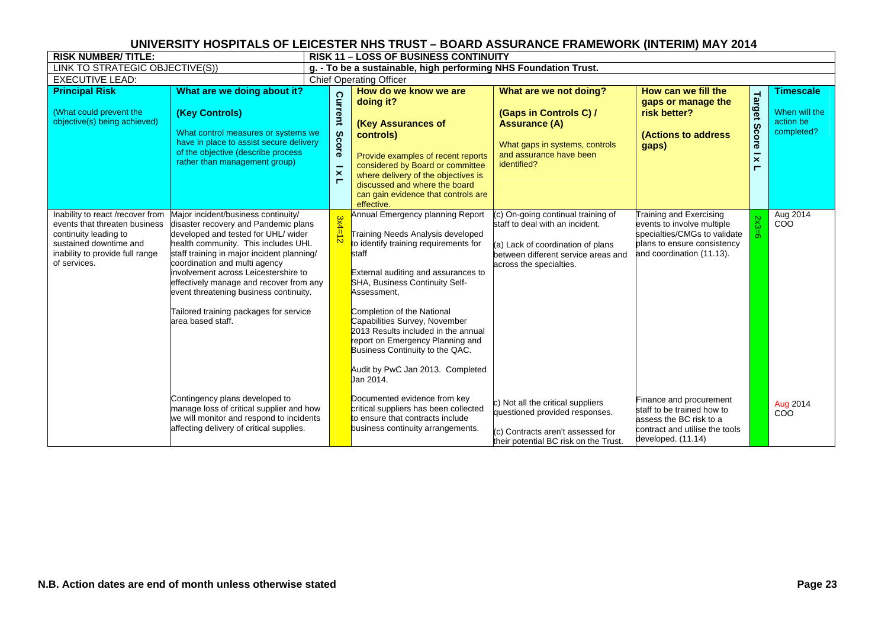# UNIVERSITY HOSPITALS OF LEICESTER NHS TRUST – BOARD ASSURANCE FRAMEWORK (INTERIM) MAY 2014

| RISK NUMBER/ TITLE: | RISK 11 – LOSS OF BUSINESS CONTINUITY |
|---|---|
| LINK TO STRATEGIC OBJECTIVE(S)) | g. - To be a sustainable, high performing NHS Foundation Trust. |
| EXECUTIVE LEAD: | Chief Operating Officer |

| **Principal Risk**<br>(What could prevent the objective(s) being achieved) | **What are we doing about it?**<br>**(Key Controls)**<br>What control measures or systems we have in place to assist secure delivery of the objective (describe process rather than management group) | **Current Score I x L** | **How do we know we are doing it?**<br>**(Key Assurances of controls)**<br>Provide examples of recent reports considered by Board or committee where delivery of the objectives is discussed and where the board can gain evidence that controls are effective. | **What are we not doing?**<br>**(Gaps in Controls C) / Assurance (A)**<br>What gaps in systems, controls and assurance have been identified? | **How can we fill the gaps or manage the risk better?**<br>**(Actions to address gaps)** | **Target Score I x L** | **Timescale**<br>When will the action be completed? |
|---|---|---|---|---|---|---|---|
| Inability to react /recover from events that threaten business continuity leading to sustained downtime and inability to provide full range of services. | Major incident/business continuity/ disaster recovery and Pandemic plans developed and tested for UHL/ wider health community. This includes UHL staff training in major incident planning/ coordination and multi agency involvement across Leicestershire to effectively manage and recover from any event threatening business continuity.<br><br>Tailored training packages for service area based staff. | 3x4=12 | Annual Emergency planning Report<br><br>Training Needs Analysis developed to identify training requirements for staff<br><br>External auditing and assurances to SHA, Business Continuity Self-Assessment,<br><br>Completion of the National Capabilities Survey, November 2013 Results included in the annual report on Emergency Planning and Business Continuity to the QAC.<br><br>Audit by PwC Jan 2013. Completed Jan 2014. | (c) On-going continual training of staff to deal with an incident.<br><br>(a) Lack of coordination of plans between different service areas and across the specialties. | Training and Exercising events to involve multiple specialties/CMGs to validate plans to ensure consistency and coordination (11.13). | 2x3=6 | Aug 2014<br>COO |
| | Contingency plans developed to manage loss of critical supplier and how we will monitor and respond to incidents affecting delivery of critical supplies. | | Documented evidence from key critical suppliers has been collected to ensure that contracts include business continuity arrangements. | c) Not all the critical suppliers questioned provided responses.<br><br>(c) Contracts aren't assessed for their potential BC risk on the Trust. | Finance and procurement staff to be trained how to assess the BC risk to a contract and utilise the tools developed. (11.14) | | Aug 2014<br>COO |

N.B. Action dates are end of month unless otherwise stated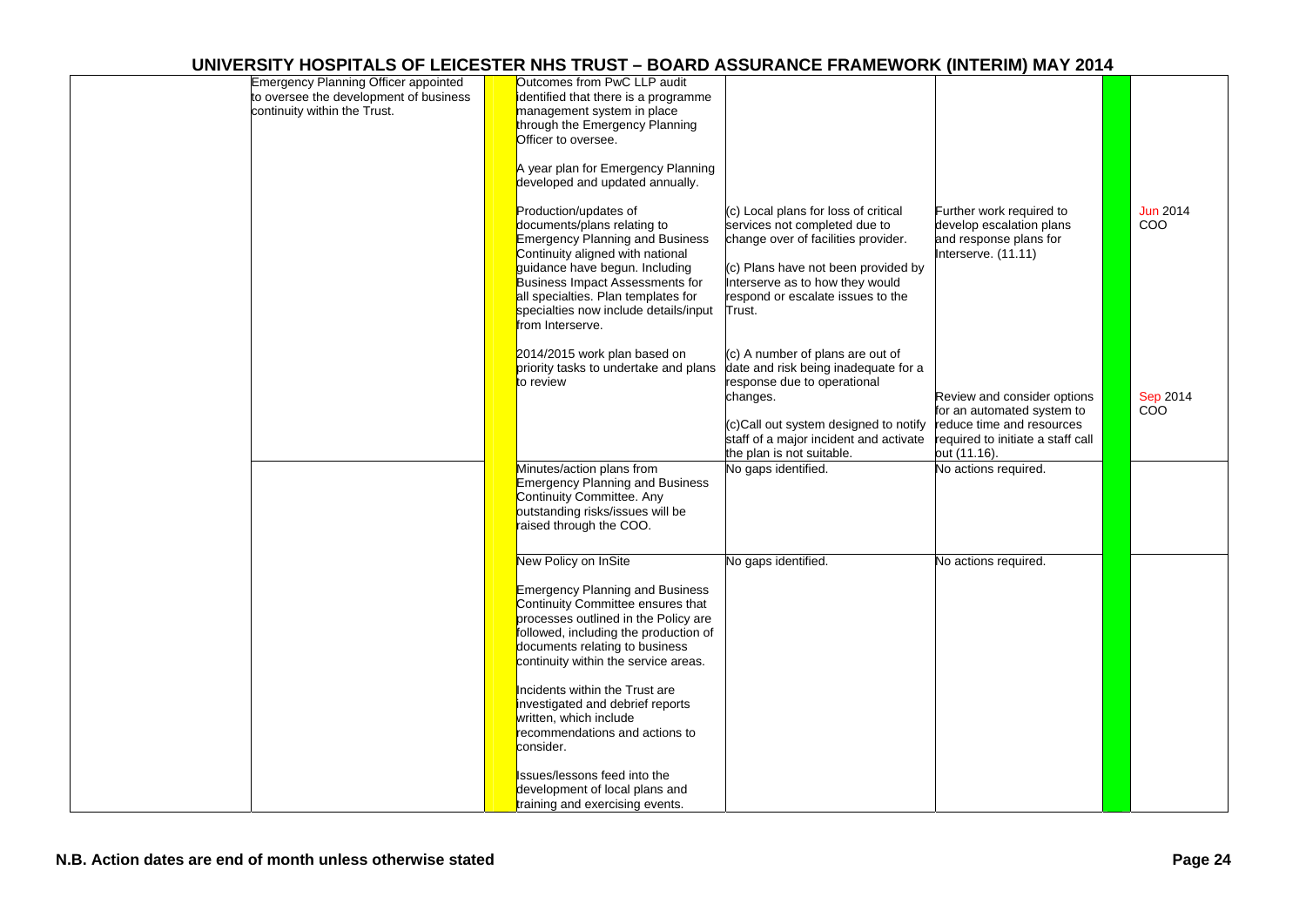# UNIVERSITY HOSPITALS OF LEICESTER NHS TRUST – BOARD ASSURANCE FRAMEWORK (INTERIM) MAY 2014

| | | | | | | | |
|---|---|---|---|---|---|---|---|
| | Emergency Planning Officer appointed to oversee the development of business continuity within the Trust. | | Outcomes from PwC LLP audit identified that there is a programme management system in place through the Emergency Planning Officer to oversee.<br><br>A year plan for Emergency Planning developed and updated annually.<br><br>Production/updates of documents/plans relating to Emergency Planning and Business Continuity aligned with national guidance have begun. Including Business Impact Assessments for all specialties. Plan templates for specialties now include details/input from Interserve.<br><br>2014/2015 work plan based on priority tasks to undertake and plans to review | (c) Local plans for loss of critical services not completed due to change over of facilities provider.<br><br>(c) Plans have not been provided by Interserve as to how they would respond or escalate issues to the Trust.<br><br>(c) A number of plans are out of date and risk being inadequate for a response due to operational changes.<br><br>(c)Call out system designed to notify staff of a major incident and activate the plan is not suitable. | Further work required to develop escalation plans and response plans for Interserve. (11.11)<br><br>Review and consider options for an automated system to reduce time and resources required to initiate a staff call out (11.16). | | Jun 2014 COO<br><br>Sep 2014 COO |
| | | | Minutes/action plans from Emergency Planning and Business Continuity Committee. Any outstanding risks/issues will be raised through the COO. | No gaps identified. | No actions required. | | |
| | | | New Policy on InSite<br><br>Emergency Planning and Business Continuity Committee ensures that processes outlined in the Policy are followed, including the production of documents relating to business continuity within the service areas.<br><br>Incidents within the Trust are investigated and debrief reports written, which include recommendations and actions to consider.<br><br>Issues/lessons feed into the development of local plans and training and exercising events. | No gaps identified. | No actions required. | | |

N.B. Action dates are end of month unless otherwise stated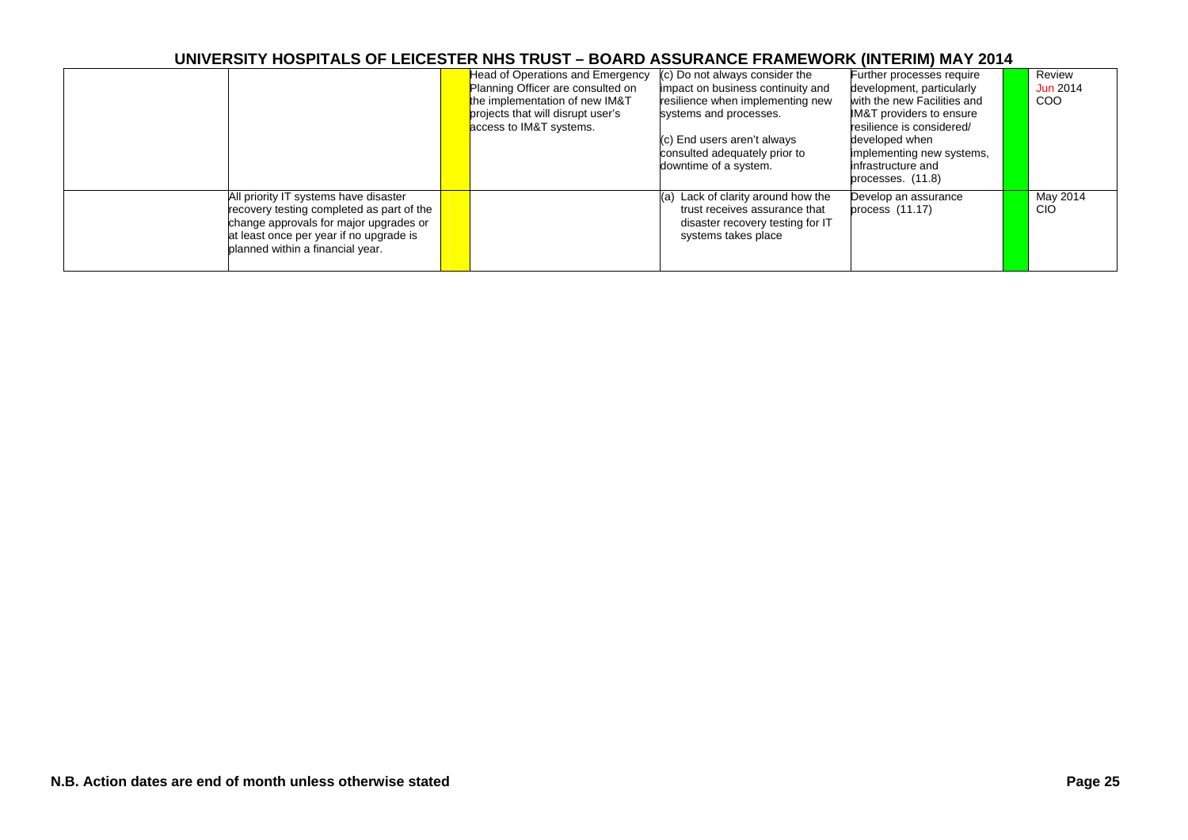# UNIVERSITY HOSPITALS OF LEICESTER NHS TRUST – BOARD ASSURANCE FRAMEWORK (INTERIM) MAY 2014

| | | | | | | | | |
|---|---|---|---|---|---|---|---|---|
| | | | Head of Operations and Emergency Planning Officer are consulted on the implementation of new IM&T projects that will disrupt user's access to IM&T systems. | (c) Do not always consider the impact on business continuity and resilience when implementing new systems and processes.<br><br>(c) End users aren't always consulted adequately prior to downtime of a system. | Further processes require development, particularly with the new Facilities and IM&T providers to ensure resilience is considered/ developed when implementing new systems, infrastructure and processes. (11.8) | | Review Jun 2014 COO |
| | All priority IT systems have disaster recovery testing completed as part of the change approvals for major upgrades or at least once per year if no upgrade is planned within a financial year. | | | (a) Lack of clarity around how the trust receives assurance that disaster recovery testing for IT systems takes place | Develop an assurance process (11.17) | | May 2014 CIO |

**N.B. Action dates are end of month unless otherwise stated**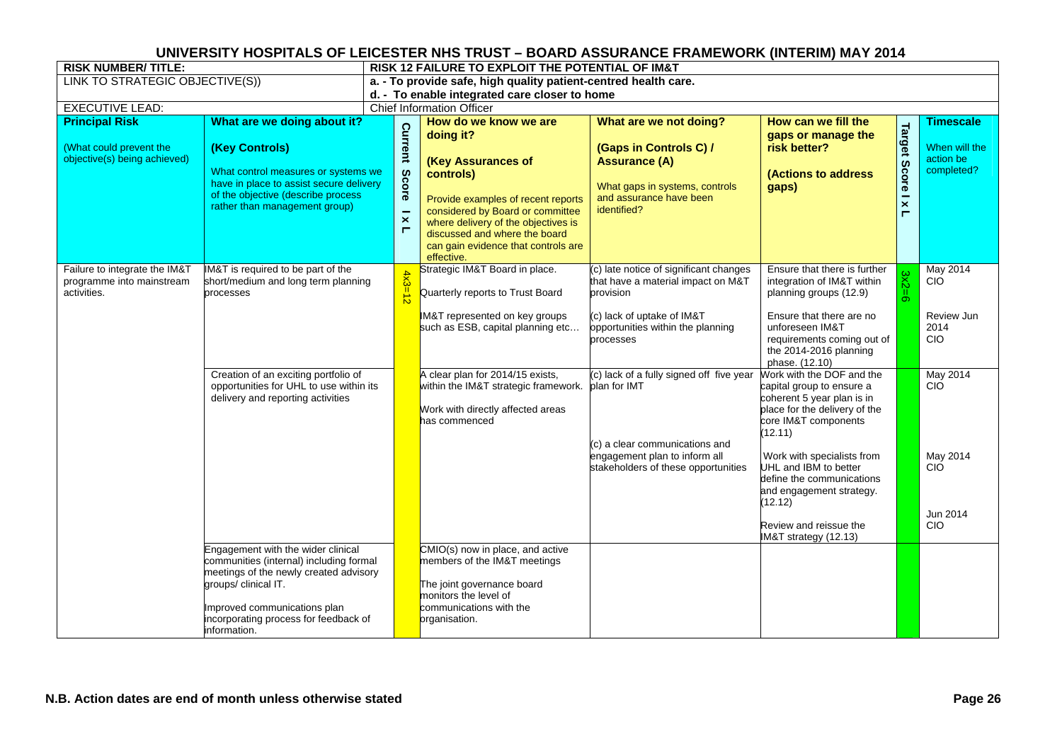# UNIVERSITY HOSPITALS OF LEICESTER NHS TRUST – BOARD ASSURANCE FRAMEWORK (INTERIM) MAY 2014

| RISK NUMBER/ TITLE: | RISK 12 FAILURE TO EXPLOIT THE POTENTIAL OF IM&T | | | | | | |
|---|---|---|---|---|---|---|---|
| LINK TO STRATEGIC OBJECTIVE(S)) | a. - To provide safe, high quality patient-centred health care.<br>d. - To enable integrated care closer to home | | | | | | |
| EXECUTIVE LEAD: | Chief Information Officer | | | | | | |
| **Principal Risk**<br><br>(What could prevent the objective(s) being achieved) | **What are we doing about it?**<br><br>**(Key Controls)**<br><br>What control measures or systems we have in place to assist secure delivery of the objective (describe process rather than management group) | **Current Score I x L** | **How do we know we are doing it?**<br><br>**(Key Assurances of controls)**<br><br>Provide examples of recent reports considered by Board or committee where delivery of the objectives is discussed and where the board can gain evidence that controls are effective. | **What are we not doing?**<br><br>**(Gaps in Controls C) / Assurance (A)**<br><br>What gaps in systems, controls and assurance have been identified? | **How can we fill the gaps or manage the risk better?**<br><br>**(Actions to address gaps)** | **Target Score I x L** | **Timescale**<br><br>When will the action be completed? |
| Failure to integrate the IM&T programme into mainstream activities. | IM&T is required to be part of the short/medium and long term planning processes | 4x3=12 | Strategic IM&T Board in place.<br><br>Quarterly reports to Trust Board<br><br>IM&T represented on key groups such as ESB, capital planning etc… | (c) late notice of significant changes that have a material impact on M&T provision<br><br>(c) lack of uptake of IM&T opportunities within the planning processes | Ensure that there is further integration of IM&T within planning groups (12.9)<br><br>Ensure that there are no unforeseen IM&T requirements coming out of the 2014-2016 planning phase. (12.10) | 3x2=6 | May 2014 CIO<br><br>Review Jun 2014 CIO |
| | Creation of an exciting portfolio of opportunities for UHL to use within its delivery and reporting activities | | A clear plan for 2014/15 exists, within the IM&T strategic framework.<br><br>Work with directly affected areas has commenced | (c) lack of a fully signed off five year plan for IMT<br><br>(c) a clear communications and engagement plan to inform all stakeholders of these opportunities | Work with the DOF and the capital group to ensure a coherent 5 year plan is in place for the delivery of the core IM&T components (12.11)<br><br>Work with specialists from UHL and IBM to better define the communications and engagement strategy. (12.12)<br><br>Review and reissue the IM&T strategy (12.13) | | May 2014 CIO<br><br>May 2014 CIO<br><br>Jun 2014 CIO |
| | Engagement with the wider clinical communities (internal) including formal meetings of the newly created advisory groups/ clinical IT.<br><br>Improved communications plan incorporating process for feedback of information. | | CMIO(s) now in place, and active members of the IM&T meetings<br><br>The joint governance board monitors the level of communications with the organisation. | | | | |

**N.B. Action dates are end of month unless otherwise stated**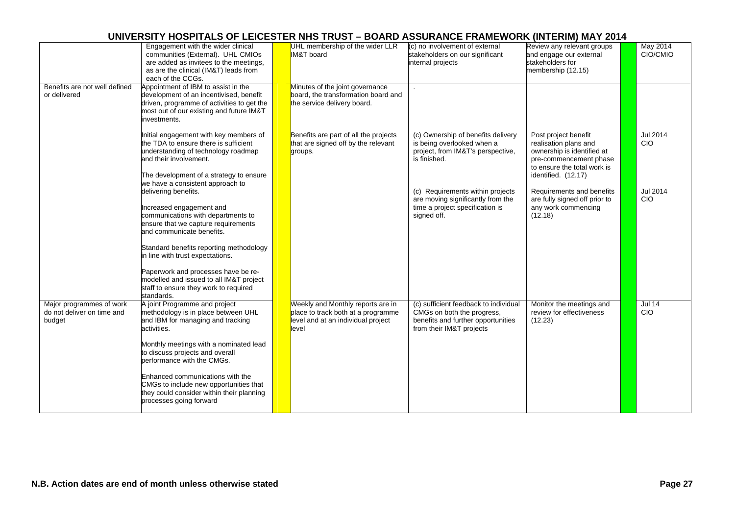# UNIVERSITY HOSPITALS OF LEICESTER NHS TRUST – BOARD ASSURANCE FRAMEWORK (INTERIM) MAY 2014

| | | | | | | | | |
|---|---|---|---|---|---|---|---|---|
| | Engagement with the wider clinical communities (External). UHL CMIOs are added as invitees to the meetings, as are the clinical (IM&T) leads from each of the CCGs. | | UHL membership of the wider LLR IM&T board | (c) no involvement of external stakeholders on our significant internal projects | Review any relevant groups and engage our external stakeholders for membership (12.15) | | May 2014 CIO/CMIO |
| Benefits are not well defined or delivered | Appointment of IBM to assist in the development of an incentivised, benefit driven, programme of activities to get the most out of our existing and future IM&T investments.<br><br>Initial engagement with key members of the TDA to ensure there is sufficient understanding of technology roadmap and their involvement.<br><br>The development of a strategy to ensure we have a consistent approach to delivering benefits.<br><br>Increased engagement and communications with departments to ensure that we capture requirements and communicate benefits.<br><br>Standard benefits reporting methodology in line with trust expectations.<br><br>Paperwork and processes have be re-modelled and issued to all IM&T project staff to ensure they work to required standards. | | Minutes of the joint governance board, the transformation board and the service delivery board.<br><br>Benefits are part of all the projects that are signed off by the relevant groups. | .<br><br>(c) Ownership of benefits delivery is being overlooked when a project, from IM&T's perspective, is finished.<br><br>(c) Requirements within projects are moving significantly from the time a project specification is signed off. | Post project benefit realisation plans and ownership is identified at pre-commencement phase to ensure the total work is identified. (12.17)<br><br>Requirements and benefits are fully signed off prior to any work commencing (12.18) | | Jul 2014 CIO<br><br>Jul 2014 CIO |
| Major programmes of work do not deliver on time and budget | A joint Programme and project methodology is in place between UHL and IBM for managing and tracking activities.<br><br>Monthly meetings with a nominated lead to discuss projects and overall performance with the CMGs.<br><br>Enhanced communications with the CMGs to include new opportunities that they could consider within their planning processes going forward | | Weekly and Monthly reports are in place to track both at a programme level and at an individual project level | (c) sufficient feedback to individual CMGs on both the progress, benefits and further opportunities from their IM&T projects | Monitor the meetings and review for effectiveness (12.23) | | Jul 14 CIO |

N.B. Action dates are end of month unless otherwise stated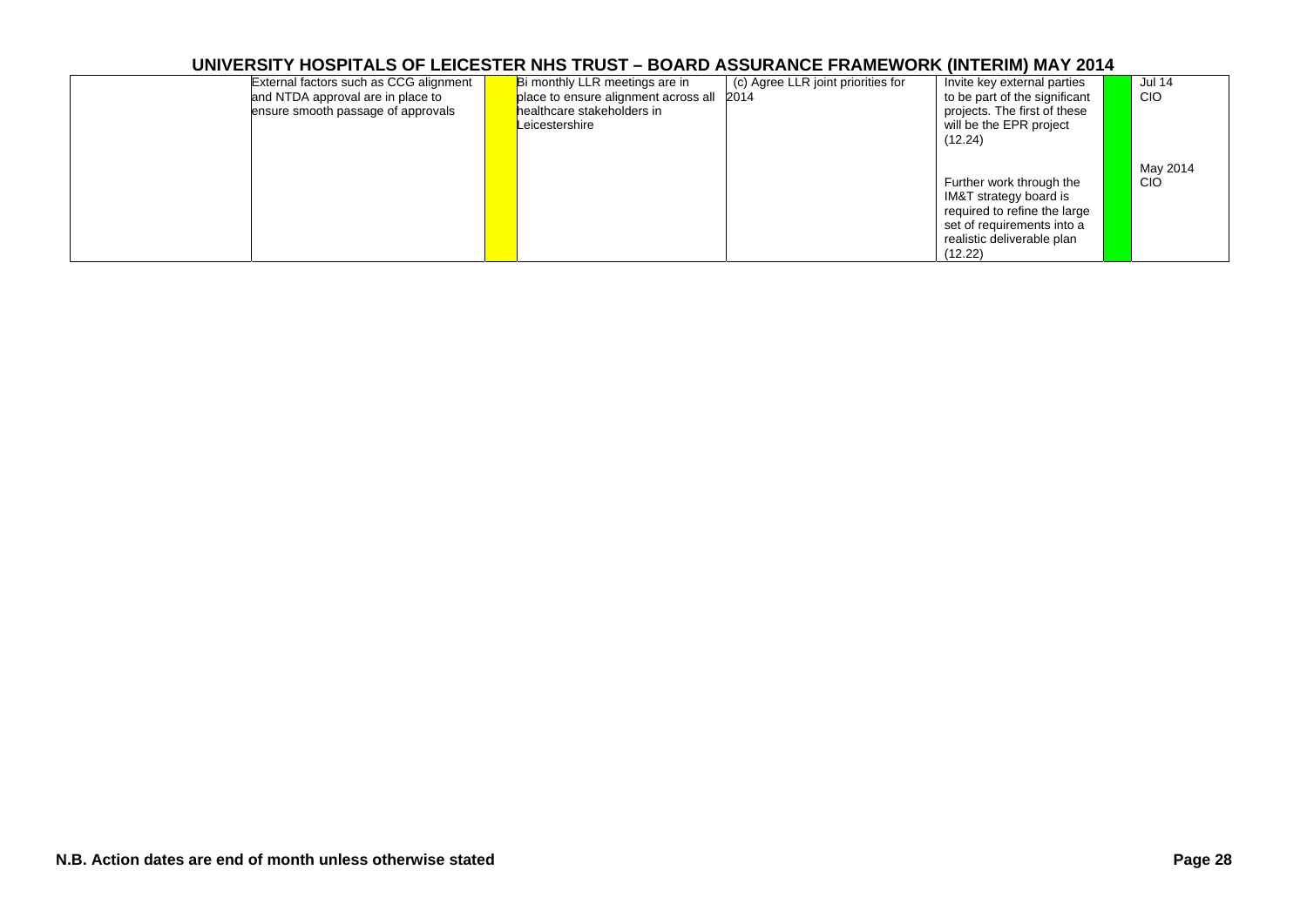# UNIVERSITY HOSPITALS OF LEICESTER NHS TRUST – BOARD ASSURANCE FRAMEWORK (INTERIM) MAY 2014

| | | | | | | | |
|---|---|---|---|---|---|---|---|
| | External factors such as CCG alignment and NTDA approval are in place to ensure smooth passage of approvals | | Bi monthly LLR meetings are in place to ensure alignment across all healthcare stakeholders in Leicestershire | (c) Agree LLR joint priorities for 2014 | Invite key external parties to be part of the significant projects. The first of these will be the EPR project (12.24) | | Jul 14 CIO |
| | | | | | Further work through the IM&T strategy board is required to refine the large set of requirements into a realistic deliverable plan (12.22) | | May 2014 CIO |

N.B. Action dates are end of month unless otherwise stated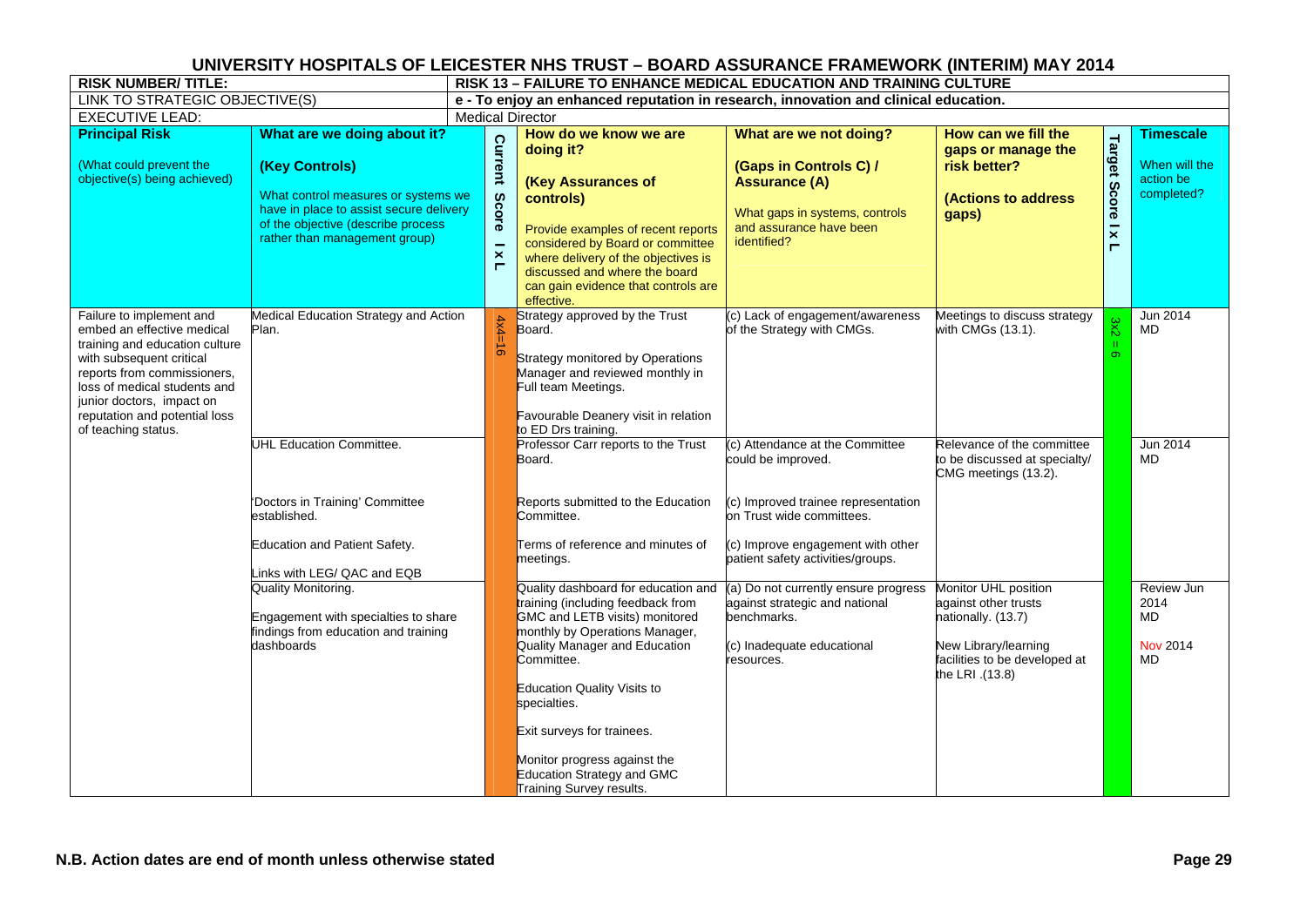# UNIVERSITY HOSPITALS OF LEICESTER NHS TRUST – BOARD ASSURANCE FRAMEWORK (INTERIM) MAY 2014

| RISK NUMBER/ TITLE: | RISK 13 – FAILURE TO ENHANCE MEDICAL EDUCATION AND TRAINING CULTURE | | | | | | |
|---|---|---|---|---|---|---|---|
| LINK TO STRATEGIC OBJECTIVE(S) | e - To enjoy an enhanced reputation in research, innovation and clinical education. | | | | | | |
| EXECUTIVE LEAD: | Medical Director | | | | | | |
| **Principal Risk** (What could prevent the objective(s) being achieved) | **What are we doing about it? (Key Controls)** What control measures or systems we have in place to assist secure delivery of the objective (describe process rather than management group) | **Current Score I x L** | **How do we know we are doing it? (Key Assurances of controls)** Provide examples of recent reports considered by Board or committee where delivery of the objectives is discussed and where the board can gain evidence that controls are effective. | **What are we not doing? (Gaps in Controls C) / Assurance (A)** What gaps in systems, controls and assurance have been identified? | **How can we fill the gaps or manage the risk better? (Actions to address gaps)** | **Target Score I x L** | **Timescale** When will the action be completed? |
| Failure to implement and embed an effective medical training and education culture with subsequent critical reports from commissioners, loss of medical students and junior doctors, impact on reputation and potential loss of teaching status. | Medical Education Strategy and Action Plan. | 4x4=16 | Strategy approved by the Trust Board.<br><br>Strategy monitored by Operations Manager and reviewed monthly in Full team Meetings.<br><br>Favourable Deanery visit in relation to ED Drs training. | (c) Lack of engagement/awareness of the Strategy with CMGs. | Meetings to discuss strategy with CMGs (13.1). | 3x2 = 6 | Jun 2014 MD |
| | UHL Education Committee.<br><br>'Doctors in Training' Committee established.<br><br>Education and Patient Safety.<br><br>Links with LEG/ QAC and EQB | | Professor Carr reports to the Trust Board.<br><br>Reports submitted to the Education Committee.<br><br>Terms of reference and minutes of meetings. | (c) Attendance at the Committee could be improved.<br><br>(c) Improved trainee representation on Trust wide committees.<br><br>(c) Improve engagement with other patient safety activities/groups. | Relevance of the committee to be discussed at specialty/ CMG meetings (13.2). | | Jun 2014 MD |
| | Quality Monitoring.<br><br>Engagement with specialties to share findings from education and training dashboards | | Quality dashboard for education and training (including feedback from GMC and LETB visits) monitored monthly by Operations Manager, Quality Manager and Education Committee.<br><br>Education Quality Visits to specialties.<br><br>Exit surveys for trainees.<br><br>Monitor progress against the Education Strategy and GMC Training Survey results. | (a) Do not currently ensure progress against strategic and national benchmarks.<br><br>(c) Inadequate educational resources. | Monitor UHL position against other trusts nationally. (13.7)<br><br>New Library/learning facilities to be developed at the LRI .(13.8) | | Review Jun 2014 MD<br><br>Nov 2014 MD |

N.B. Action dates are end of month unless otherwise stated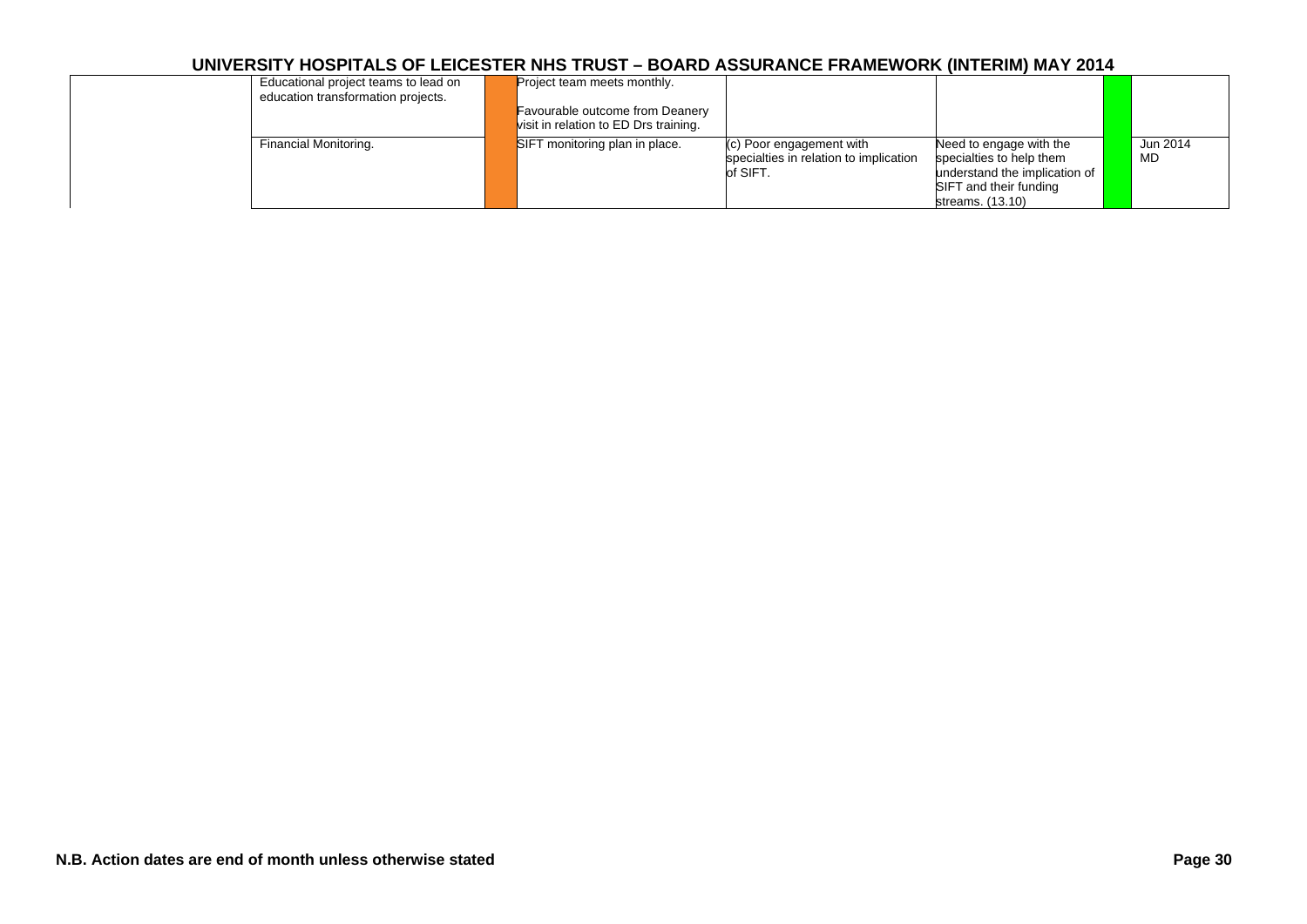| | | | | | | | | |
|---|---|---|---|---|---|---|---|---|
| | Educational project teams to lead on education transformation projects. | | Project team meets monthly.<br><br>Favourable outcome from Deanery visit in relation to ED Drs training. | | | | | |
| | Financial Monitoring. | | SIFT monitoring plan in place. | (c) Poor engagement with specialties in relation to implication of SIFT. | Need to engage with the specialties to help them understand the implication of SIFT and their funding streams. (13.10) | | | Jun 2014 MD |

N.B. Action dates are end of month unless otherwise stated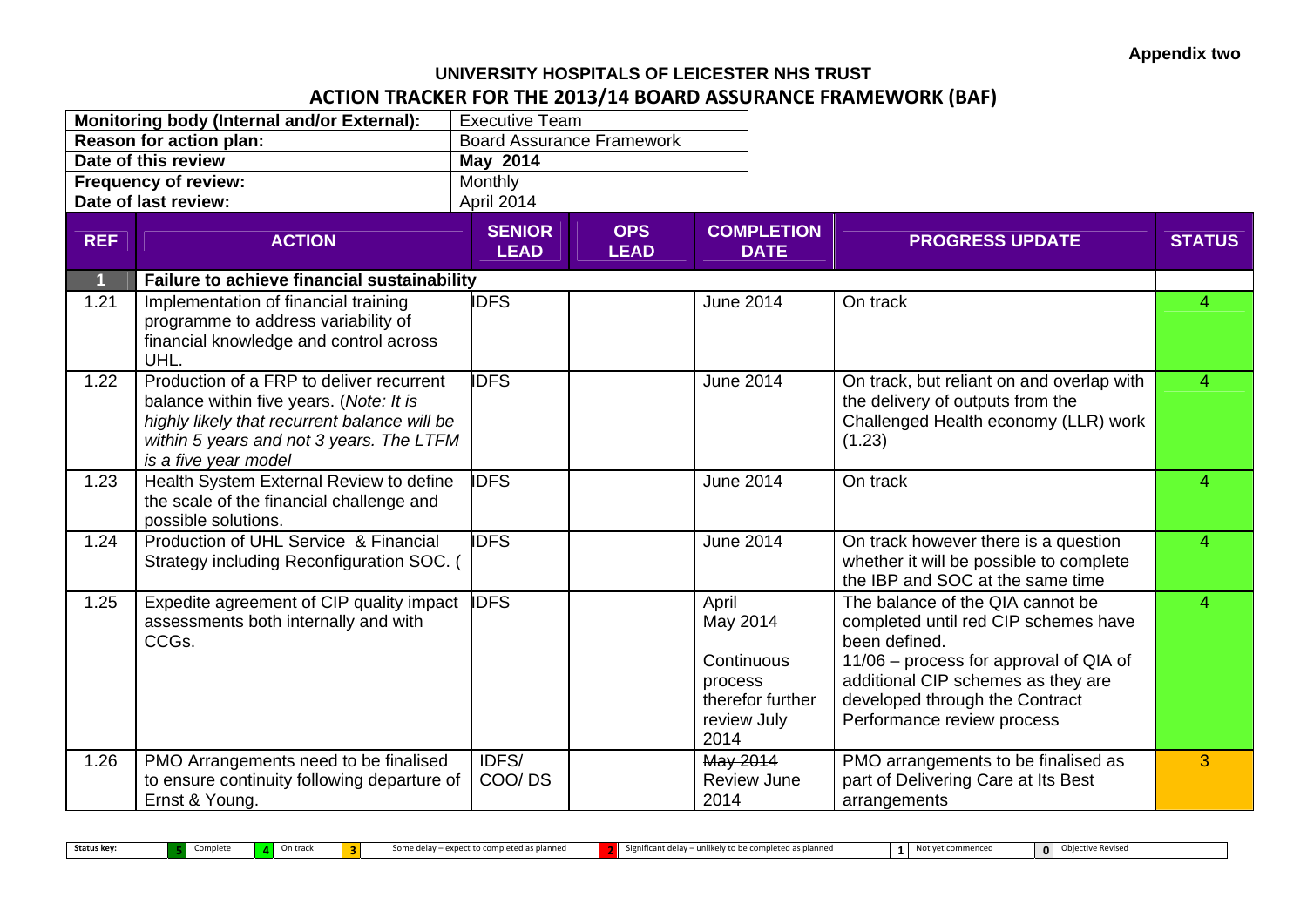**Appendix two**

**UNIVERSITY HOSPITALS OF LEICESTER NHS TRUST**

**ACTION TRACKER FOR THE 2013/14 BOARD ASSURANCE FRAMEWORK (BAF)**

| | |
|---|---|
| **Monitoring body (Internal and/or External):** | Executive Team |
| **Reason for action plan:** | Board Assurance Framework |
| **Date of this review** | **May 2014** |
| **Frequency of review:** | Monthly |
| **Date of last review:** | April 2014 |

| REF | ACTION | SENIOR LEAD | OPS LEAD | COMPLETION DATE | PROGRESS UPDATE | STATUS |
|---|---|---|---|---|---|---|
| **1** | **Failure to achieve financial sustainability** | | | | | |
| 1.21 | Implementation of financial training programme to address variability of financial knowledge and control across UHL. | IDFS | | June 2014 | On track | 4 |
| 1.22 | Production of a FRP to deliver recurrent balance within five years. (*Note: It is highly likely that recurrent balance will be within 5 years and not 3 years. The LTFM is a five year model* | IDFS | | June 2014 | On track, but reliant on and overlap with the delivery of outputs from the Challenged Health economy (LLR) work (1.23) | 4 |
| 1.23 | Health System External Review to define the scale of the financial challenge and possible solutions. | IDFS | | June 2014 | On track | 4 |
| 1.24 | Production of UHL Service & Financial Strategy including Reconfiguration SOC. ( | IDFS | | June 2014 | On track however there is a question whether it will be possible to complete the IBP and SOC at the same time | 4 |
| 1.25 | Expedite agreement of CIP quality impact assessments both internally and with CCGs. | IDFS | | ~~April~~ ~~May 2014~~ Continuous process therefor further review July 2014 | The balance of the QIA cannot be completed until red CIP schemes have been defined. 11/06 – process for approval of QIA of additional CIP schemes as they are developed through the Contract Performance review process | 4 |
| 1.26 | PMO Arrangements need to be finalised to ensure continuity following departure of Ernst & Young. | IDFS/ COO/ DS | | ~~May 2014~~ Review June 2014 | PMO arrangements to be finalised as part of Delivering Care at Its Best arrangements | 3 |

**Status key:** 5 Complete | 4 On track | 3 Some delay – expect to completed as planned | 2 Significant delay – unlikely to be completed as planned | 1 Not yet commenced | 0 Objective Revised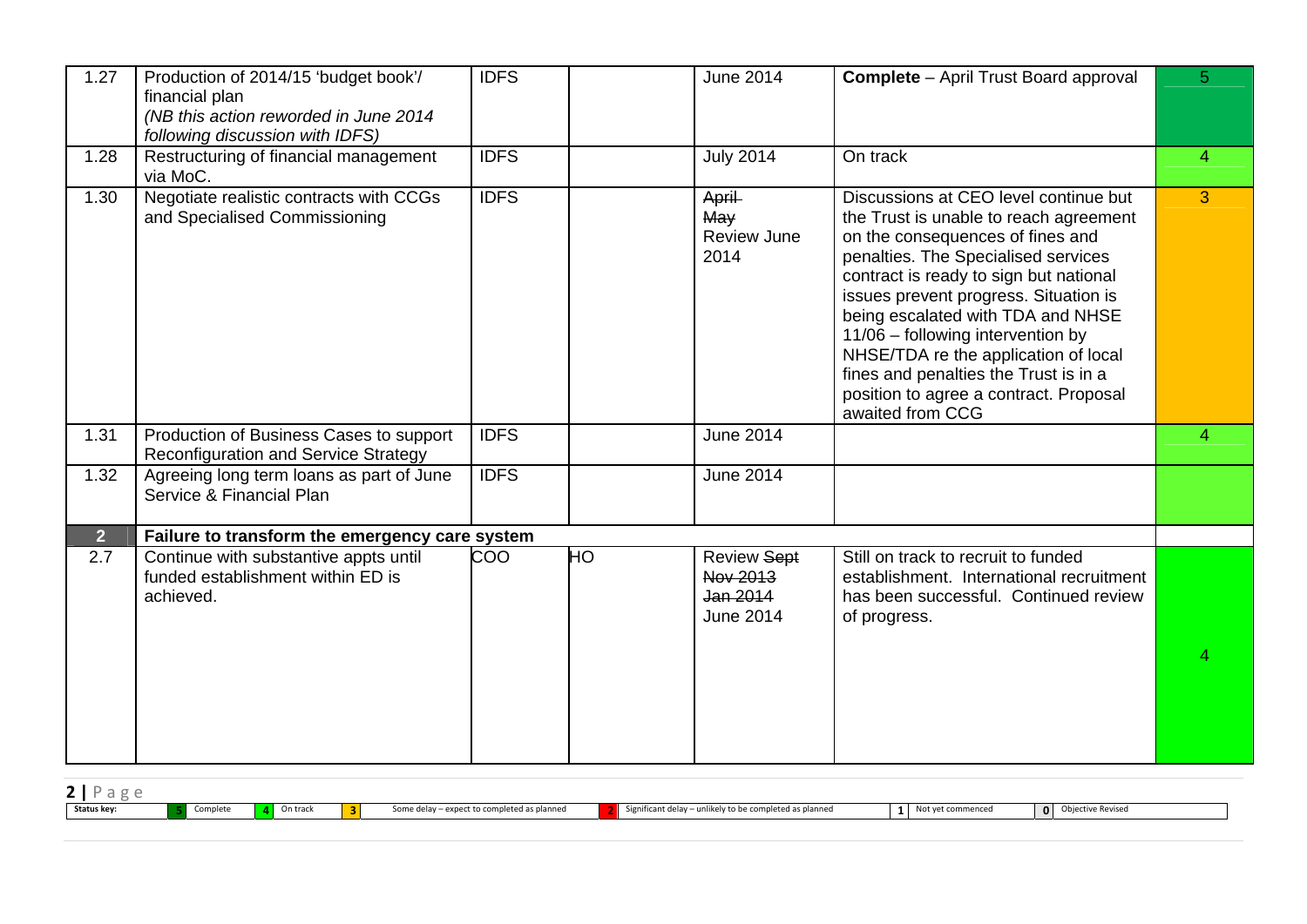| | | | | | | |
|---|---|---|---|---|---|---|
| 1.27 | Production of 2014/15 'budget book'/ financial plan *(NB this action reworded in June 2014 following discussion with IDFS)* | IDFS | | June 2014 | **Complete** – April Trust Board approval | 5 |
| 1.28 | Restructuring of financial management via MoC. | IDFS | | July 2014 | On track | 4 |
| 1.30 | Negotiate realistic contracts with CCGs and Specialised Commissioning | IDFS | | ~~April~~ ~~May~~ Review June 2014 | Discussions at CEO level continue but the Trust is unable to reach agreement on the consequences of fines and penalties. The Specialised services contract is ready to sign but national issues prevent progress. Situation is being escalated with TDA and NHSE 11/06 – following intervention by NHSE/TDA re the application of local fines and penalties the Trust is in a position to agree a contract. Proposal awaited from CCG | 3 |
| 1.31 | Production of Business Cases to support Reconfiguration and Service Strategy | IDFS | | June 2014 | | 4 |
| 1.32 | Agreeing long term loans as part of June Service & Financial Plan | IDFS | | June 2014 | | |
| **2** | **Failure to transform the emergency care system** | | | | | |
| 2.7 | Continue with substantive appts until funded establishment within ED is achieved. | COO | HO | Review ~~Sept Nov 2013~~ ~~Jan 2014~~ June 2014 | Still on track to recruit to funded establishment. International recruitment has been successful. Continued review of progress. | 4 |

**Status key:** 5 Complete | 4 On track | 3 Some delay – expect to completed as planned | 2 Significant delay – unlikely to be completed as planned | 1 Not yet commenced | 0 Objective Revised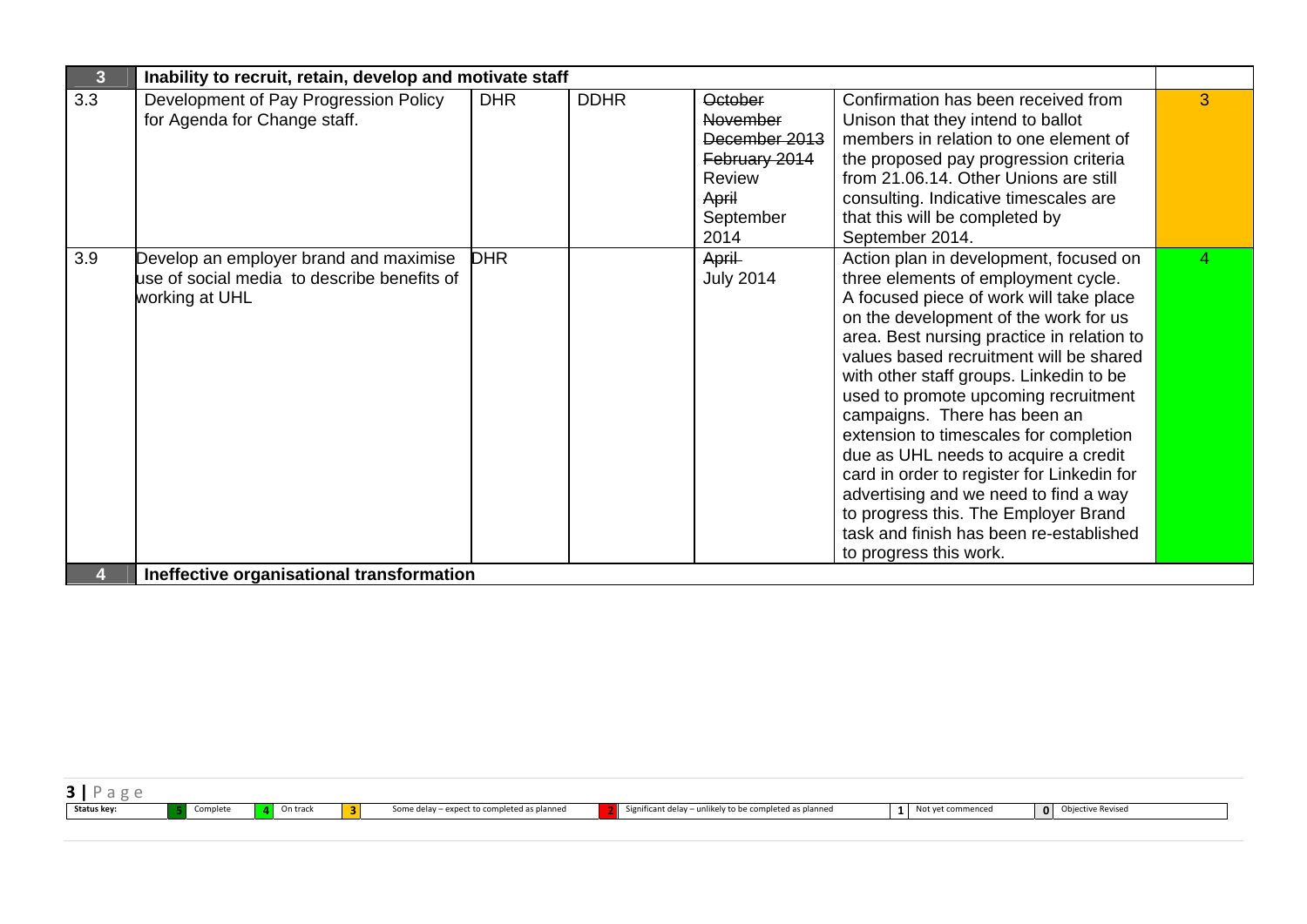| 3 | Inability to recruit, retain, develop and motivate staff | | | | | |
|---|---|---|---|---|---|---|
| 3.3 | Development of Pay Progression Policy for Agenda for Change staff. | DHR | DDHR | ~~October~~ ~~November~~ ~~December 2013~~ ~~February 2014~~ Review ~~April~~ September 2014 | Confirmation has been received from Unison that they intend to ballot members in relation to one element of the proposed pay progression criteria from 21.06.14. Other Unions are still consulting. Indicative timescales are that this will be completed by September 2014. | 3 |
| 3.9 | Develop an employer brand and maximise use of social media to describe benefits of working at UHL | DHR | | ~~April~~ July 2014 | Action plan in development, focused on three elements of employment cycle. A focused piece of work will take place on the development of the work for us area. Best nursing practice in relation to values based recruitment will be shared with other staff groups. Linkedin to be used to promote upcoming recruitment campaigns. There has been an extension to timescales for completion due as UHL needs to acquire a credit card in order to register for Linkedin for advertising and we need to find a way to progress this. The Employer Brand task and finish has been re-established to progress this work. | 4 |
| 4 | Ineffective organisational transformation | | | | | |

| Status key: | 5 | Complete | 4 | On track | 3 | Some delay – expect to completed as planned | 2 | Significant delay – unlikely to be completed as planned | 1 | Not yet commenced | 0 | Objective Revised |
|---|---|---|---|---|---|---|---|---|---|---|---|---|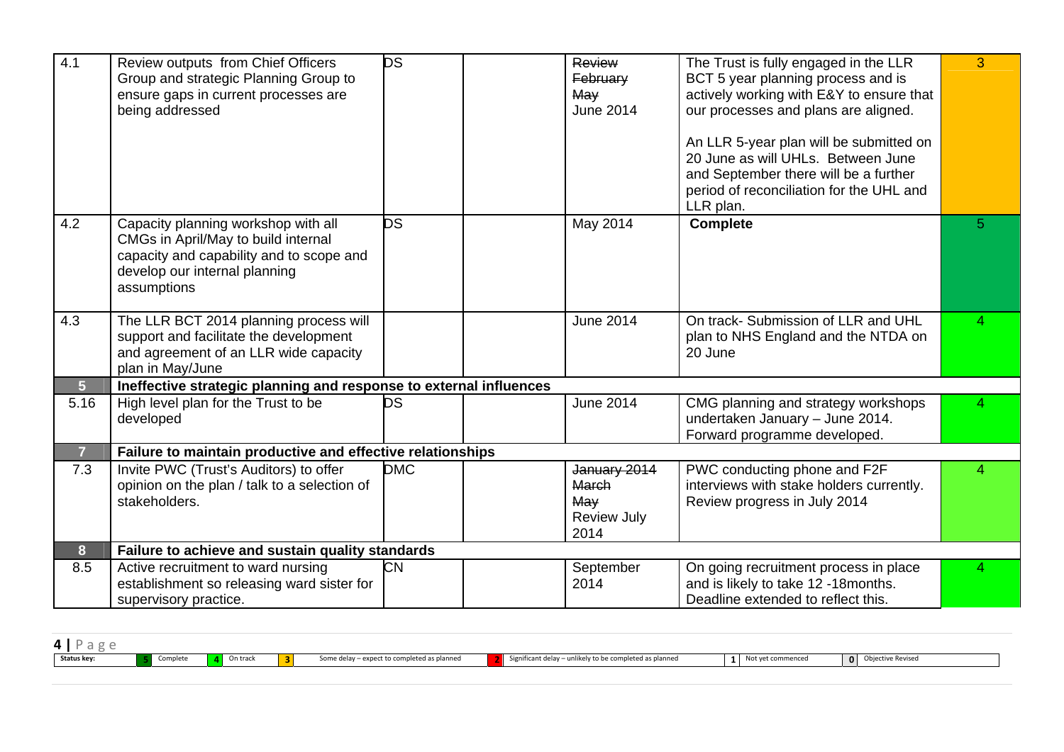| | | | | | | |
|---|---|---|---|---|---|---|
| 4.1 | Review outputs from Chief Officers Group and strategic Planning Group to ensure gaps in current processes are being addressed | DS | | ~~Review February~~ ~~May~~ June 2014 | The Trust is fully engaged in the LLR BCT 5 year planning process and is actively working with E&Y to ensure that our processes and plans are aligned.<br><br>An LLR 5-year plan will be submitted on 20 June as will UHLs. Between June and September there will be a further period of reconciliation for the UHL and LLR plan. | 3 |
| 4.2 | Capacity planning workshop with all CMGs in April/May to build internal capacity and capability and to scope and develop our internal planning assumptions | DS | | May 2014 | **Complete** | 5 |
| 4.3 | The LLR BCT 2014 planning process will support and facilitate the development and agreement of an LLR wide capacity plan in May/June | | | June 2014 | On track- Submission of LLR and UHL plan to NHS England and the NTDA on 20 June | 4 |
| **5** | **Ineffective strategic planning and response to external influences** | | | | | |
| 5.16 | High level plan for the Trust to be developed | DS | | June 2014 | CMG planning and strategy workshops undertaken January – June 2014. Forward programme developed. | 4 |
| **7** | **Failure to maintain productive and effective relationships** | | | | | |
| 7.3 | Invite PWC (Trust's Auditors) to offer opinion on the plan / talk to a selection of stakeholders. | DMC | | ~~January 2014~~ ~~March~~ ~~May~~ Review July 2014 | PWC conducting phone and F2F interviews with stake holders currently. Review progress in July 2014 | 4 |
| **8** | **Failure to achieve and sustain quality standards** | | | | | |
| 8.5 | Active recruitment to ward nursing establishment so releasing ward sister for supervisory practice. | CN | | September 2014 | On going recruitment process in place and is likely to take 12 -18months. Deadline extended to reflect this. | 4 |

| Status key: | 5 | Complete | 4 | On track | 3 | Some delay – expect to completed as planned | 2 | Significant delay – unlikely to be completed as planned | 1 | Not yet commenced | 0 | Objective Revised |
|---|---|---|---|---|---|---|---|---|---|---|---|---|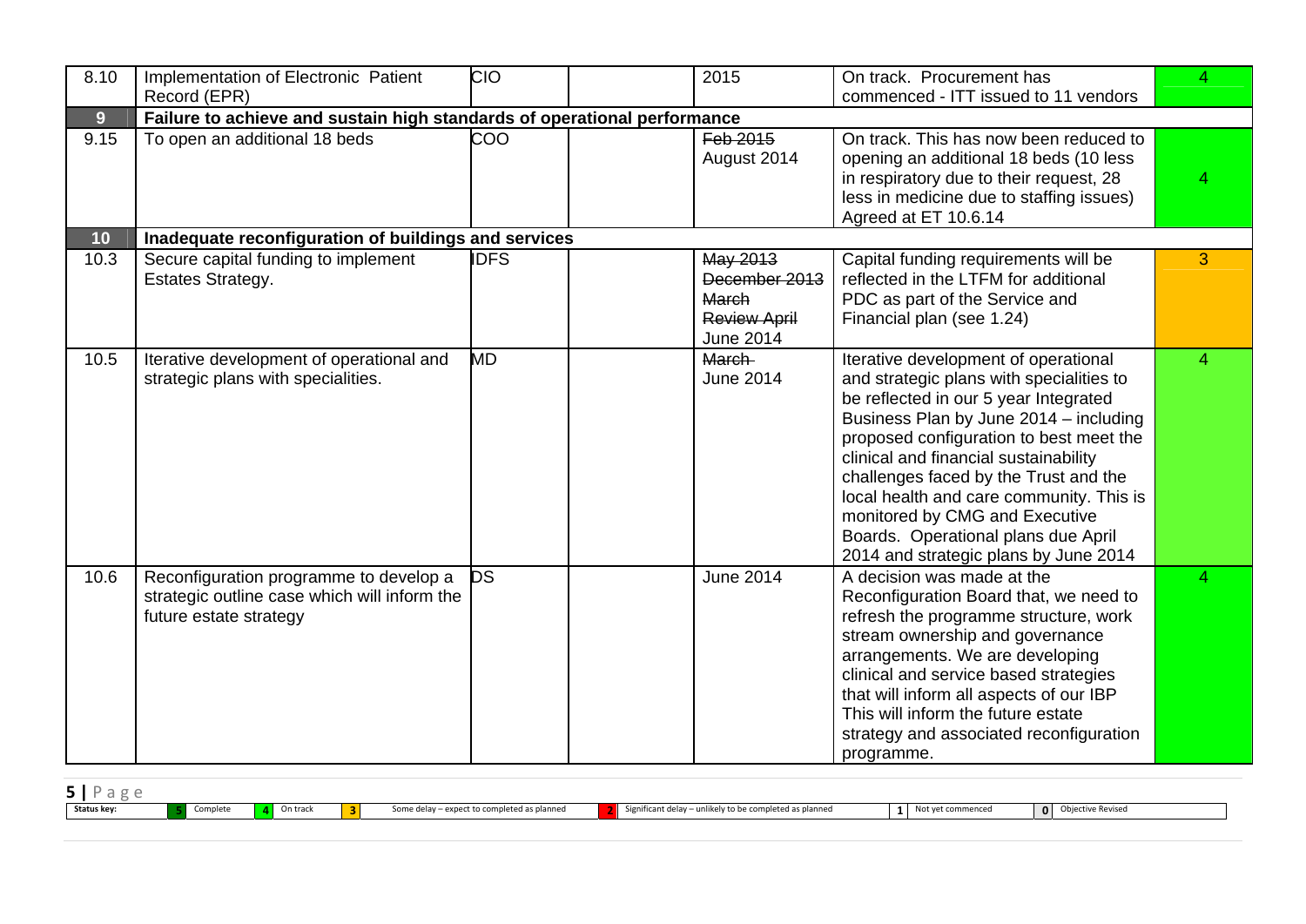| | | | | | | |
|---|---|---|---|---|---|---|
| 8.10 | Implementation of Electronic Patient Record (EPR) | CIO | | 2015 | On track. Procurement has commenced - ITT issued to 11 vendors | 4 |
| **9** | **Failure to achieve and sustain high standards of operational performance** | | | | | |
| 9.15 | To open an additional 18 beds | COO | | ~~Feb 2015~~ August 2014 | On track. This has now been reduced to opening an additional 18 beds (10 less in respiratory due to their request, 28 less in medicine due to staffing issues) Agreed at ET 10.6.14 | 4 |
| **10** | **Inadequate reconfiguration of buildings and services** | | | | | |
| 10.3 | Secure capital funding to implement Estates Strategy. | IDFS | | ~~May 2013~~ ~~December 2013~~ ~~March~~ ~~Review April~~ June 2014 | Capital funding requirements will be reflected in the LTFM for additional PDC as part of the Service and Financial plan (see 1.24) | 3 |
| 10.5 | Iterative development of operational and strategic plans with specialities. | MD | | ~~March~~ June 2014 | Iterative development of operational and strategic plans with specialities to be reflected in our 5 year Integrated Business Plan by June 2014 – including proposed configuration to best meet the clinical and financial sustainability challenges faced by the Trust and the local health and care community. This is monitored by CMG and Executive Boards. Operational plans due April 2014 and strategic plans by June 2014 | 4 |
| 10.6 | Reconfiguration programme to develop a strategic outline case which will inform the future estate strategy | DS | | June 2014 | A decision was made at the Reconfiguration Board that, we need to refresh the programme structure, work stream ownership and governance arrangements. We are developing clinical and service based strategies that will inform all aspects of our IBP This will inform the future estate strategy and associated reconfiguration programme. | 4 |

| Status key: | 5 | Complete | 4 | On track | 3 | Some delay – expect to completed as planned | 2 | Significant delay – unlikely to be completed as planned | 1 | Not yet commenced | 0 | Objective Revised |
|---|---|---|---|---|---|---|---|---|---|---|---|---|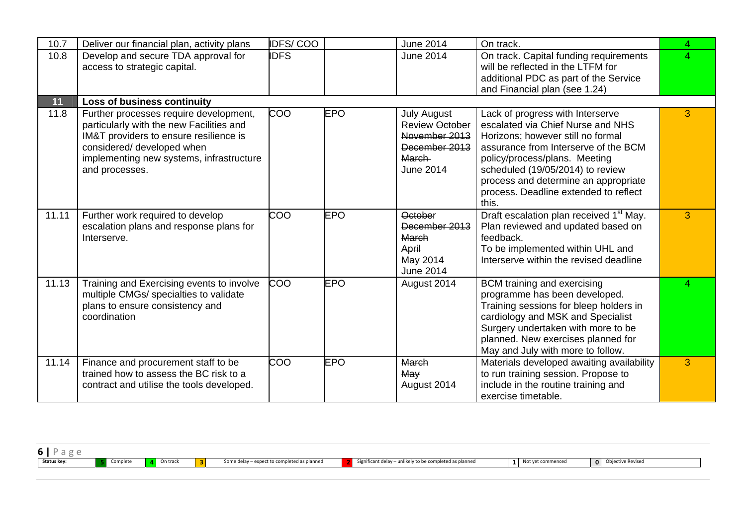| | | | | | | |
|---|---|---|---|---|---|---|
| 10.7 | Deliver our financial plan, activity plans | IDFS/ COO | | June 2014 | On track. | 4 |
| 10.8 | Develop and secure TDA approval for access to strategic capital. | IDFS | | June 2014 | On track. Capital funding requirements will be reflected in the LTFM for additional PDC as part of the Service and Financial plan (see 1.24) | 4 |
| **11** | **Loss of business continuity** | | | | | |
| 11.8 | Further processes require development, particularly with the new Facilities and IM&T providers to ensure resilience is considered/ developed when implementing new systems, infrastructure and processes. | COO | EPO | ~~July August~~ Review ~~October~~ ~~November 2013~~ ~~December 2013~~ ~~March~~ June 2014 | Lack of progress with Interserve escalated via Chief Nurse and NHS Horizons; however still no formal assurance from Interserve of the BCM policy/process/plans. Meeting scheduled (19/05/2014) to review process and determine an appropriate process. Deadline extended to reflect this. | 3 |
| 11.11 | Further work required to develop escalation plans and response plans for Interserve. | COO | EPO | ~~October~~ ~~December 2013~~ ~~March~~ ~~April~~ ~~May 2014~~ June 2014 | Draft escalation plan received 1st May. Plan reviewed and updated based on feedback. To be implemented within UHL and Interserve within the revised deadline | 3 |
| 11.13 | Training and Exercising events to involve multiple CMGs/ specialties to validate plans to ensure consistency and coordination | COO | EPO | August 2014 | BCM training and exercising programme has been developed. Training sessions for bleep holders in cardiology and MSK and Specialist Surgery undertaken with more to be planned. New exercises planned for May and July with more to follow. | 4 |
| 11.14 | Finance and procurement staff to be trained how to assess the BC risk to a contract and utilise the tools developed. | COO | EPO | ~~March~~ ~~May~~ August 2014 | Materials developed awaiting availability to run training session. Propose to include in the routine training and exercise timetable. | 3 |

| Status key: | 5 | Complete | 4 | On track | 3 | Some delay – expect to completed as planned | 2 | Significant delay – unlikely to be completed as planned | 1 | Not yet commenced | 0 | Objective Revised |
|---|---|---|---|---|---|---|---|---|---|---|---|---|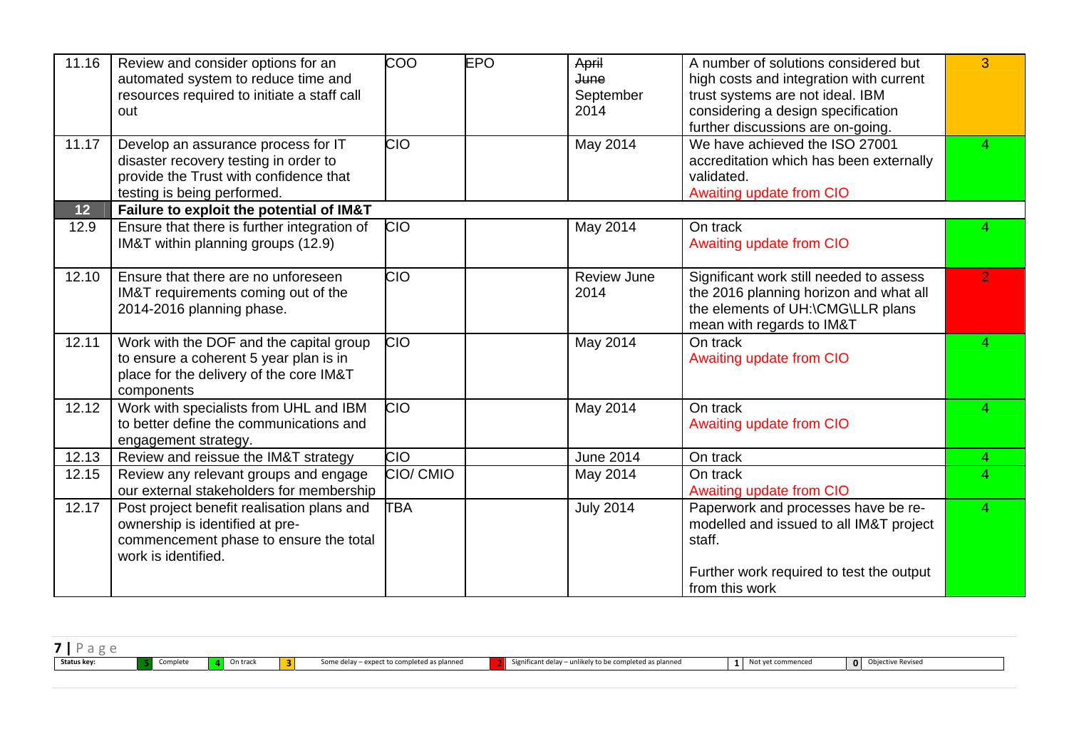| | | | | | | |
|---|---|---|---|---|---|---|
| 11.16 | Review and consider options for an automated system to reduce time and resources required to initiate a staff call out | COO | EPO | ~~April~~ ~~June~~ September 2014 | A number of solutions considered but high costs and integration with current trust systems are not ideal. IBM considering a design specification further discussions are on-going. | 3 |
| 11.17 | Develop an assurance process for IT disaster recovery testing in order to provide the Trust with confidence that testing is being performed. | CIO | | May 2014 | We have achieved the ISO 27001 accreditation which has been externally validated. Awaiting update from CIO | 4 |
| **12** | **Failure to exploit the potential of IM&T** | | | | | |
| 12.9 | Ensure that there is further integration of IM&T within planning groups (12.9) | CIO | | May 2014 | On track Awaiting update from CIO | 4 |
| 12.10 | Ensure that there are no unforeseen IM&T requirements coming out of the 2014-2016 planning phase. | CIO | | Review June 2014 | Significant work still needed to assess the 2016 planning horizon and what all the elements of UH:\CMG\LLR plans mean with regards to IM&T | 2 |
| 12.11 | Work with the DOF and the capital group to ensure a coherent 5 year plan is in place for the delivery of the core IM&T components | CIO | | May 2014 | On track Awaiting update from CIO | 4 |
| 12.12 | Work with specialists from UHL and IBM to better define the communications and engagement strategy. | CIO | | May 2014 | On track Awaiting update from CIO | 4 |
| 12.13 | Review and reissue the IM&T strategy | CIO | | June 2014 | On track | 4 |
| 12.15 | Review any relevant groups and engage our external stakeholders for membership | CIO/ CMIO | | May 2014 | On track Awaiting update from CIO | 4 |
| 12.17 | Post project benefit realisation plans and ownership is identified at pre-commencement phase to ensure the total work is identified. | TBA | | July 2014 | Paperwork and processes have be re-modelled and issued to all IM&T project staff. Further work required to test the output from this work | 4 |

**Status key:** 5 Complete | 4 On track | 3 Some delay – expect to completed as planned | 2 Significant delay – unlikely to be completed as planned | 1 Not yet commenced | 0 Objective Revised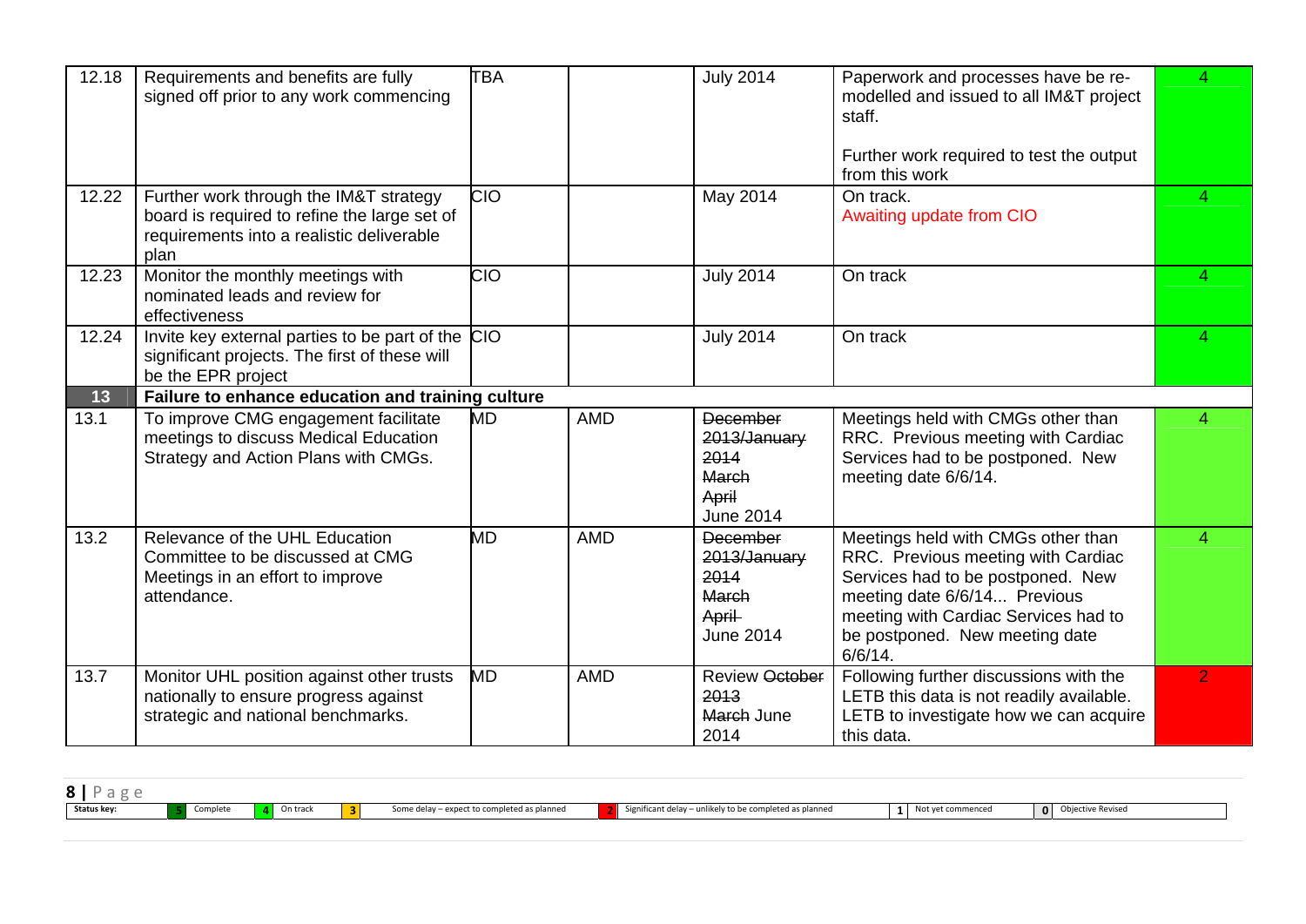| | | | | | | |
|---|---|---|---|---|---|---|
| 12.18 | Requirements and benefits are fully signed off prior to any work commencing | TBA | | July 2014 | Paperwork and processes have be re-modelled and issued to all IM&T project staff.<br><br>Further work required to test the output from this work | 4 |
| 12.22 | Further work through the IM&T strategy board is required to refine the large set of requirements into a realistic deliverable plan | CIO | | May 2014 | On track.<br>Awaiting update from CIO | 4 |
| 12.23 | Monitor the monthly meetings with nominated leads and review for effectiveness | CIO | | July 2014 | On track | 4 |
| 12.24 | Invite key external parties to be part of the significant projects. The first of these will be the EPR project | CIO | | July 2014 | On track | 4 |
| **13** | **Failure to enhance education and training culture** | | | | | |
| 13.1 | To improve CMG engagement facilitate meetings to discuss Medical Education Strategy and Action Plans with CMGs. | MD | AMD | ~~December 2013/January 2014~~<br>~~March~~<br>~~April~~<br>June 2014 | Meetings held with CMGs other than RRC. Previous meeting with Cardiac Services had to be postponed. New meeting date 6/6/14. | 4 |
| 13.2 | Relevance of the UHL Education Committee to be discussed at CMG Meetings in an effort to improve attendance. | MD | AMD | ~~December 2013/January 2014~~<br>~~March~~<br>~~April~~<br>June 2014 | Meetings held with CMGs other than RRC. Previous meeting with Cardiac Services had to be postponed. New meeting date 6/6/14... Previous meeting with Cardiac Services had to be postponed. New meeting date 6/6/14. | 4 |
| 13.7 | Monitor UHL position against other trusts nationally to ensure progress against strategic and national benchmarks. | MD | AMD | Review ~~October 2013~~<br>~~March~~ June 2014 | Following further discussions with the LETB this data is not readily available. LETB to investigate how we can acquire this data. | 2 |

| Status key: | 5 | Complete | 4 | On track | 3 | Some delay – expect to completed as planned | 2 | Significant delay – unlikely to be completed as planned | 1 | Not yet commenced | 0 | Objective Revised |
|---|---|---|---|---|---|---|---|---|---|---|---|---|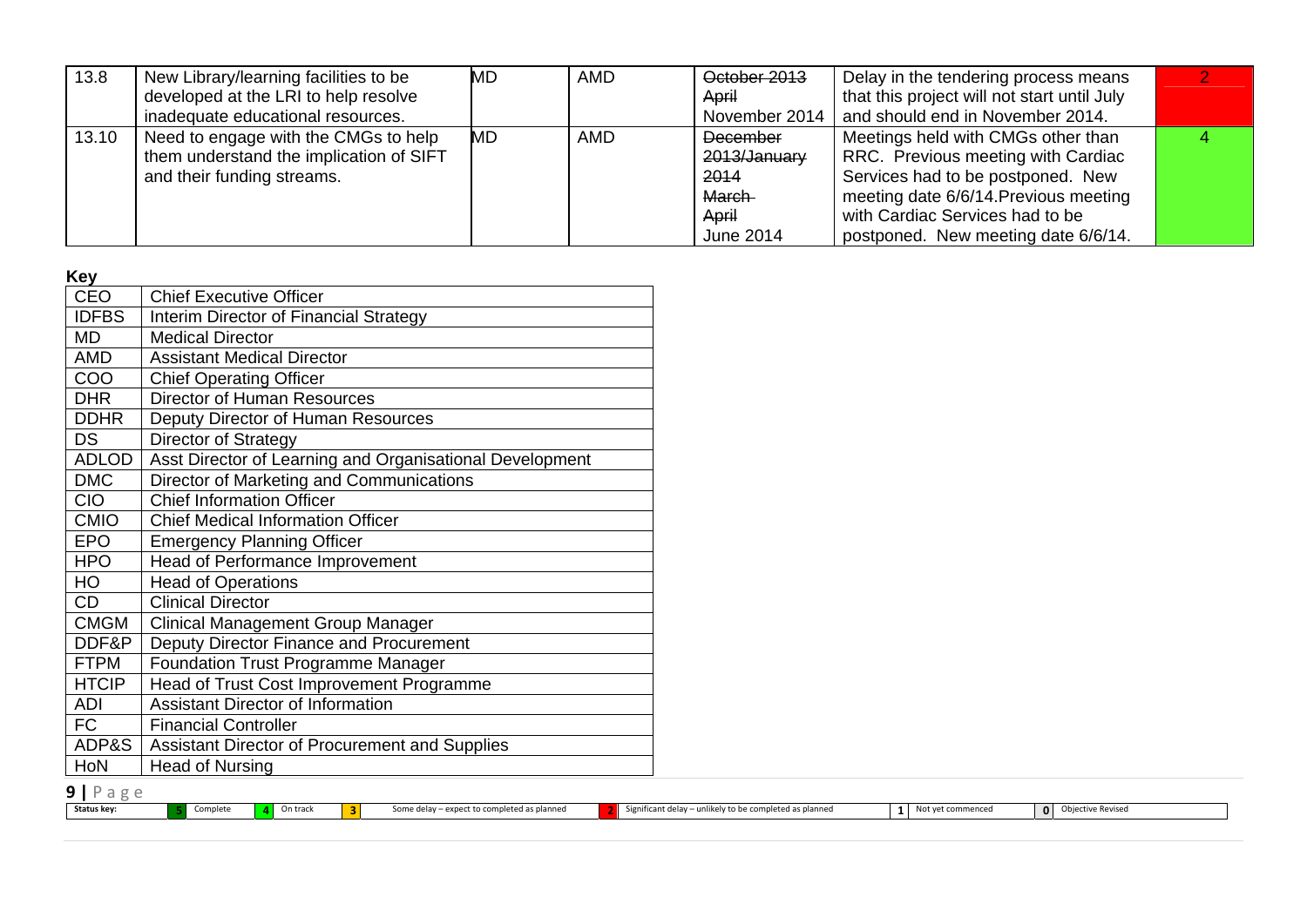| 13.8 | New Library/learning facilities to be developed at the LRI to help resolve inadequate educational resources. | MD | AMD | ~~October 2013~~ ~~April~~ November 2014 | Delay in the tendering process means that this project will not start until July and should end in November 2014. | 2 |
|---|---|---|---|---|---|---|
| 13.10 | Need to engage with the CMGs to help them understand the implication of SIFT and their funding streams. | MD | AMD | ~~December 2013/January 2014~~ ~~March~~ ~~April~~ June 2014 | Meetings held with CMGs other than RRC. Previous meeting with Cardiac Services had to be postponed. New meeting date 6/6/14.Previous meeting with Cardiac Services had to be postponed. New meeting date 6/6/14. | 4 |

**Key**

| | |
|---|---|
| CEO | Chief Executive Officer |
| IDFBS | Interim Director of Financial Strategy |
| MD | Medical Director |
| AMD | Assistant Medical Director |
| COO | Chief Operating Officer |
| DHR | Director of Human Resources |
| DDHR | Deputy Director of Human Resources |
| DS | Director of Strategy |
| ADLOD | Asst Director of Learning and Organisational Development |
| DMC | Director of Marketing and Communications |
| CIO | Chief Information Officer |
| CMIO | Chief Medical Information Officer |
| EPO | Emergency Planning Officer |
| HPO | Head of Performance Improvement |
| HO | Head of Operations |
| CD | Clinical Director |
| CMGM | Clinical Management Group Manager |
| DDF&P | Deputy Director Finance and Procurement |
| FTPM | Foundation Trust Programme Manager |
| HTCIP | Head of Trust Cost Improvement Programme |
| ADI | Assistant Director of Information |
| FC | Financial Controller |
| ADP&S | Assistant Director of Procurement and Supplies |
| HoN | Head of Nursing |

| Status key: | 5 | Complete | 4 | On track | 3 | Some delay – expect to completed as planned | 2 | Significant delay – unlikely to be completed as planned | 1 | Not yet commenced | 0 | Objective Revised |
|---|---|---|---|---|---|---|---|---|---|---|---|---|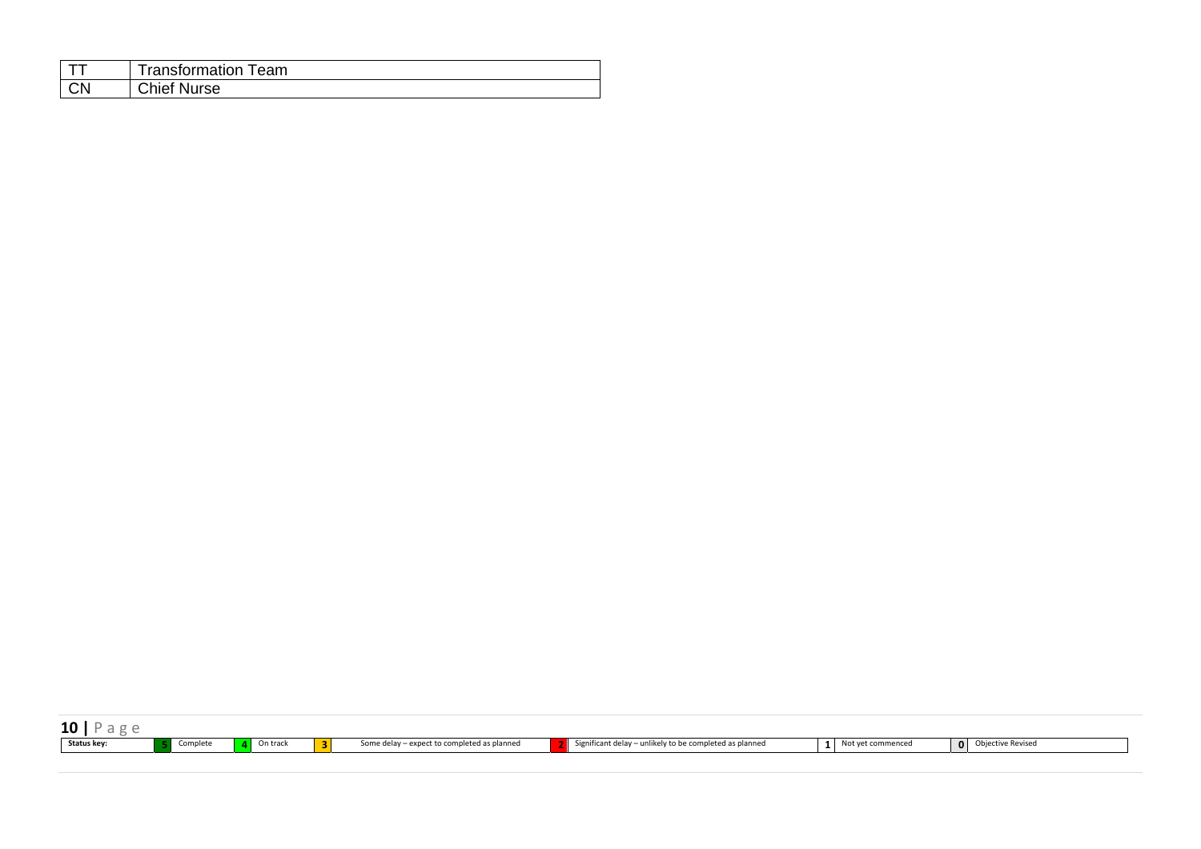| TT | Transformation Team |
|---|---|
| CN | Chief Nurse |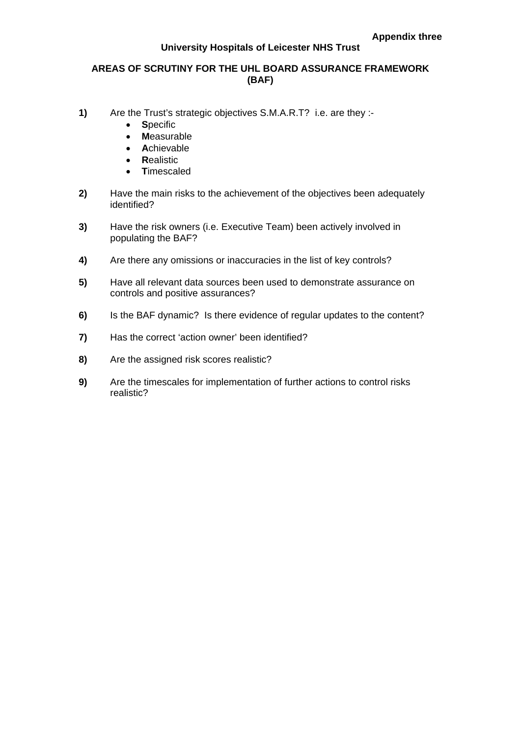**Appendix three**

**University Hospitals of Leicester NHS Trust**

## AREAS OF SCRUTINY FOR THE UHL BOARD ASSURANCE FRAMEWORK (BAF)

**1)** Are the Trust's strategic objectives S.M.A.R.T? i.e. are they :-

- **S**pecific
- **M**easurable
- **A**chievable
- **R**ealistic
- **T**imescaled

**2)** Have the main risks to the achievement of the objectives been adequately identified?

**3)** Have the risk owners (i.e. Executive Team) been actively involved in populating the BAF?

**4)** Are there any omissions or inaccuracies in the list of key controls?

**5)** Have all relevant data sources been used to demonstrate assurance on controls and positive assurances?

**6)** Is the BAF dynamic? Is there evidence of regular updates to the content?

**7)** Has the correct 'action owner' been identified?

**8)** Are the assigned risk scores realistic?

**9)** Are the timescales for implementation of further actions to control risks realistic?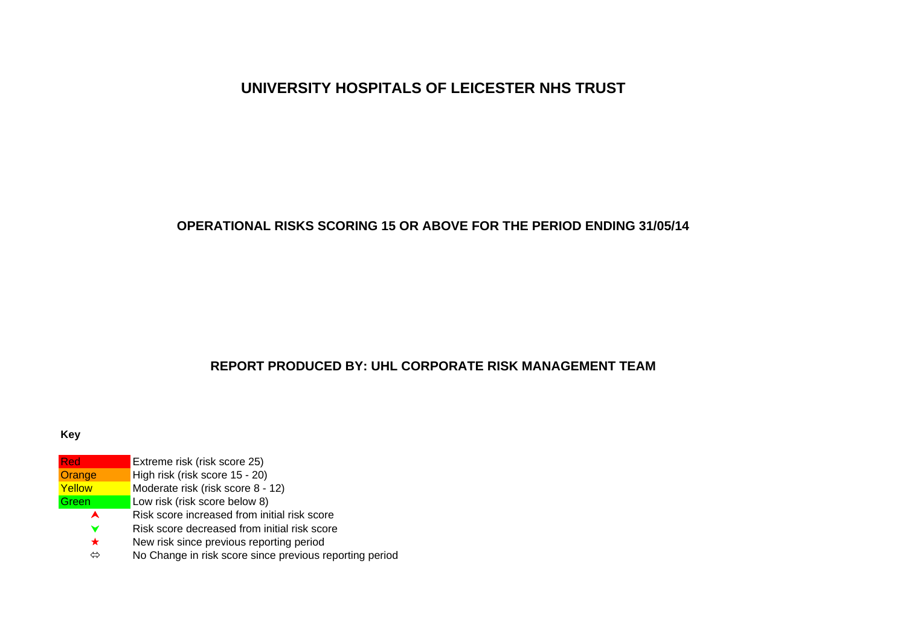# UNIVERSITY HOSPITALS OF LEICESTER NHS TRUST

## OPERATIONAL RISKS SCORING 15 OR ABOVE FOR THE PERIOD ENDING 31/05/14

## REPORT PRODUCED BY: UHL CORPORATE RISK MANAGEMENT TEAM

**Key**

| | |
|---|---|
| Red | Extreme risk (risk score 25) |
| Orange | High risk (risk score 15 - 20) |
| Yellow | Moderate risk (risk score 8 - 12) |
| Green | Low risk (risk score below 8) |
| ▲ | Risk score increased from initial risk score |
| ▼ | Risk score decreased from initial risk score |
| ★ | New risk since previous reporting period |
| ⇔ | No Change in risk score since previous reporting period |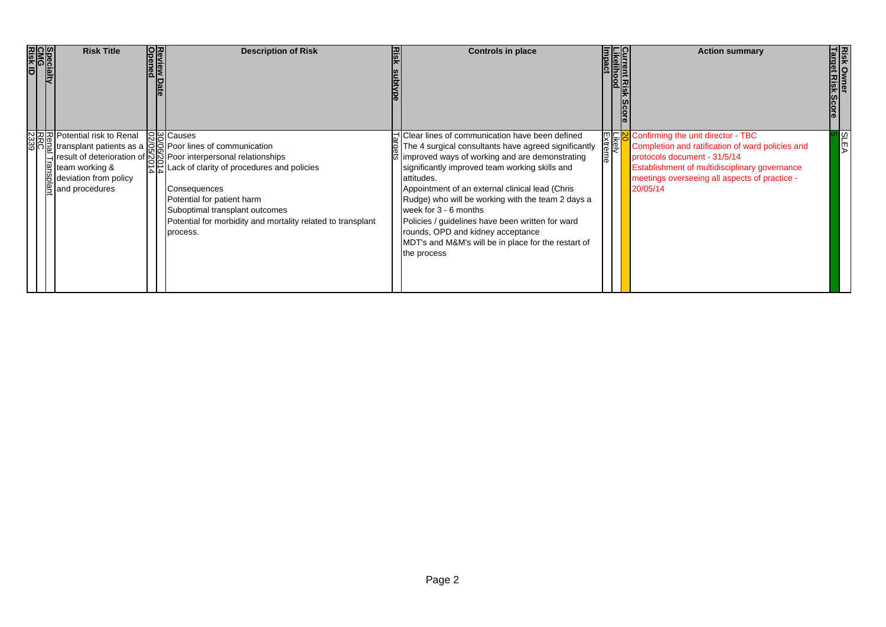| Risk ID | CMG | Specialty | Risk Title | Opened | Review Date | Description of Risk | Risk subtype | Controls in place | Impact | Likelihood | Current Risk Score | Action summary | Target Risk Score | Risk Owner |
|---|---|---|---|---|---|---|---|---|---|---|---|---|---|---|
| 2339 | RRC | Renal Transplant | Potential risk to Renal transplant patients as a result of deterioration of team working & deviation from policy and procedures | 02/05/2014 | 30/06/2014 | Causes<br>Poor lines of communication<br>Poor interpersonal relationships<br>Lack of clarity of procedures and policies<br><br>Consequences<br>Potential for patient harm<br>Suboptimal transplant outcomes<br>Potential for morbidity and mortality related to transplant process. | Targets | Clear lines of communication have been defined<br>The 4 surgical consultants have agreed significantly improved ways of working and are demonstrating significantly improved team working skills and attitudes.<br>Appointment of an external clinical lead (Chris Rudge) who will be working with the team 2 days a week for 3 - 6 months<br>Policies / guidelines have been written for ward rounds, OPD and kidney acceptance<br>MDT's and M&M's will be in place for the restart of the process | Extreme | Likely | 20 | Confirming the unit director - TBC<br>Completion and ratification of ward policies and protocols document - 31/5/14<br>Establishment of multidisciplinary governance meetings overseeing all aspects of practice - 20/05/14 | 5 | SLEA |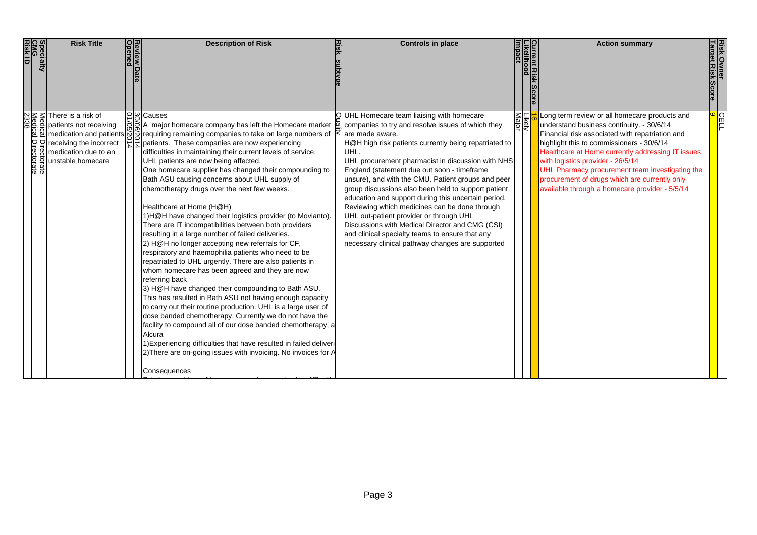| Risk ID | CMG | Specialty | Risk Title | Opened | Review Date | Description of Risk | Risk subtype | Controls in place | Impact | Likelihood | Current Risk Score | Action summary | Target Risk Score | Risk Owner |
|---|---|---|---|---|---|---|---|---|---|---|---|---|---|---|
| 2338 | Medical Directorate | Medical Directorate | There is a risk of patients not receiving medication and patients receiving the incorrect medication due to an unstable homecare | 01/05/2014 | 30/06/2014 | Causes<br>A major homecare company has left the Homecare market requiring remaining companies to take on large numbers of patients. These companies are now experiencing difficulties in maintaining their current levels of service. UHL patients are now being affected.<br>One homecare supplier has changed their compounding to Bath ASU causing concerns about UHL supply of chemotherapy drugs over the next few weeks.<br><br>Healthcare at Home (H@H)<br>1)H@H have changed their logistics provider (to Movianto). There are IT incompatibilities between both providers resulting in a large number of failed deliveries.<br>2) H@H no longer accepting new referrals for CF, respiratory and haemophilia patients who need to be repatriated to UHL urgently. There are also patients in whom homecare has been agreed and they are now referring back<br>3) H@H have changed their compounding to Bath ASU. This has resulted in Bath ASU not having enough capacity to carry out their routine production. UHL is a large user of dose banded chemotherapy. Currently we do not have the facility to compound all of our dose banded chemotherapy, a<br>Alcura<br>1)Experiencing difficulties that have resulted in failed deliveri<br>2)There are on-going issues with invoicing. No invoices for A<br><br>Consequences | Quality | UHL Homecare team liaising with homecare companies to try and resolve issues of which they are made aware.<br>H@H high risk patients currently being repatriated to UHL.<br>UHL procurement pharmacist in discussion with NHS England (statement due out soon - timeframe unsure), and with the CMU. Patient groups and peer group discussions also been held to support patient education and support during this uncertain period.<br>Reviewing which medicines can be done through UHL out-patient provider or through UHL<br>Discussions with Medical Director and CMG (CSI) and clinical specialty teams to ensure that any necessary clinical pathway changes are supported | Major | Likely | 16 | Long term review or all homecare products and understand business continuity. - 30/6/14<br>Financial risk associated with repatriation and highlight this to commissioners - 30/6/14<br>Healthcare at Home currently addressing IT issues with logistics provider - 26/5/14<br>UHL Pharmacy procurement team investigating the procurement of drugs which are currently only available through a homecare provider - 5/5/14 | 9 | CELL |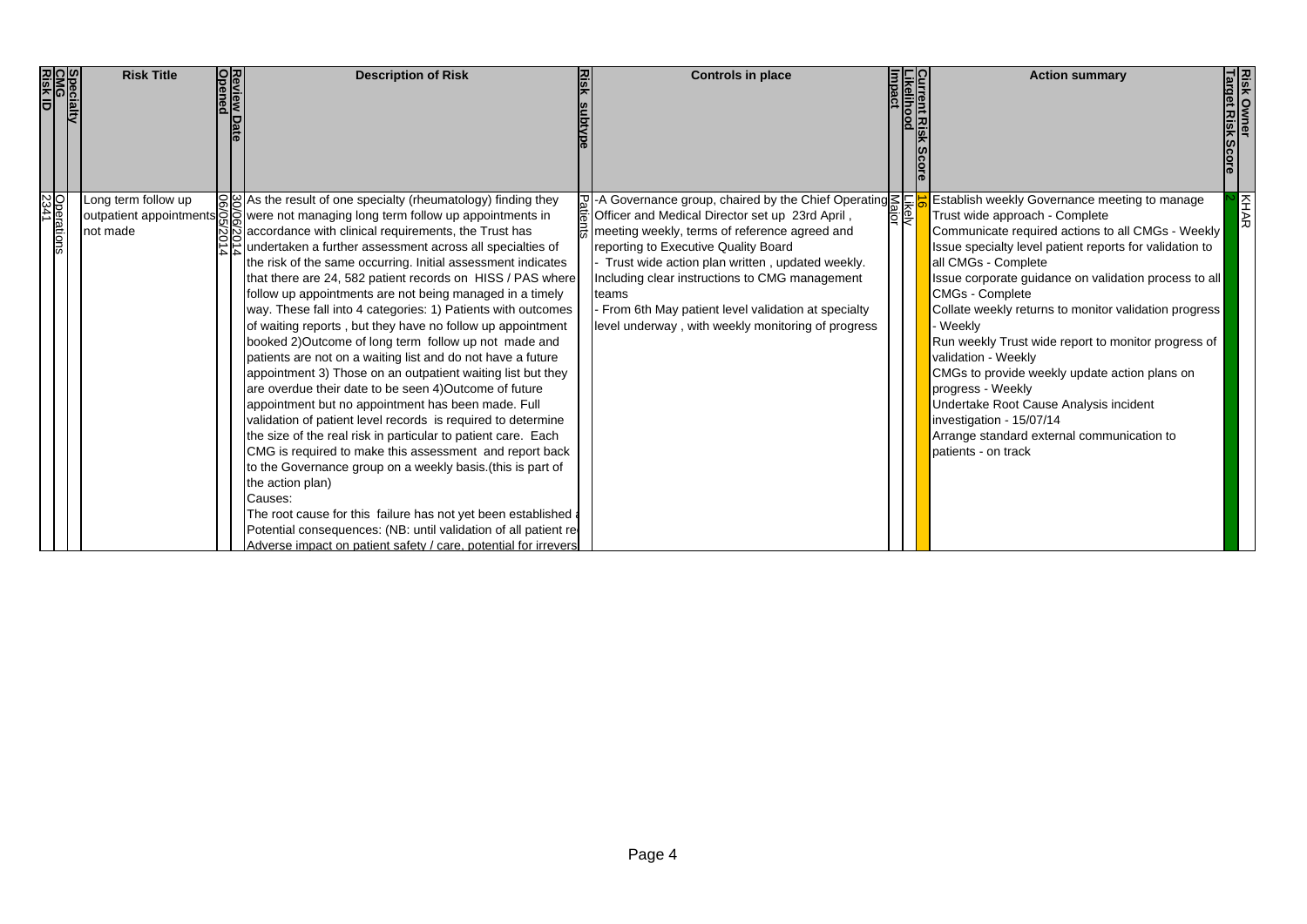| Risk ID | CMG | Specialty | Risk Title | Opened | Review Date | Description of Risk | Risk subtype | Controls in place | Impact | Likelihood | Current Risk Score | Action summary | Target Risk Score | Risk Owner |
|---|---|---|---|---|---|---|---|---|---|---|---|---|---|---|
| 2341 | Operations | | Long term follow up outpatient appointments not made | 06/05/2014 | 30/06/2014 | As the result of one specialty (rheumatology) finding they were not managing long term follow up appointments in accordance with clinical requirements, the Trust has undertaken a further assessment across all specialties of the risk of the same occurring. Initial assessment indicates that there are 24, 582 patient records on HISS / PAS where follow up appointments are not being managed in a timely way. These fall into 4 categories: 1) Patients with outcomes of waiting reports , but they have no follow up appointment booked 2)Outcome of long term follow up not made and patients are not on a waiting list and do not have a future appointment 3) Those on an outpatient waiting list but they are overdue their date to be seen 4)Outcome of future appointment but no appointment has been made. Full validation of patient level records is required to determine the size of the real risk in particular to patient care. Each CMG is required to make this assessment and report back to the Governance group on a weekly basis.(this is part of the action plan)<br>Causes:<br>The root cause for this failure has not yet been established<br>Potential consequences: (NB: until validation of all patient re<br>Adverse impact on patient safety / care, potential for irrevers | Patients | -A Governance group, chaired by the Chief Operating Officer and Medical Director set up 23rd April , meeting weekly, terms of reference agreed and reporting to Executive Quality Board<br>- Trust wide action plan written , updated weekly. Including clear instructions to CMG management teams<br>- From 6th May patient level validation at specialty level underway , with weekly monitoring of progress | Major | Likely | 16 | Establish weekly Governance meeting to manage Trust wide approach - Complete<br>Communicate required actions to all CMGs - Weekly<br>Issue specialty level patient reports for validation to all CMGs - Complete<br>Issue corporate guidance on validation process to all CMGs - Complete<br>Collate weekly returns to monitor validation progress - Weekly<br>Run weekly Trust wide report to monitor progress of validation - Weekly<br>CMGs to provide weekly update action plans on progress - Weekly<br>Undertake Root Cause Analysis incident investigation - 15/07/14<br>Arrange standard external communication to patients - on track | 2 | KHAR |